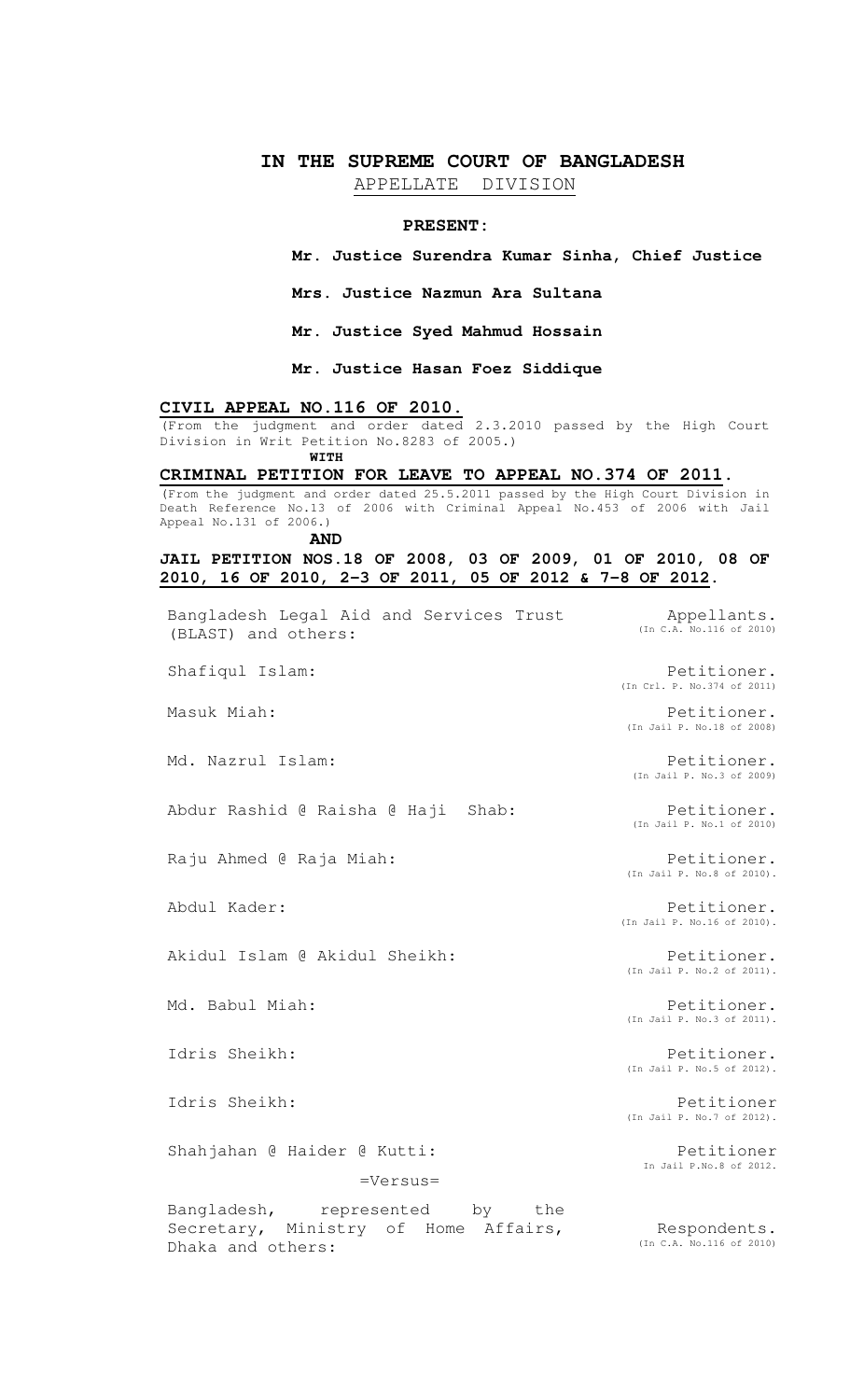# IN THE SUPREME COURT OF BANGLADESH

## APPELLATE DIVISION

**PRESENT:**

**Mr. Justice Surendra Kumar Sinha, Chief Justice**

**Mrs. Justice Nazmun Ara Sultana**

**Mr. Justice Syed Mahmud Hossain**

**Mr. Justice Hasan Foez Siddique**

**CIVIL APPEAL NO.116 OF 2010.**

(From the judgment and order dated 2.3.2010 passed by the High Court Division in Writ Petition No.8283 of 2005.)

**WITH**

**CRIMINAL PETITION FOR LEAVE TO APPEAL NO.374 OF 2011.**

(From the judgment and order dated 25.5.2011 passed by the High Court Division in Death Reference No.13 of 2006 with Criminal Appeal No.453 of 2006 with Jail Appeal No.131 of 2006.)

**AND**

**JAIL PETITION NOS.18 OF 2008, 03 OF 2009, 01 OF 2010, 08 OF 2010, 16 OF 2010, 2-3 OF 2011, 05 OF 2012 & 7-8 OF 2012.**

Bangladesh Legal Aid and Services Trust (BLAST) and others: Appellants. (In C.A. No.116 of 2010)

Shafiqul Islam: Petitioner. (In Crl. P. No.374 of 2011)

Masuk Miah: Petitioner. (In Jail P. No.18 of 2008)

Md. Nazrul Islam: Petitioner. (In Jail P. No.3 of 2009)

Abdur Rashid @ Raisha @ Haji Shab: Petitioner. (In Jail P. No.1 of 2010)

Raju Ahmed @ Raja Miah: Petitioner. (In Jail P. No.8 of 2010).

Abdul Kader: Petitioner. (In Jail P. No.16 of 2010).

Akidul Islam @ Akidul Sheikh: Petitioner. (In Jail P. No.2 of 2011).

Md. Babul Miah: Petitioner. (In Jail P. No.3 of 2011).

Idris Sheikh: Petitioner. (In Jail P. No.5 of 2012).

Idris Sheikh: Petitioner (In Jail P. No.7 of 2012).

Shahjahan @ Haider @ Kutti: Petitioner In Jail P.No.8 of 2012.

=Versus=

Bangladesh, represented by the Secretary, Ministry of Home Affairs, Dhaka and others: Respondents. (In C.A. No.116 of 2010)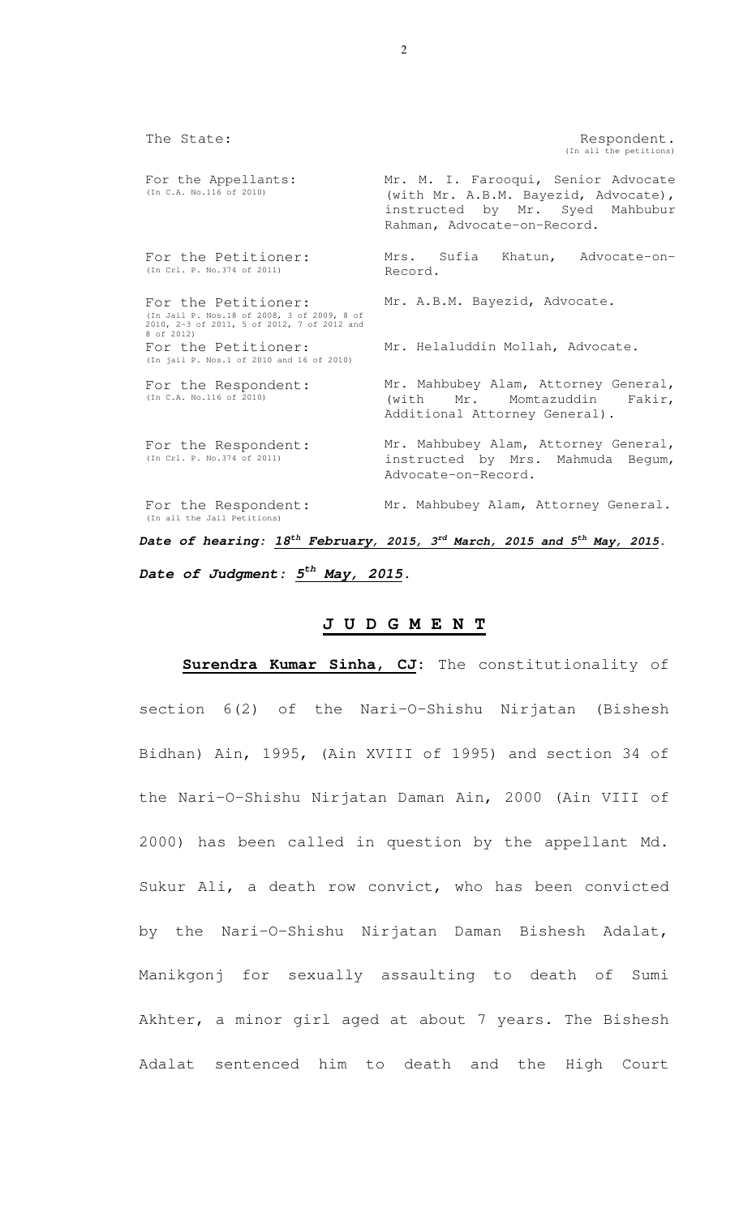| | |
|---|---|
| The State: | Respondent. (In all the petitions) |
| For the Appellants: (In C.A. No.116 of 2010) | Mr. M. I. Farooqui, Senior Advocate (with Mr. A.B.M. Bayezid, Advocate), instructed by Mr. Syed Mahbubur Rahman, Advocate-on-Record. |
| For the Petitioner: (In Crl. P. No.374 of 2011) | Mrs. Sufia Khatun, Advocate-on-Record. |
| For the Petitioner: (In Jail P. Nos.18 of 2008, 3 of 2009, 8 of 2010, 2-3 of 2011, 5 of 2012, 7 of 2012 and 8 of 2012) | Mr. A.B.M. Bayezid, Advocate. |
| For the Petitioner: (In jail P. Nos.1 of 2010 and 16 of 2010) | Mr. Helaluddin Mollah, Advocate. |
| For the Respondent: (In C.A. No.116 of 2010) | Mr. Mahbubey Alam, Attorney General, (with Mr. Momtazuddin Fakir, Additional Attorney General). |
| For the Respondent: (In Crl. P. No.374 of 2011) | Mr. Mahbubey Alam, Attorney General, instructed by Mrs. Mahmuda Begum, Advocate-on-Record. |
| For the Respondent: (In all the Jail Petitions) | Mr. Mahbubey Alam, Attorney General. |

***Date of hearing: 18th February, 2015, 3rd March, 2015 and 5th May, 2015.***

***Date of Judgment: 5th May, 2015.***

## J U D G M E N T

**Surendra Kumar Sinha, CJ**: The constitutionality of section 6(2) of the Nari-O-Shishu Nirjatan (Bishesh Bidhan) Ain, 1995, (Ain XVIII of 1995) and section 34 of the Nari-O-Shishu Nirjatan Daman Ain, 2000 (Ain VIII of 2000) has been called in question by the appellant Md. Sukur Ali, a death row convict, who has been convicted by the Nari-O-Shishu Nirjatan Daman Bishesh Adalat, Manikgonj for sexually assaulting to death of Sumi Akhter, a minor girl aged at about 7 years. The Bishesh Adalat sentenced him to death and the High Court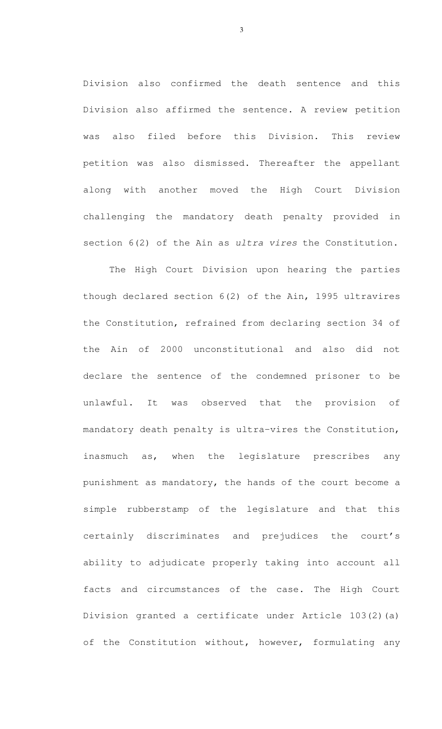Division also confirmed the death sentence and this Division also affirmed the sentence. A review petition was also filed before this Division. This review petition was also dismissed. Thereafter the appellant along with another moved the High Court Division challenging the mandatory death penalty provided in section 6(2) of the Ain as *ultra vires* the Constitution.

The High Court Division upon hearing the parties though declared section 6(2) of the Ain, 1995 ultravires the Constitution, refrained from declaring section 34 of the Ain of 2000 unconstitutional and also did not declare the sentence of the condemned prisoner to be unlawful. It was observed that the provision of mandatory death penalty is ultra-vires the Constitution, inasmuch as, when the legislature prescribes any punishment as mandatory, the hands of the court become a simple rubberstamp of the legislature and that this certainly discriminates and prejudices the court's ability to adjudicate properly taking into account all facts and circumstances of the case. The High Court Division granted a certificate under Article 103(2)(a) of the Constitution without, however, formulating any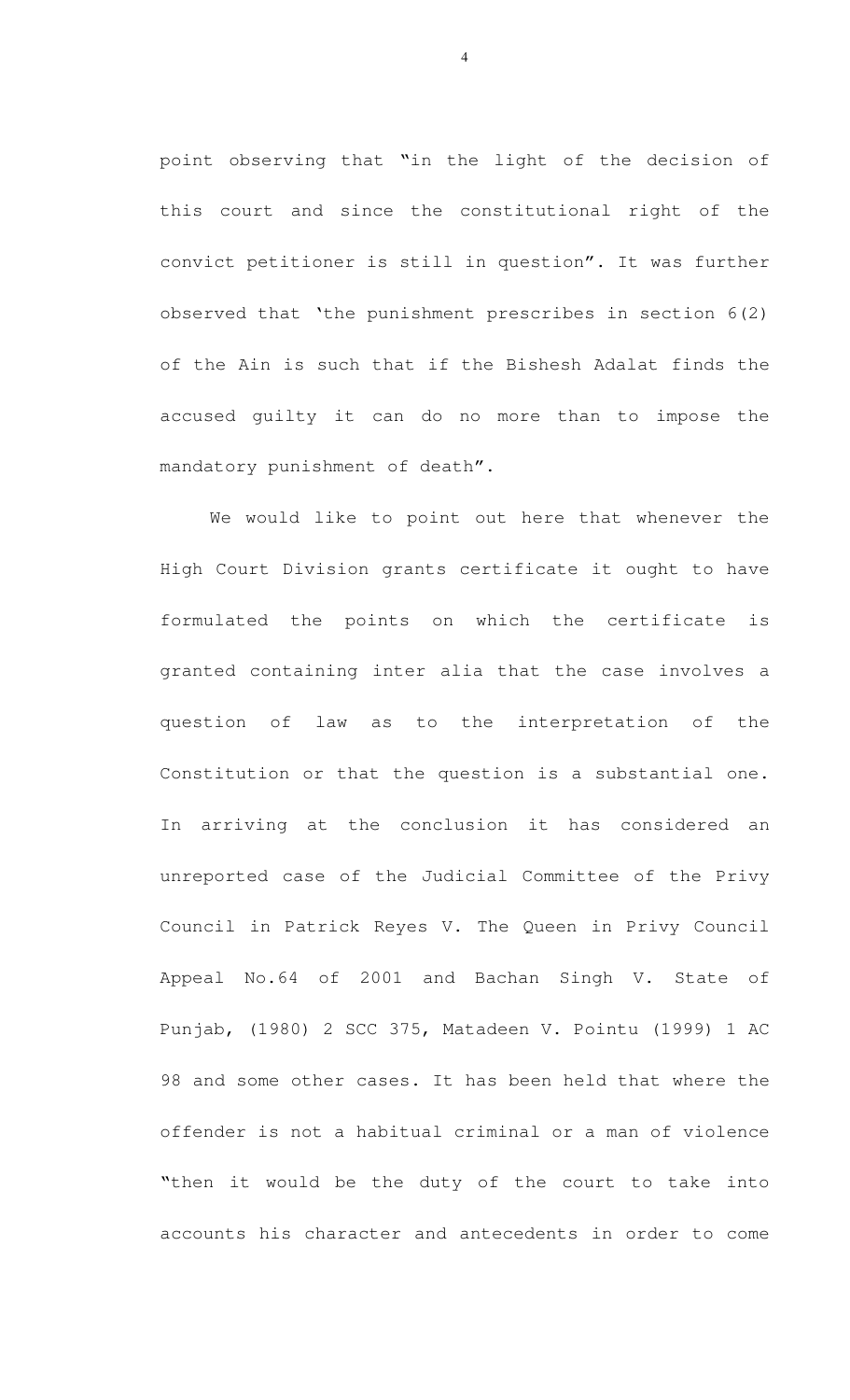point observing that "in the light of the decision of this court and since the constitutional right of the convict petitioner is still in question". It was further observed that 'the punishment prescribes in section 6(2) of the Ain is such that if the Bishesh Adalat finds the accused guilty it can do no more than to impose the mandatory punishment of death".

We would like to point out here that whenever the High Court Division grants certificate it ought to have formulated the points on which the certificate is granted containing inter alia that the case involves a question of law as to the interpretation of the Constitution or that the question is a substantial one. In arriving at the conclusion it has considered an unreported case of the Judicial Committee of the Privy Council in Patrick Reyes V. The Queen in Privy Council Appeal No.64 of 2001 and Bachan Singh V. State of Punjab, (1980) 2 SCC 375, Matadeen V. Pointu (1999) 1 AC 98 and some other cases. It has been held that where the offender is not a habitual criminal or a man of violence "then it would be the duty of the court to take into accounts his character and antecedents in order to come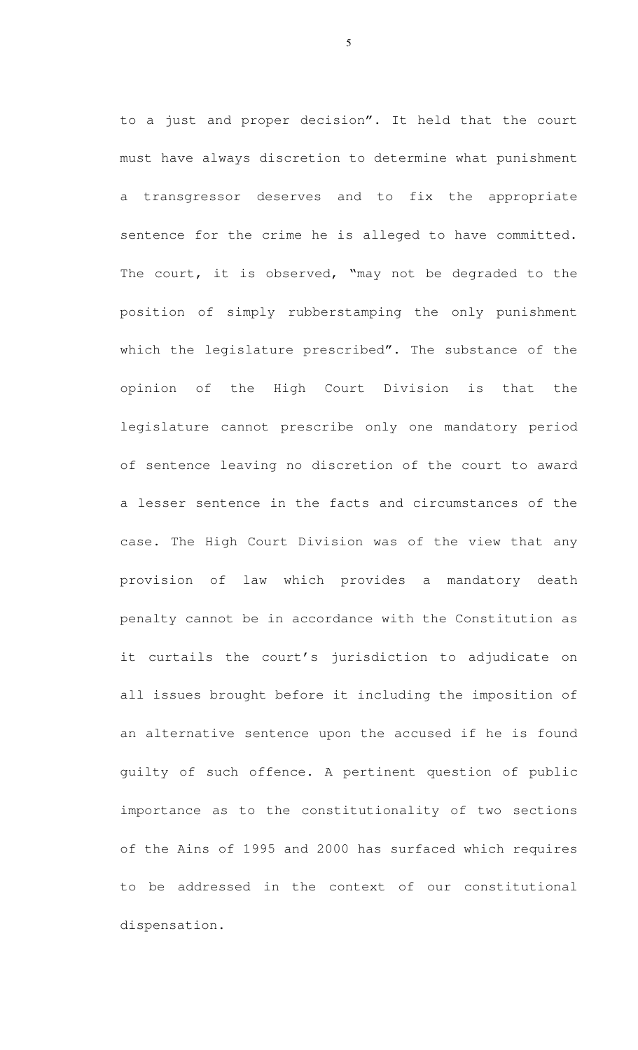to a just and proper decision". It held that the court must have always discretion to determine what punishment a transgressor deserves and to fix the appropriate sentence for the crime he is alleged to have committed. The court, it is observed, "may not be degraded to the position of simply rubberstamping the only punishment which the legislature prescribed". The substance of the opinion of the High Court Division is that the legislature cannot prescribe only one mandatory period of sentence leaving no discretion of the court to award a lesser sentence in the facts and circumstances of the case. The High Court Division was of the view that any provision of law which provides a mandatory death penalty cannot be in accordance with the Constitution as it curtails the court's jurisdiction to adjudicate on all issues brought before it including the imposition of an alternative sentence upon the accused if he is found guilty of such offence. A pertinent question of public importance as to the constitutionality of two sections of the Ains of 1995 and 2000 has surfaced which requires to be addressed in the context of our constitutional dispensation.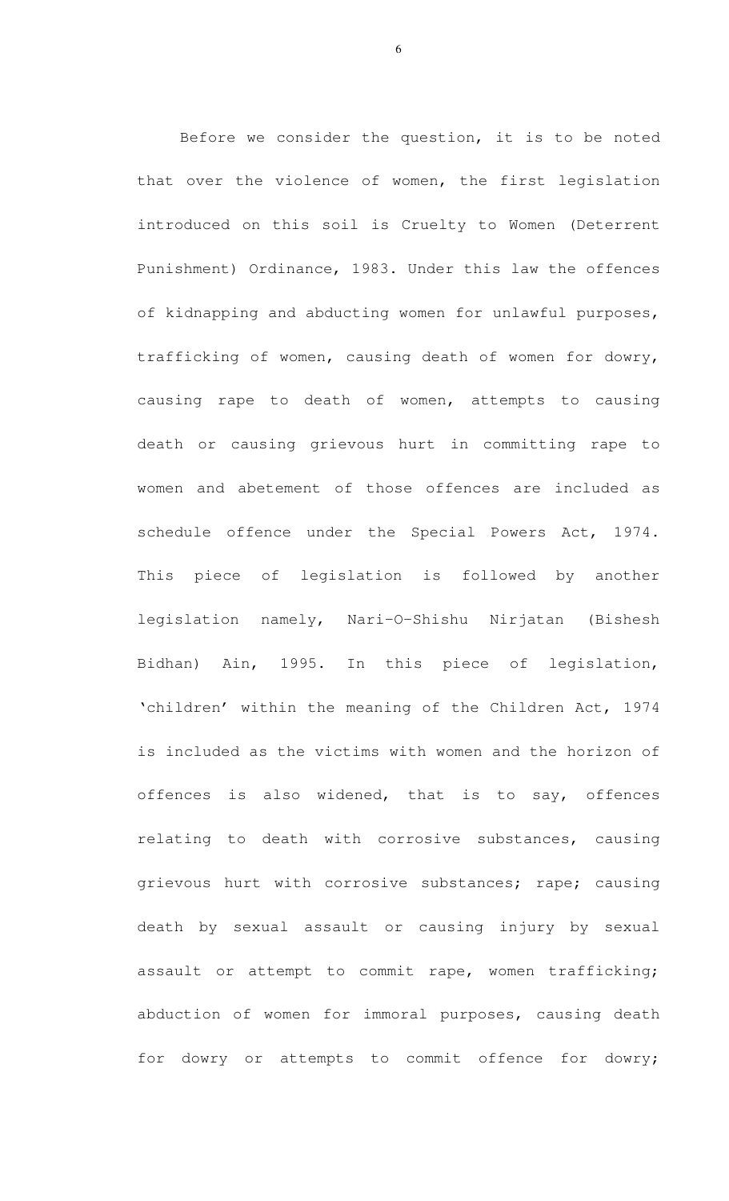Before we consider the question, it is to be noted that over the violence of women, the first legislation introduced on this soil is Cruelty to Women (Deterrent Punishment) Ordinance, 1983. Under this law the offences of kidnapping and abducting women for unlawful purposes, trafficking of women, causing death of women for dowry, causing rape to death of women, attempts to causing death or causing grievous hurt in committing rape to women and abetement of those offences are included as schedule offence under the Special Powers Act, 1974. This piece of legislation is followed by another legislation namely, Nari-O-Shishu Nirjatan (Bishesh Bidhan) Ain, 1995. In this piece of legislation, 'children' within the meaning of the Children Act, 1974 is included as the victims with women and the horizon of offences is also widened, that is to say, offences relating to death with corrosive substances, causing grievous hurt with corrosive substances; rape; causing death by sexual assault or causing injury by sexual assault or attempt to commit rape, women trafficking; abduction of women for immoral purposes, causing death for dowry or attempts to commit offence for dowry;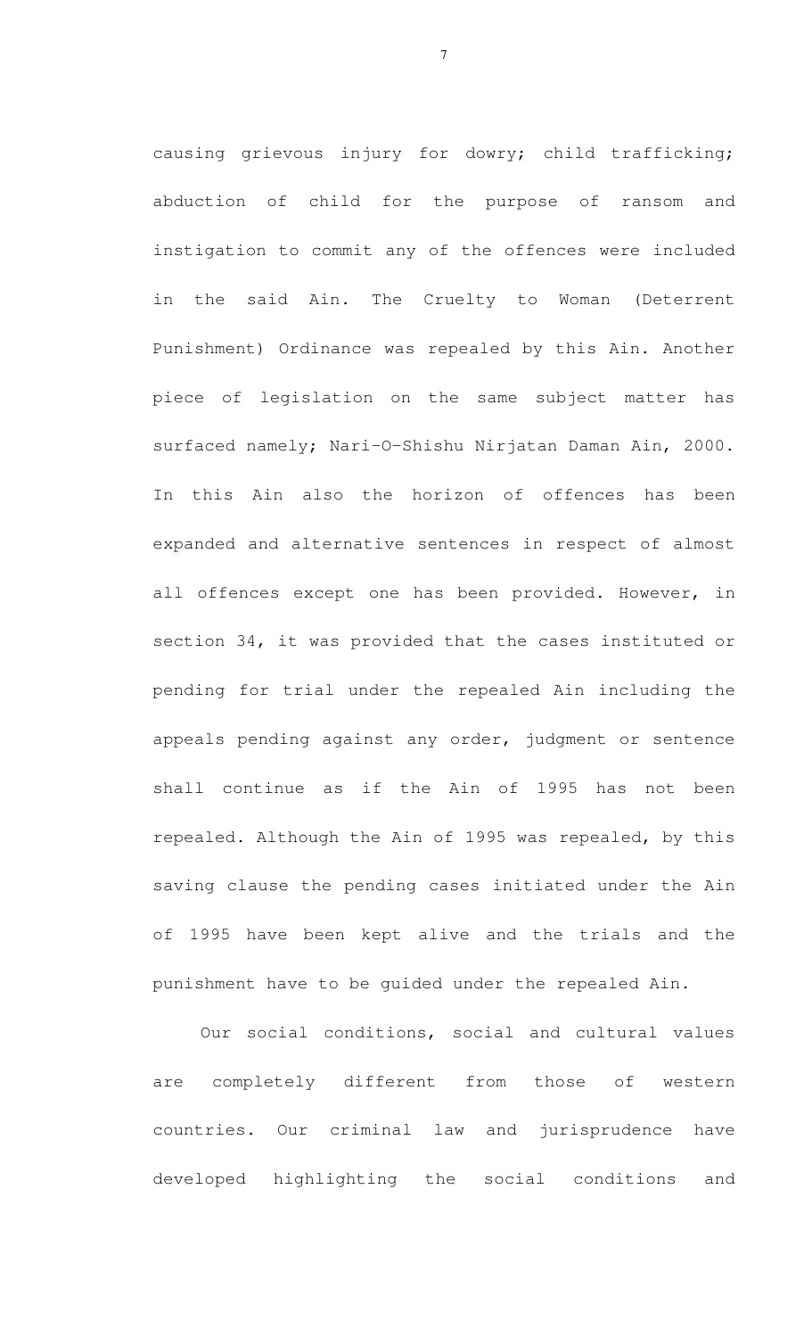causing grievous injury for dowry; child trafficking; abduction of child for the purpose of ransom and instigation to commit any of the offences were included in the said Ain. The Cruelty to Woman (Deterrent Punishment) Ordinance was repealed by this Ain. Another piece of legislation on the same subject matter has surfaced namely; Nari-O-Shishu Nirjatan Daman Ain, 2000. In this Ain also the horizon of offences has been expanded and alternative sentences in respect of almost all offences except one has been provided. However, in section 34, it was provided that the cases instituted or pending for trial under the repealed Ain including the appeals pending against any order, judgment or sentence shall continue as if the Ain of 1995 has not been repealed. Although the Ain of 1995 was repealed, by this saving clause the pending cases initiated under the Ain of 1995 have been kept alive and the trials and the punishment have to be guided under the repealed Ain.

Our social conditions, social and cultural values are completely different from those of western countries. Our criminal law and jurisprudence have developed highlighting the social conditions and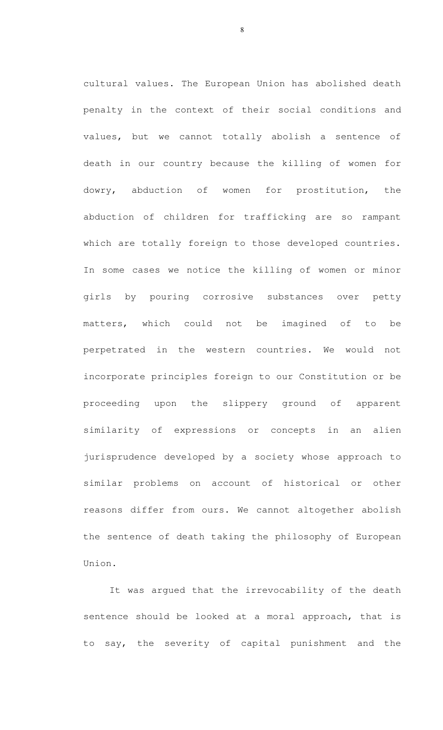cultural values. The European Union has abolished death penalty in the context of their social conditions and values, but we cannot totally abolish a sentence of death in our country because the killing of women for dowry, abduction of women for prostitution, the abduction of children for trafficking are so rampant which are totally foreign to those developed countries. In some cases we notice the killing of women or minor girls by pouring corrosive substances over petty matters, which could not be imagined of to be perpetrated in the western countries. We would not incorporate principles foreign to our Constitution or be proceeding upon the slippery ground of apparent similarity of expressions or concepts in an alien jurisprudence developed by a society whose approach to similar problems on account of historical or other reasons differ from ours. We cannot altogether abolish the sentence of death taking the philosophy of European Union.

It was argued that the irrevocability of the death sentence should be looked at a moral approach, that is to say, the severity of capital punishment and the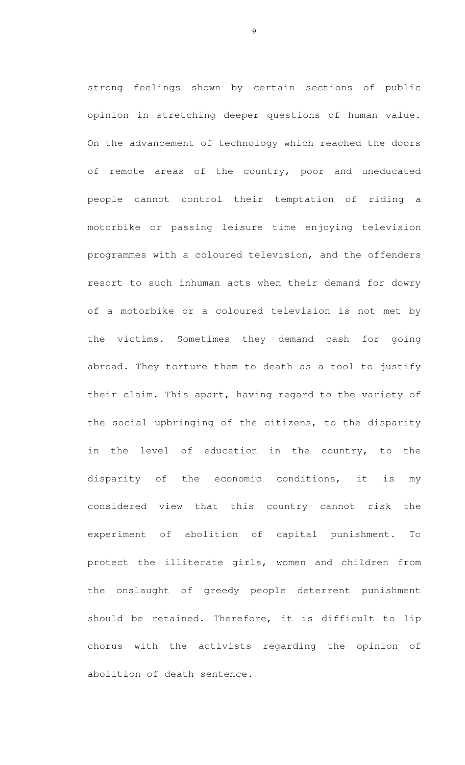strong feelings shown by certain sections of public opinion in stretching deeper questions of human value. On the advancement of technology which reached the doors of remote areas of the country, poor and uneducated people cannot control their temptation of riding a motorbike or passing leisure time enjoying television programmes with a coloured television, and the offenders resort to such inhuman acts when their demand for dowry of a motorbike or a coloured television is not met by the victims. Sometimes they demand cash for going abroad. They torture them to death as a tool to justify their claim. This apart, having regard to the variety of the social upbringing of the citizens, to the disparity in the level of education in the country, to the disparity of the economic conditions, it is my considered view that this country cannot risk the experiment of abolition of capital punishment. To protect the illiterate girls, women and children from the onslaught of greedy people deterrent punishment should be retained. Therefore, it is difficult to lip chorus with the activists regarding the opinion of abolition of death sentence.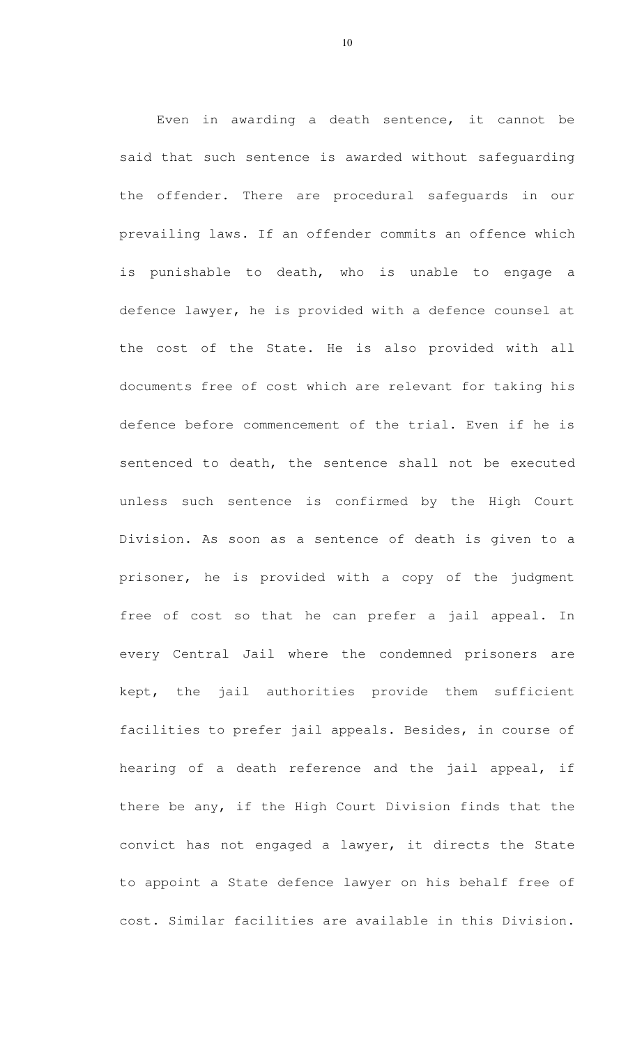Even in awarding a death sentence, it cannot be said that such sentence is awarded without safeguarding the offender. There are procedural safeguards in our prevailing laws. If an offender commits an offence which is punishable to death, who is unable to engage a defence lawyer, he is provided with a defence counsel at the cost of the State. He is also provided with all documents free of cost which are relevant for taking his defence before commencement of the trial. Even if he is sentenced to death, the sentence shall not be executed unless such sentence is confirmed by the High Court Division. As soon as a sentence of death is given to a prisoner, he is provided with a copy of the judgment free of cost so that he can prefer a jail appeal. In every Central Jail where the condemned prisoners are kept, the jail authorities provide them sufficient facilities to prefer jail appeals. Besides, in course of hearing of a death reference and the jail appeal, if there be any, if the High Court Division finds that the convict has not engaged a lawyer, it directs the State to appoint a State defence lawyer on his behalf free of cost. Similar facilities are available in this Division.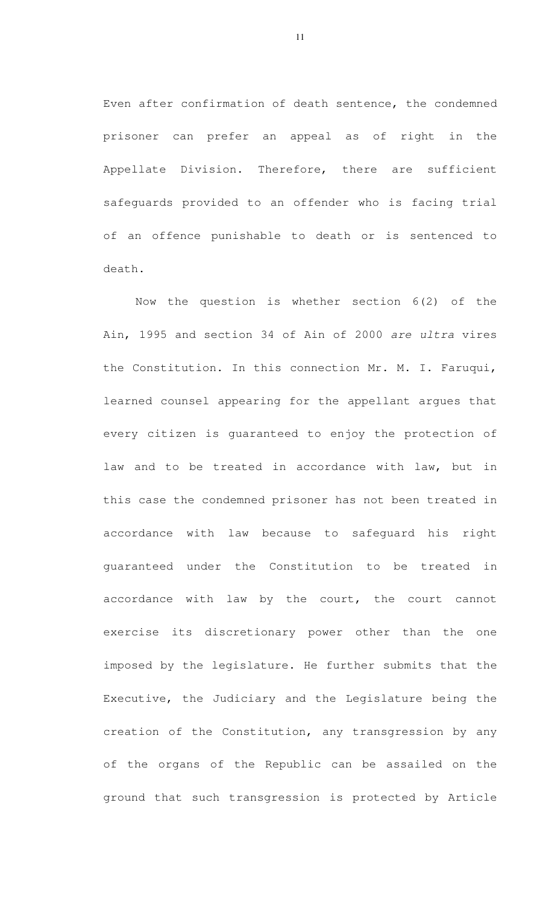Even after confirmation of death sentence, the condemned prisoner can prefer an appeal as of right in the Appellate Division. Therefore, there are sufficient safeguards provided to an offender who is facing trial of an offence punishable to death or is sentenced to death.

Now the question is whether section 6(2) of the Ain, 1995 and section 34 of Ain of 2000 *are ultra* vires the Constitution. In this connection Mr. M. I. Faruqui, learned counsel appearing for the appellant argues that every citizen is guaranteed to enjoy the protection of law and to be treated in accordance with law, but in this case the condemned prisoner has not been treated in accordance with law because to safeguard his right guaranteed under the Constitution to be treated in accordance with law by the court, the court cannot exercise its discretionary power other than the one imposed by the legislature. He further submits that the Executive, the Judiciary and the Legislature being the creation of the Constitution, any transgression by any of the organs of the Republic can be assailed on the ground that such transgression is protected by Article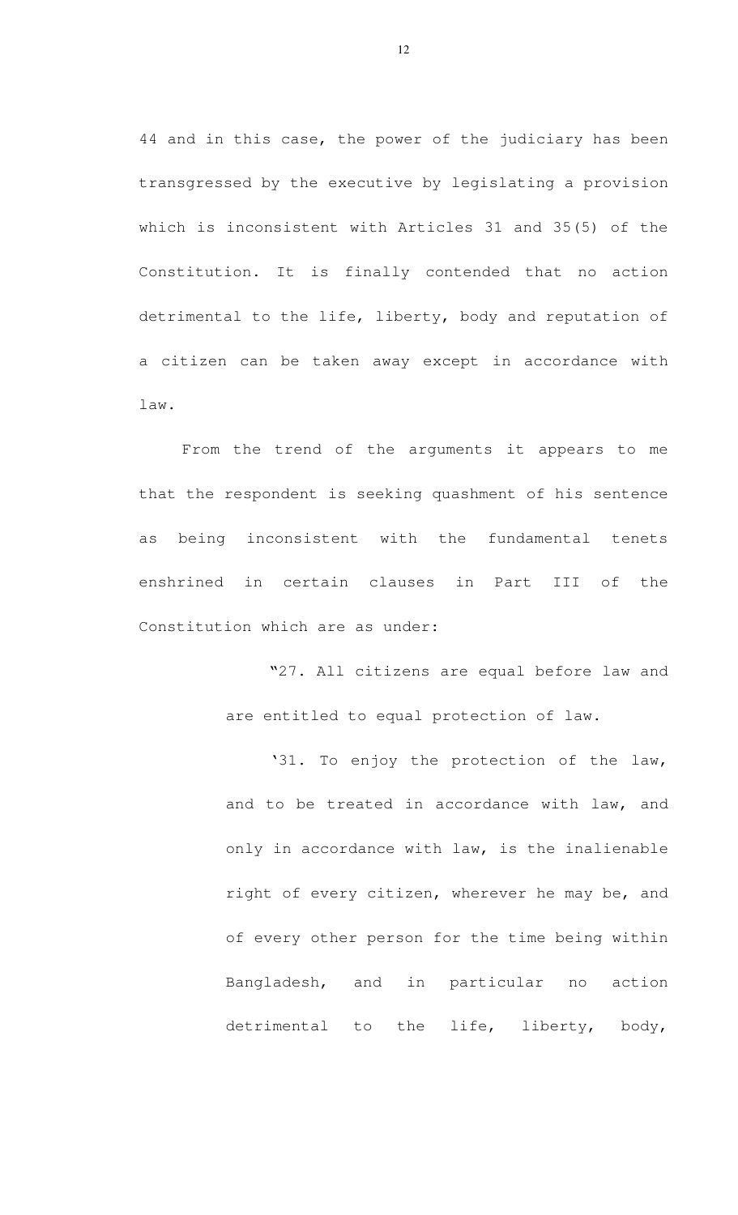44 and in this case, the power of the judiciary has been transgressed by the executive by legislating a provision which is inconsistent with Articles 31 and 35(5) of the Constitution. It is finally contended that no action detrimental to the life, liberty, body and reputation of a citizen can be taken away except in accordance with law.

From the trend of the arguments it appears to me that the respondent is seeking quashment of his sentence as being inconsistent with the fundamental tenets enshrined in certain clauses in Part III of the Constitution which are as under:

> "27. All citizens are equal before law and are entitled to equal protection of law.
>
> '31. To enjoy the protection of the law, and to be treated in accordance with law, and only in accordance with law, is the inalienable right of every citizen, wherever he may be, and of every other person for the time being within Bangladesh, and in particular no action detrimental to the life, liberty, body,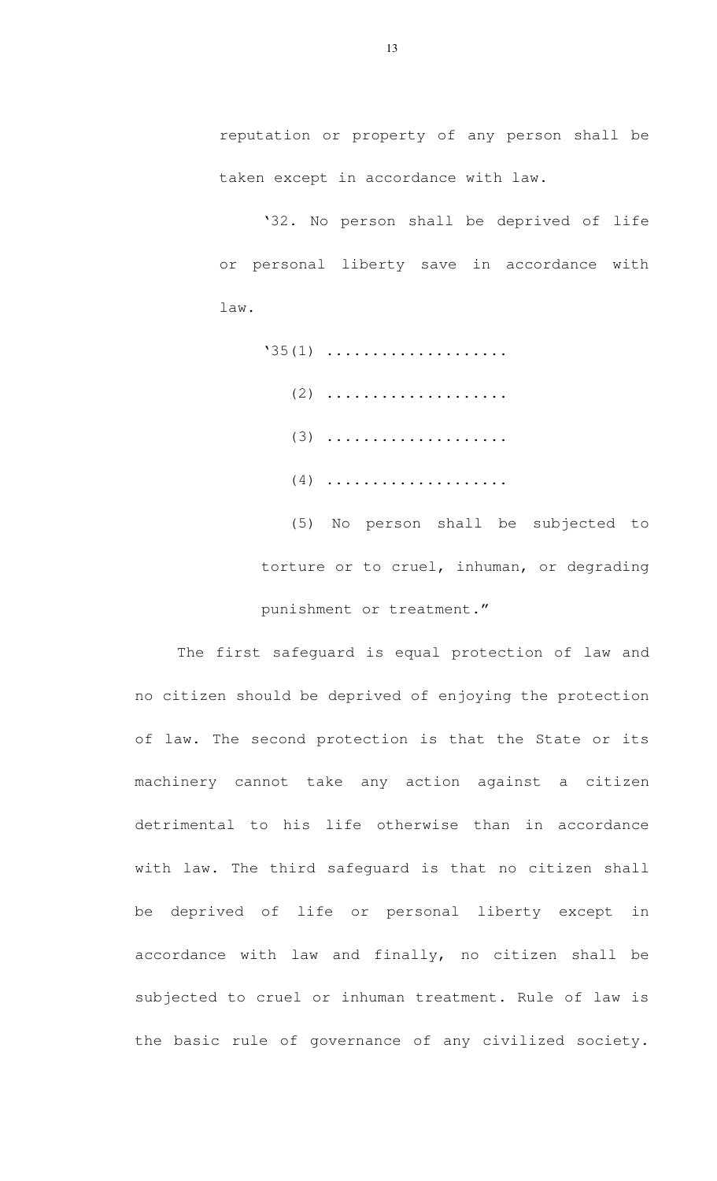reputation or property of any person shall be taken except in accordance with law.

'32. No person shall be deprived of life or personal liberty save in accordance with law.

'35(1) ....................

(2) ....................

(3) ....................

(4) ....................

(5) No person shall be subjected to torture or to cruel, inhuman, or degrading punishment or treatment."

The first safeguard is equal protection of law and no citizen should be deprived of enjoying the protection of law. The second protection is that the State or its machinery cannot take any action against a citizen detrimental to his life otherwise than in accordance with law. The third safeguard is that no citizen shall be deprived of life or personal liberty except in accordance with law and finally, no citizen shall be subjected to cruel or inhuman treatment. Rule of law is the basic rule of governance of any civilized society.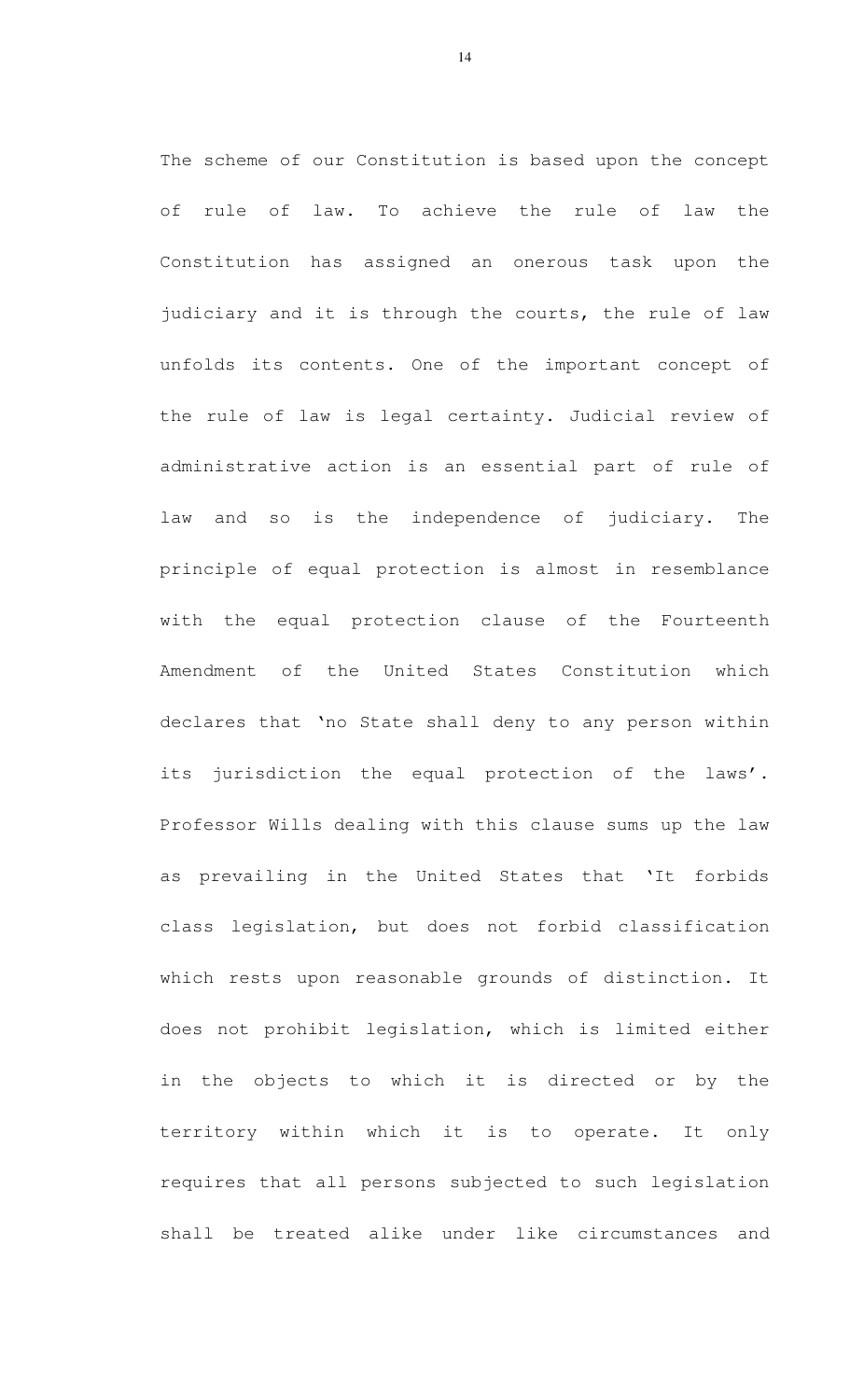The scheme of our Constitution is based upon the concept of rule of law. To achieve the rule of law the Constitution has assigned an onerous task upon the judiciary and it is through the courts, the rule of law unfolds its contents. One of the important concept of the rule of law is legal certainty. Judicial review of administrative action is an essential part of rule of law and so is the independence of judiciary. The principle of equal protection is almost in resemblance with the equal protection clause of the Fourteenth Amendment of the United States Constitution which declares that 'no State shall deny to any person within its jurisdiction the equal protection of the laws'. Professor Wills dealing with this clause sums up the law as prevailing in the United States that 'It forbids class legislation, but does not forbid classification which rests upon reasonable grounds of distinction. It does not prohibit legislation, which is limited either in the objects to which it is directed or by the territory within which it is to operate. It only requires that all persons subjected to such legislation shall be treated alike under like circumstances and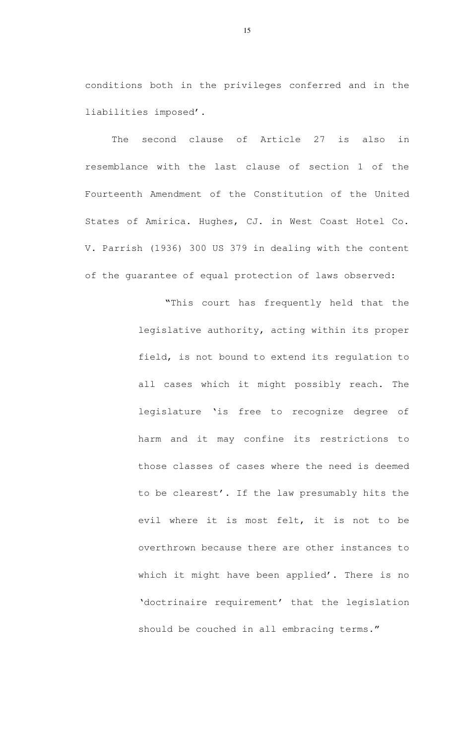conditions both in the privileges conferred and in the liabilities imposed'.

The second clause of Article 27 is also in resemblance with the last clause of section 1 of the Fourteenth Amendment of the Constitution of the United States of Amirica. Hughes, CJ. in West Coast Hotel Co. V. Parrish (1936) 300 US 379 in dealing with the content of the guarantee of equal protection of laws observed:

> "This court has frequently held that the legislative authority, acting within its proper field, is not bound to extend its regulation to all cases which it might possibly reach. The legislature 'is free to recognize degree of harm and it may confine its restrictions to those classes of cases where the need is deemed to be clearest'. If the law presumably hits the evil where it is most felt, it is not to be overthrown because there are other instances to which it might have been applied'. There is no 'doctrinaire requirement' that the legislation should be couched in all embracing terms."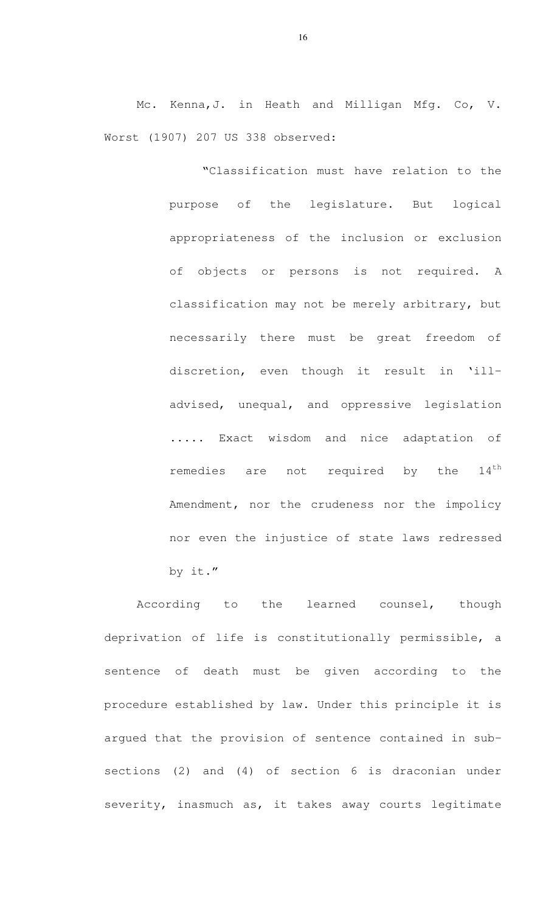Mc. Kenna,J. in Heath and Milligan Mfg. Co, V. Worst (1907) 207 US 338 observed:

> "Classification must have relation to the purpose of the legislature. But logical appropriateness of the inclusion or exclusion of objects or persons is not required. A classification may not be merely arbitrary, but necessarily there must be great freedom of discretion, even though it result in 'ill-advised, unequal, and oppressive legislation ..... Exact wisdom and nice adaptation of remedies are not required by the 14th Amendment, nor the crudeness nor the impolicy nor even the injustice of state laws redressed by it."

According to the learned counsel, though deprivation of life is constitutionally permissible, a sentence of death must be given according to the procedure established by law. Under this principle it is argued that the provision of sentence contained in sub-sections (2) and (4) of section 6 is draconian under severity, inasmuch as, it takes away courts legitimate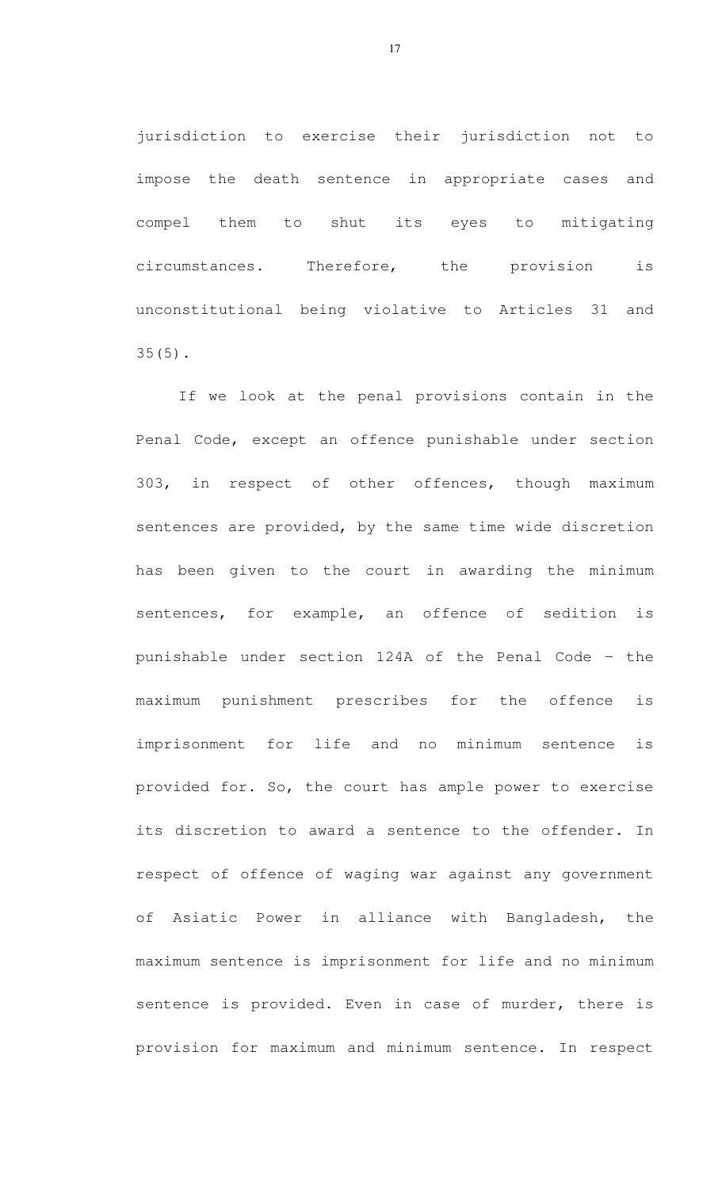jurisdiction to exercise their jurisdiction not to impose the death sentence in appropriate cases and compel them to shut its eyes to mitigating circumstances. Therefore, the provision is unconstitutional being violative to Articles 31 and 35(5).

If we look at the penal provisions contain in the Penal Code, except an offence punishable under section 303, in respect of other offences, though maximum sentences are provided, by the same time wide discretion has been given to the court in awarding the minimum sentences, for example, an offence of sedition is punishable under section 124A of the Penal Code – the maximum punishment prescribes for the offence is imprisonment for life and no minimum sentence is provided for. So, the court has ample power to exercise its discretion to award a sentence to the offender. In respect of offence of waging war against any government of Asiatic Power in alliance with Bangladesh, the maximum sentence is imprisonment for life and no minimum sentence is provided. Even in case of murder, there is provision for maximum and minimum sentence. In respect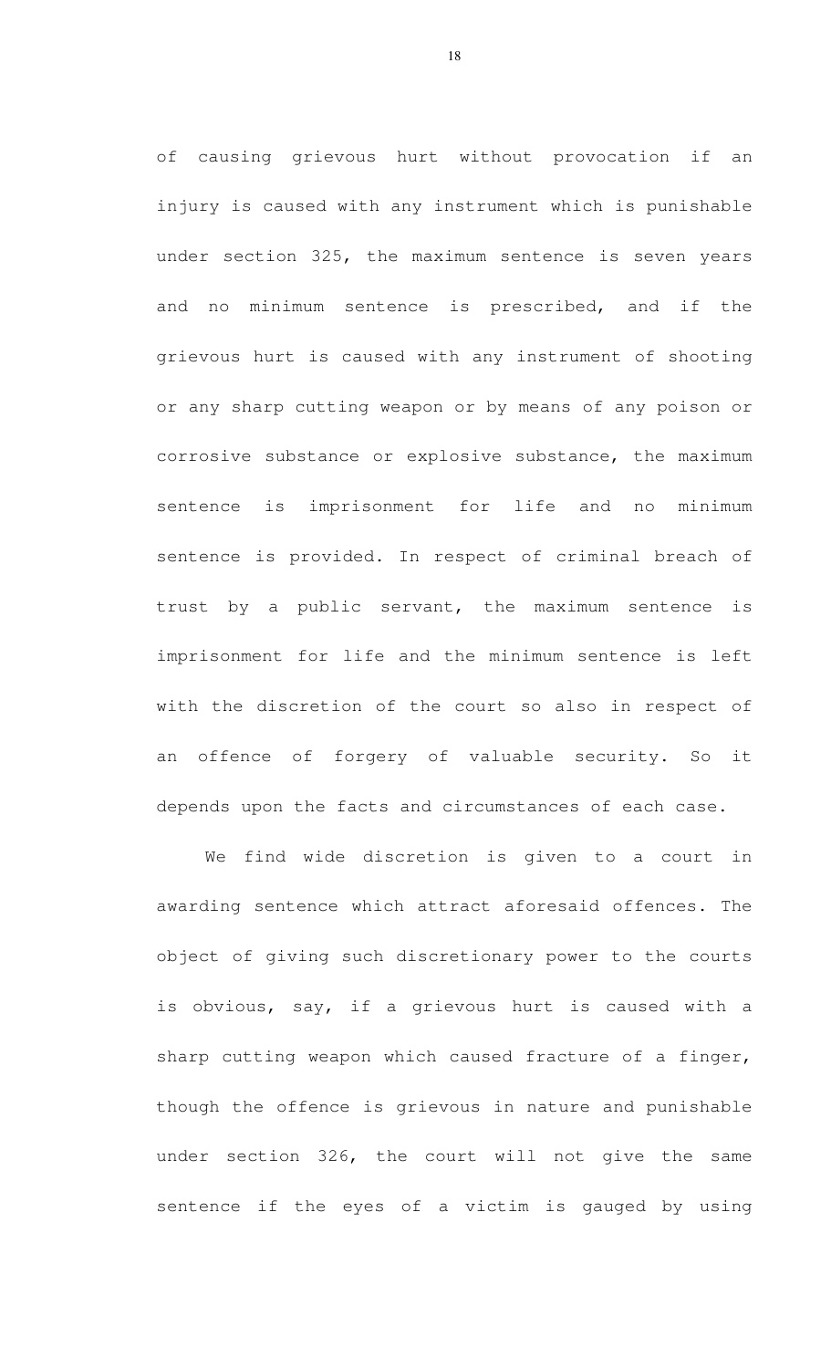of causing grievous hurt without provocation if an injury is caused with any instrument which is punishable under section 325, the maximum sentence is seven years and no minimum sentence is prescribed, and if the grievous hurt is caused with any instrument of shooting or any sharp cutting weapon or by means of any poison or corrosive substance or explosive substance, the maximum sentence is imprisonment for life and no minimum sentence is provided. In respect of criminal breach of trust by a public servant, the maximum sentence is imprisonment for life and the minimum sentence is left with the discretion of the court so also in respect of an offence of forgery of valuable security. So it depends upon the facts and circumstances of each case.

We find wide discretion is given to a court in awarding sentence which attract aforesaid offences. The object of giving such discretionary power to the courts is obvious, say, if a grievous hurt is caused with a sharp cutting weapon which caused fracture of a finger, though the offence is grievous in nature and punishable under section 326, the court will not give the same sentence if the eyes of a victim is gauged by using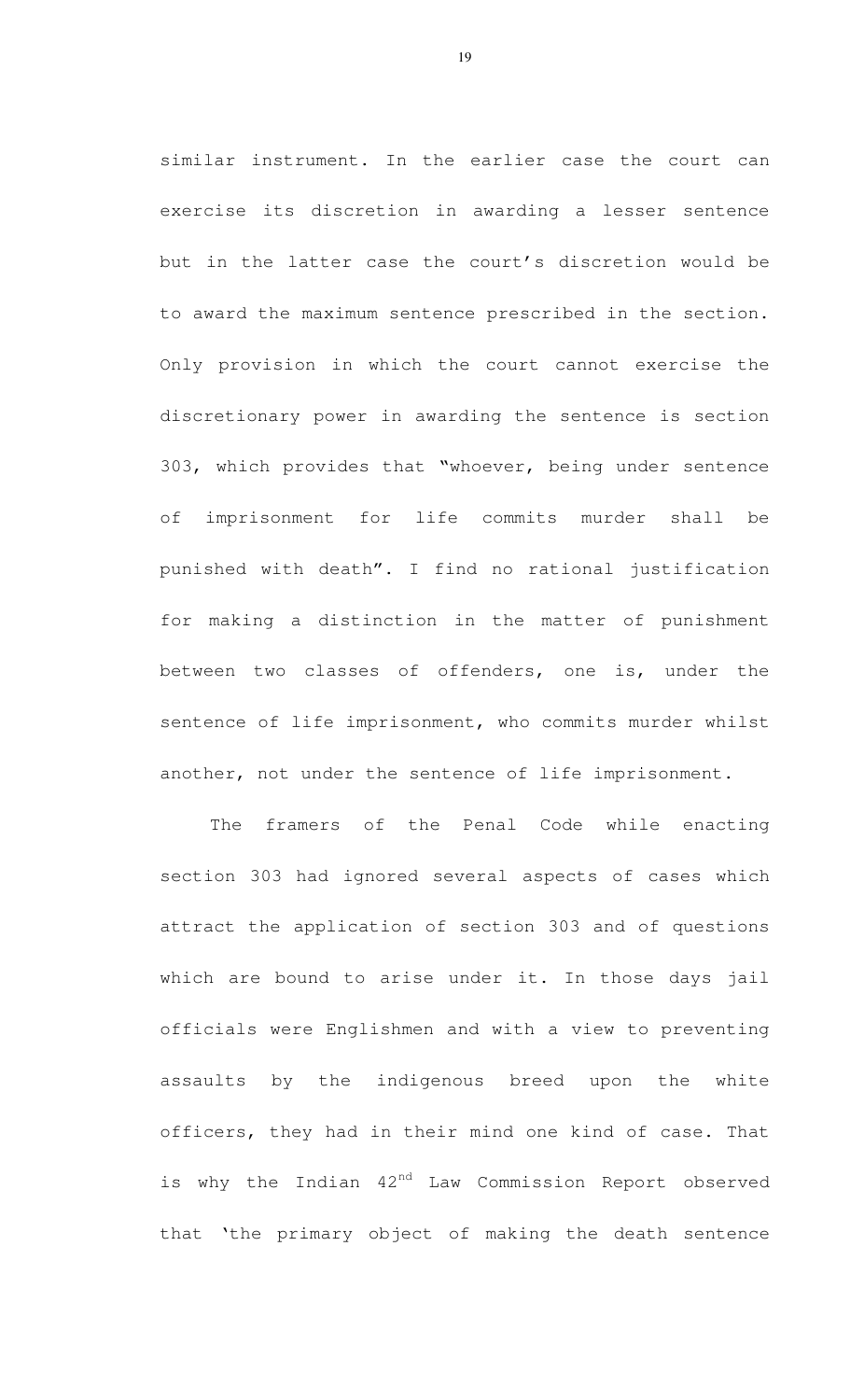similar instrument. In the earlier case the court can exercise its discretion in awarding a lesser sentence but in the latter case the court's discretion would be to award the maximum sentence prescribed in the section. Only provision in which the court cannot exercise the discretionary power in awarding the sentence is section 303, which provides that "whoever, being under sentence of imprisonment for life commits murder shall be punished with death". I find no rational justification for making a distinction in the matter of punishment between two classes of offenders, one is, under the sentence of life imprisonment, who commits murder whilst another, not under the sentence of life imprisonment.

The framers of the Penal Code while enacting section 303 had ignored several aspects of cases which attract the application of section 303 and of questions which are bound to arise under it. In those days jail officials were Englishmen and with a view to preventing assaults by the indigenous breed upon the white officers, they had in their mind one kind of case. That is why the Indian 42nd Law Commission Report observed that 'the primary object of making the death sentence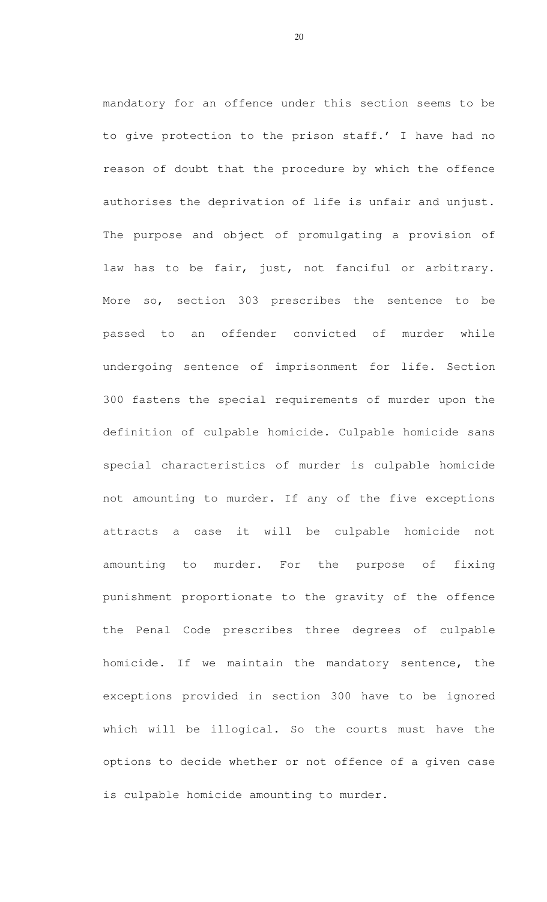mandatory for an offence under this section seems to be to give protection to the prison staff.' I have had no reason of doubt that the procedure by which the offence authorises the deprivation of life is unfair and unjust. The purpose and object of promulgating a provision of law has to be fair, just, not fanciful or arbitrary. More so, section 303 prescribes the sentence to be passed to an offender convicted of murder while undergoing sentence of imprisonment for life. Section 300 fastens the special requirements of murder upon the definition of culpable homicide. Culpable homicide sans special characteristics of murder is culpable homicide not amounting to murder. If any of the five exceptions attracts a case it will be culpable homicide not amounting to murder. For the purpose of fixing punishment proportionate to the gravity of the offence the Penal Code prescribes three degrees of culpable homicide. If we maintain the mandatory sentence, the exceptions provided in section 300 have to be ignored which will be illogical. So the courts must have the options to decide whether or not offence of a given case is culpable homicide amounting to murder.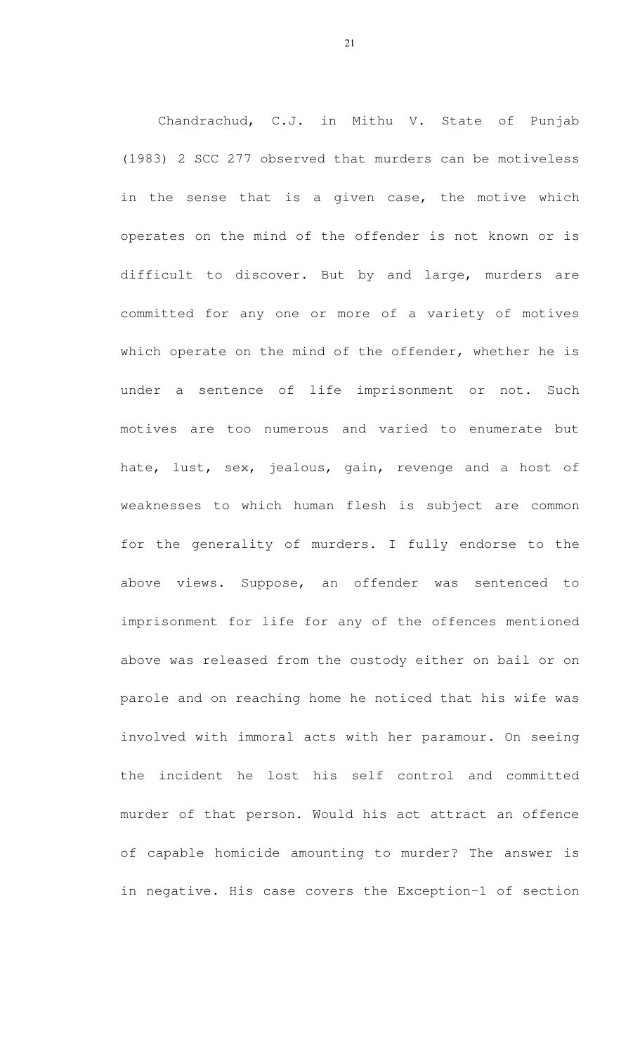Chandrachud, C.J. in Mithu V. State of Punjab (1983) 2 SCC 277 observed that murders can be motiveless in the sense that is a given case, the motive which operates on the mind of the offender is not known or is difficult to discover. But by and large, murders are committed for any one or more of a variety of motives which operate on the mind of the offender, whether he is under a sentence of life imprisonment or not. Such motives are too numerous and varied to enumerate but hate, lust, sex, jealous, gain, revenge and a host of weaknesses to which human flesh is subject are common for the generality of murders. I fully endorse to the above views. Suppose, an offender was sentenced to imprisonment for life for any of the offences mentioned above was released from the custody either on bail or on parole and on reaching home he noticed that his wife was involved with immoral acts with her paramour. On seeing the incident he lost his self control and committed murder of that person. Would his act attract an offence of capable homicide amounting to murder? The answer is in negative. His case covers the Exception-1 of section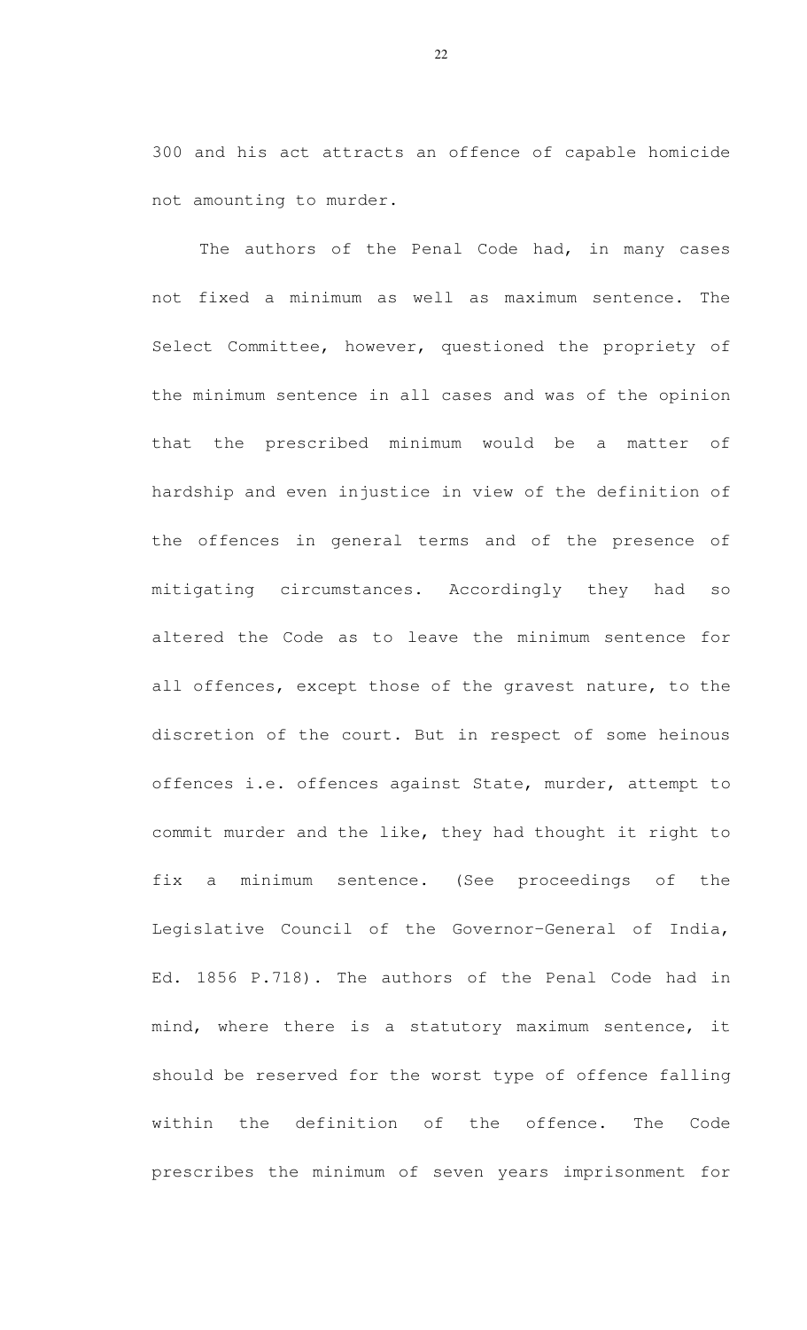300 and his act attracts an offence of capable homicide not amounting to murder.

The authors of the Penal Code had, in many cases not fixed a minimum as well as maximum sentence. The Select Committee, however, questioned the propriety of the minimum sentence in all cases and was of the opinion that the prescribed minimum would be a matter of hardship and even injustice in view of the definition of the offences in general terms and of the presence of mitigating circumstances. Accordingly they had so altered the Code as to leave the minimum sentence for all offences, except those of the gravest nature, to the discretion of the court. But in respect of some heinous offences i.e. offences against State, murder, attempt to commit murder and the like, they had thought it right to fix a minimum sentence. (See proceedings of the Legislative Council of the Governor-General of India, Ed. 1856 P.718). The authors of the Penal Code had in mind, where there is a statutory maximum sentence, it should be reserved for the worst type of offence falling within the definition of the offence. The Code prescribes the minimum of seven years imprisonment for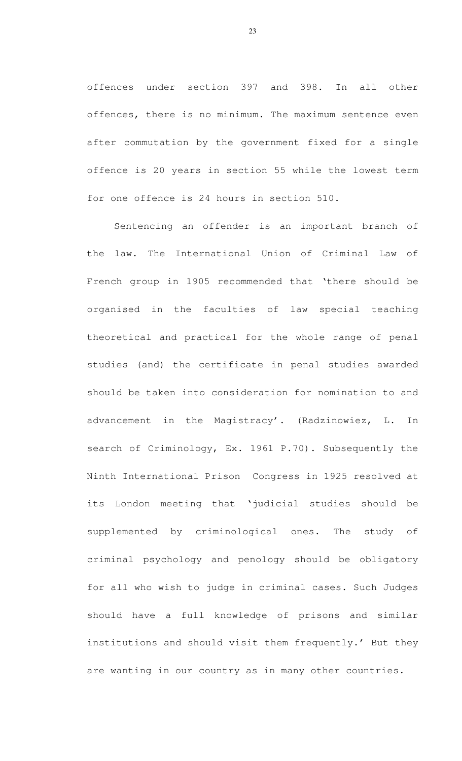offences under section 397 and 398. In all other offences, there is no minimum. The maximum sentence even after commutation by the government fixed for a single offence is 20 years in section 55 while the lowest term for one offence is 24 hours in section 510.

Sentencing an offender is an important branch of the law. The International Union of Criminal Law of French group in 1905 recommended that 'there should be organised in the faculties of law special teaching theoretical and practical for the whole range of penal studies (and) the certificate in penal studies awarded should be taken into consideration for nomination to and advancement in the Magistracy'. (Radzinowiez, L. In search of Criminology, Ex. 1961 P.70). Subsequently the Ninth International Prison Congress in 1925 resolved at its London meeting that 'judicial studies should be supplemented by criminological ones. The study of criminal psychology and penology should be obligatory for all who wish to judge in criminal cases. Such Judges should have a full knowledge of prisons and similar institutions and should visit them frequently.' But they are wanting in our country as in many other countries.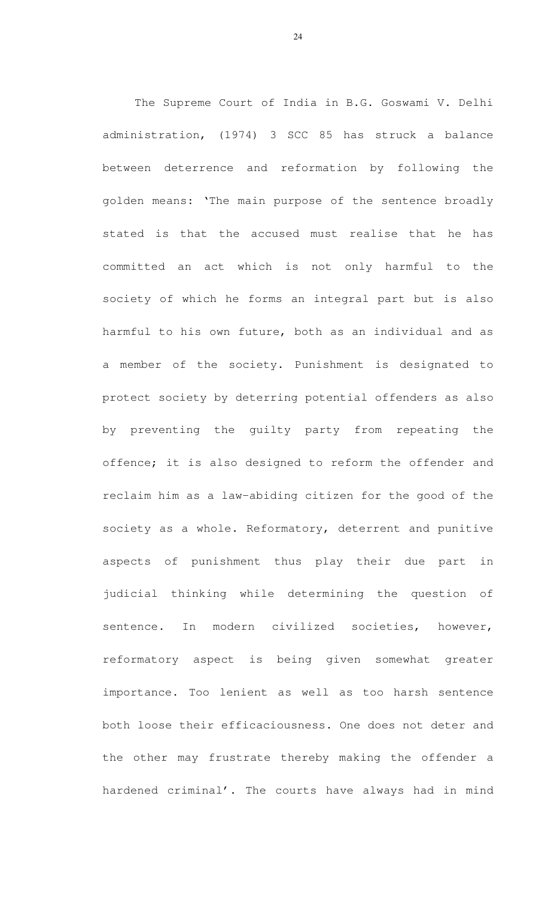The Supreme Court of India in B.G. Goswami V. Delhi administration, (1974) 3 SCC 85 has struck a balance between deterrence and reformation by following the golden means: 'The main purpose of the sentence broadly stated is that the accused must realise that he has committed an act which is not only harmful to the society of which he forms an integral part but is also harmful to his own future, both as an individual and as a member of the society. Punishment is designated to protect society by deterring potential offenders as also by preventing the guilty party from repeating the offence; it is also designed to reform the offender and reclaim him as a law-abiding citizen for the good of the society as a whole. Reformatory, deterrent and punitive aspects of punishment thus play their due part in judicial thinking while determining the question of sentence. In modern civilized societies, however, reformatory aspect is being given somewhat greater importance. Too lenient as well as too harsh sentence both loose their efficaciousness. One does not deter and the other may frustrate thereby making the offender a hardened criminal'. The courts have always had in mind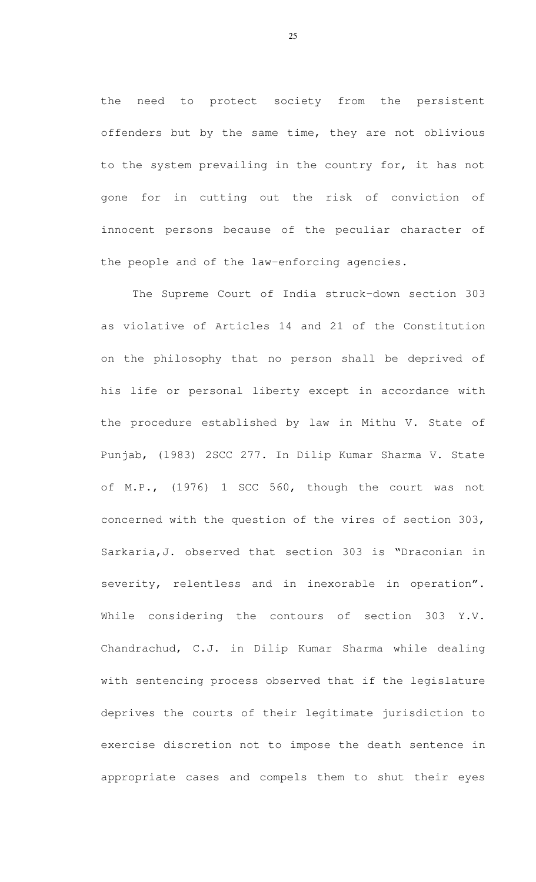the need to protect society from the persistent offenders but by the same time, they are not oblivious to the system prevailing in the country for, it has not gone for in cutting out the risk of conviction of innocent persons because of the peculiar character of the people and of the law-enforcing agencies.

The Supreme Court of India struck-down section 303 as violative of Articles 14 and 21 of the Constitution on the philosophy that no person shall be deprived of his life or personal liberty except in accordance with the procedure established by law in Mithu V. State of Punjab, (1983) 2SCC 277. In Dilip Kumar Sharma V. State of M.P., (1976) 1 SCC 560, though the court was not concerned with the question of the vires of section 303, Sarkaria,J. observed that section 303 is "Draconian in severity, relentless and in inexorable in operation". While considering the contours of section 303 Y.V. Chandrachud, C.J. in Dilip Kumar Sharma while dealing with sentencing process observed that if the legislature deprives the courts of their legitimate jurisdiction to exercise discretion not to impose the death sentence in appropriate cases and compels them to shut their eyes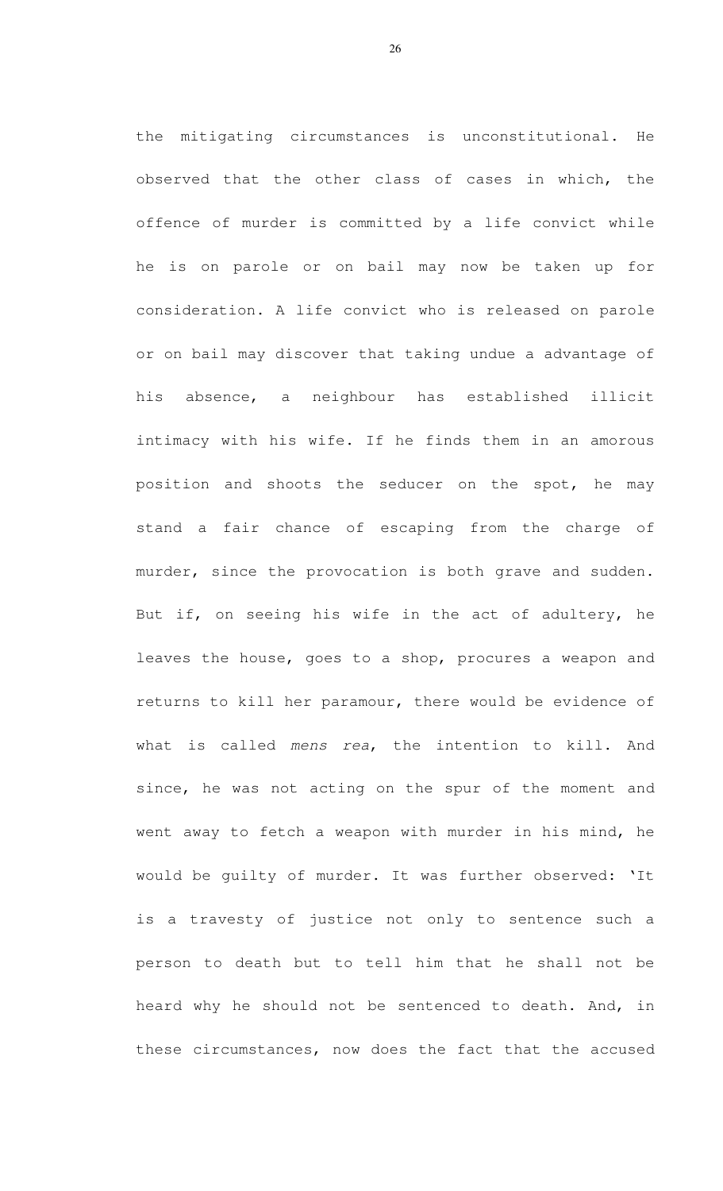the mitigating circumstances is unconstitutional. He observed that the other class of cases in which, the offence of murder is committed by a life convict while he is on parole or on bail may now be taken up for consideration. A life convict who is released on parole or on bail may discover that taking undue a advantage of his absence, a neighbour has established illicit intimacy with his wife. If he finds them in an amorous position and shoots the seducer on the spot, he may stand a fair chance of escaping from the charge of murder, since the provocation is both grave and sudden. But if, on seeing his wife in the act of adultery, he leaves the house, goes to a shop, procures a weapon and returns to kill her paramour, there would be evidence of what is called *mens rea*, the intention to kill. And since, he was not acting on the spur of the moment and went away to fetch a weapon with murder in his mind, he would be guilty of murder. It was further observed: 'It is a travesty of justice not only to sentence such a person to death but to tell him that he shall not be heard why he should not be sentenced to death. And, in these circumstances, now does the fact that the accused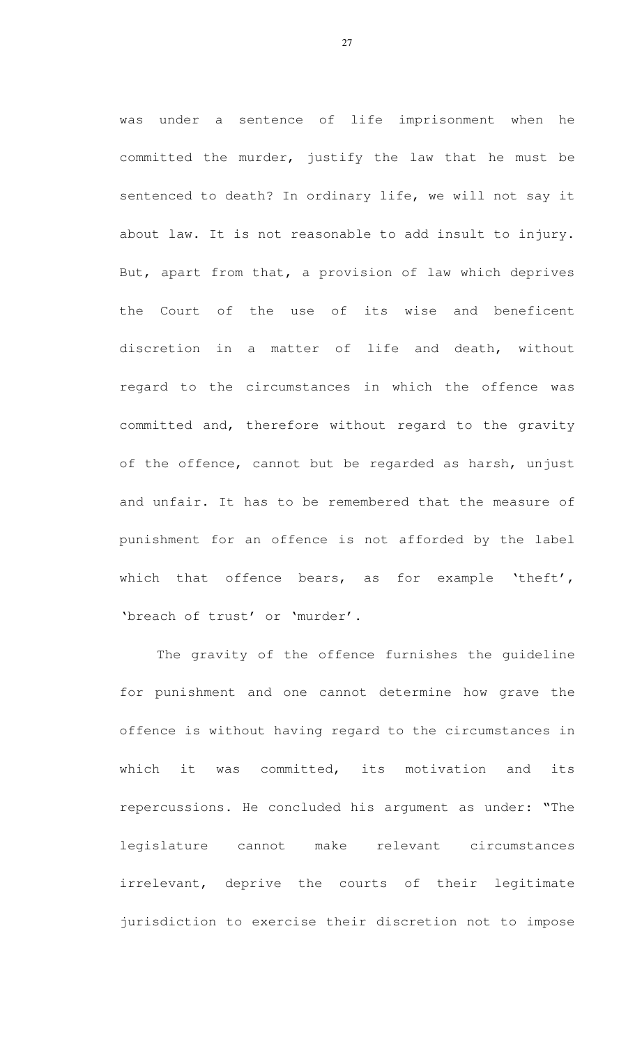was under a sentence of life imprisonment when he committed the murder, justify the law that he must be sentenced to death? In ordinary life, we will not say it about law. It is not reasonable to add insult to injury. But, apart from that, a provision of law which deprives the Court of the use of its wise and beneficent discretion in a matter of life and death, without regard to the circumstances in which the offence was committed and, therefore without regard to the gravity of the offence, cannot but be regarded as harsh, unjust and unfair. It has to be remembered that the measure of punishment for an offence is not afforded by the label which that offence bears, as for example 'theft', 'breach of trust' or 'murder'.

The gravity of the offence furnishes the guideline for punishment and one cannot determine how grave the offence is without having regard to the circumstances in which it was committed, its motivation and its repercussions. He concluded his argument as under: "The legislature cannot make relevant circumstances irrelevant, deprive the courts of their legitimate jurisdiction to exercise their discretion not to impose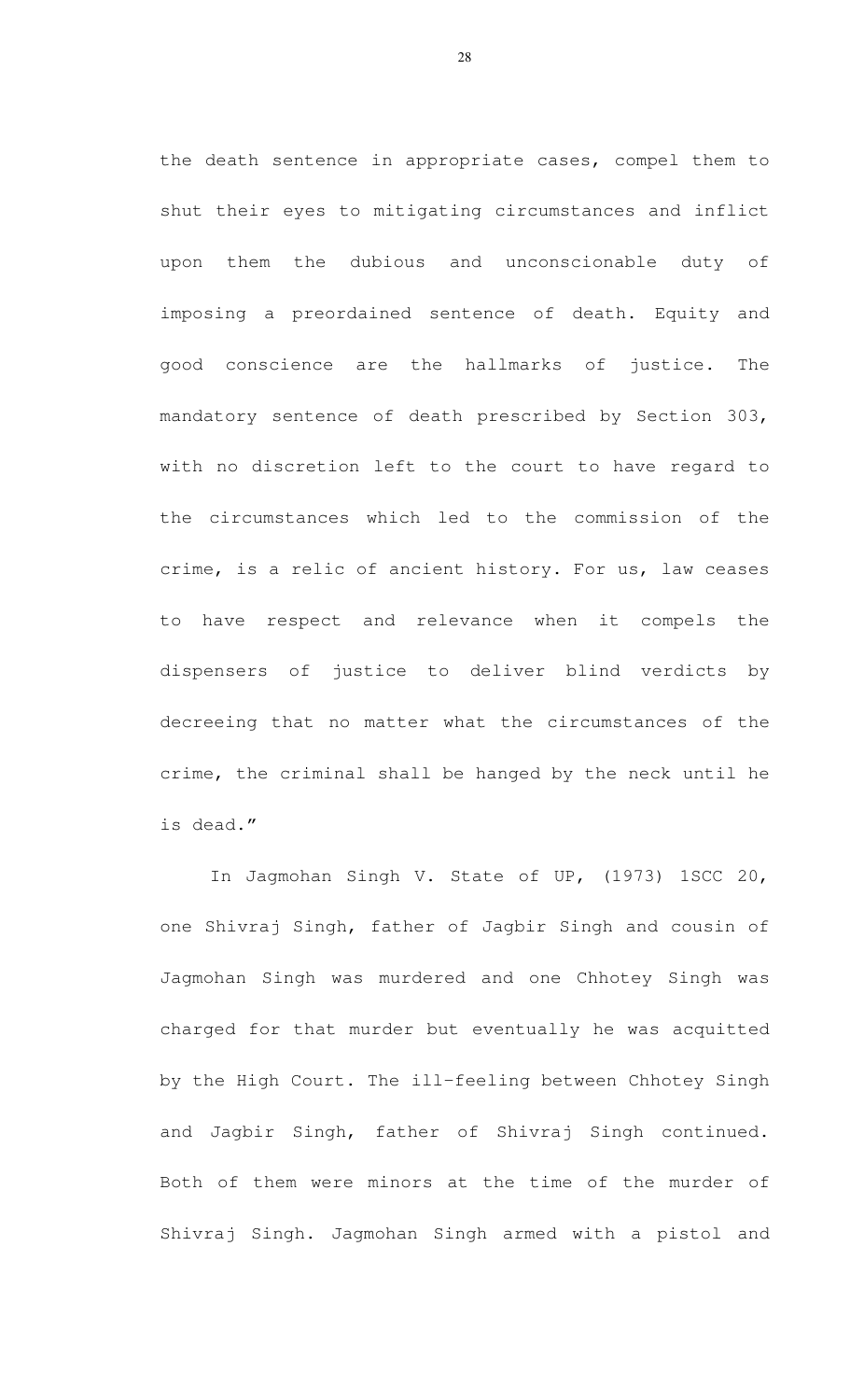the death sentence in appropriate cases, compel them to shut their eyes to mitigating circumstances and inflict upon them the dubious and unconscionable duty of imposing a preordained sentence of death. Equity and good conscience are the hallmarks of justice. The mandatory sentence of death prescribed by Section 303, with no discretion left to the court to have regard to the circumstances which led to the commission of the crime, is a relic of ancient history. For us, law ceases to have respect and relevance when it compels the dispensers of justice to deliver blind verdicts by decreeing that no matter what the circumstances of the crime, the criminal shall be hanged by the neck until he is dead."

In Jagmohan Singh V. State of UP, (1973) 1SCC 20, one Shivraj Singh, father of Jagbir Singh and cousin of Jagmohan Singh was murdered and one Chhotey Singh was charged for that murder but eventually he was acquitted by the High Court. The ill-feeling between Chhotey Singh and Jagbir Singh, father of Shivraj Singh continued. Both of them were minors at the time of the murder of Shivraj Singh. Jagmohan Singh armed with a pistol and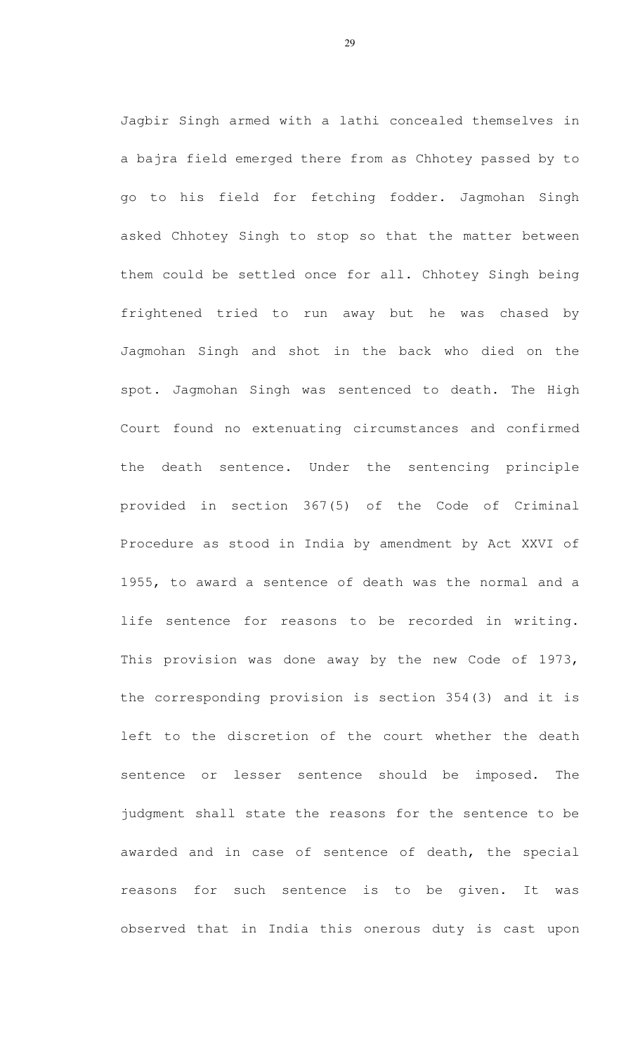Jagbir Singh armed with a lathi concealed themselves in a bajra field emerged there from as Chhotey passed by to go to his field for fetching fodder. Jagmohan Singh asked Chhotey Singh to stop so that the matter between them could be settled once for all. Chhotey Singh being frightened tried to run away but he was chased by Jagmohan Singh and shot in the back who died on the spot. Jagmohan Singh was sentenced to death. The High Court found no extenuating circumstances and confirmed the death sentence. Under the sentencing principle provided in section 367(5) of the Code of Criminal Procedure as stood in India by amendment by Act XXVI of 1955, to award a sentence of death was the normal and a life sentence for reasons to be recorded in writing. This provision was done away by the new Code of 1973, the corresponding provision is section 354(3) and it is left to the discretion of the court whether the death sentence or lesser sentence should be imposed. The judgment shall state the reasons for the sentence to be awarded and in case of sentence of death, the special reasons for such sentence is to be given. It was observed that in India this onerous duty is cast upon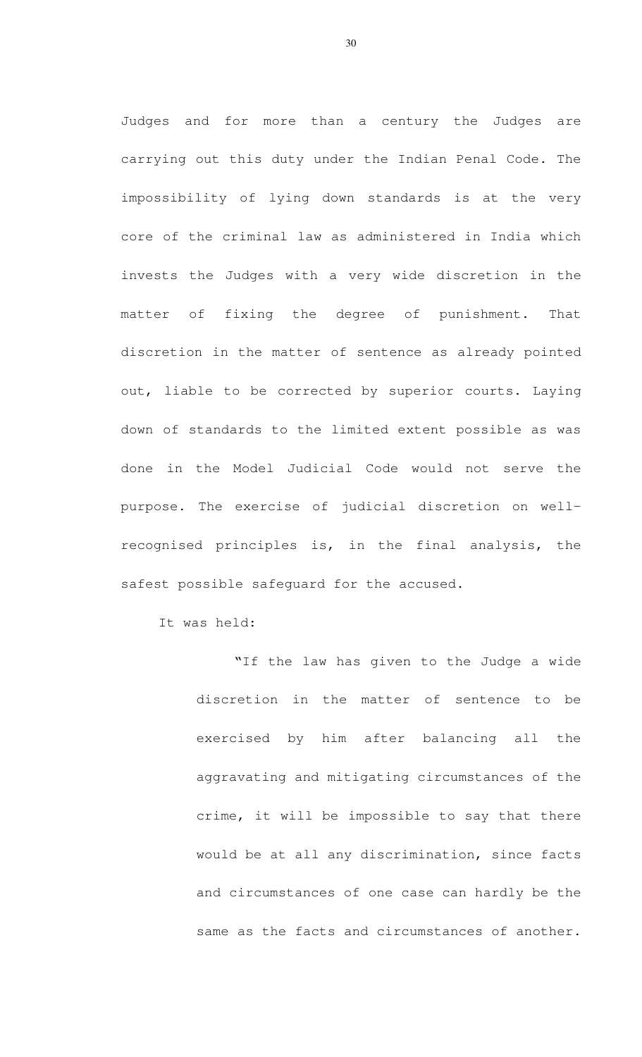Judges and for more than a century the Judges are carrying out this duty under the Indian Penal Code. The impossibility of lying down standards is at the very core of the criminal law as administered in India which invests the Judges with a very wide discretion in the matter of fixing the degree of punishment. That discretion in the matter of sentence as already pointed out, liable to be corrected by superior courts. Laying down of standards to the limited extent possible as was done in the Model Judicial Code would not serve the purpose. The exercise of judicial discretion on well-recognised principles is, in the final analysis, the safest possible safeguard for the accused.

It was held:

> "If the law has given to the Judge a wide discretion in the matter of sentence to be exercised by him after balancing all the aggravating and mitigating circumstances of the crime, it will be impossible to say that there would be at all any discrimination, since facts and circumstances of one case can hardly be the same as the facts and circumstances of another.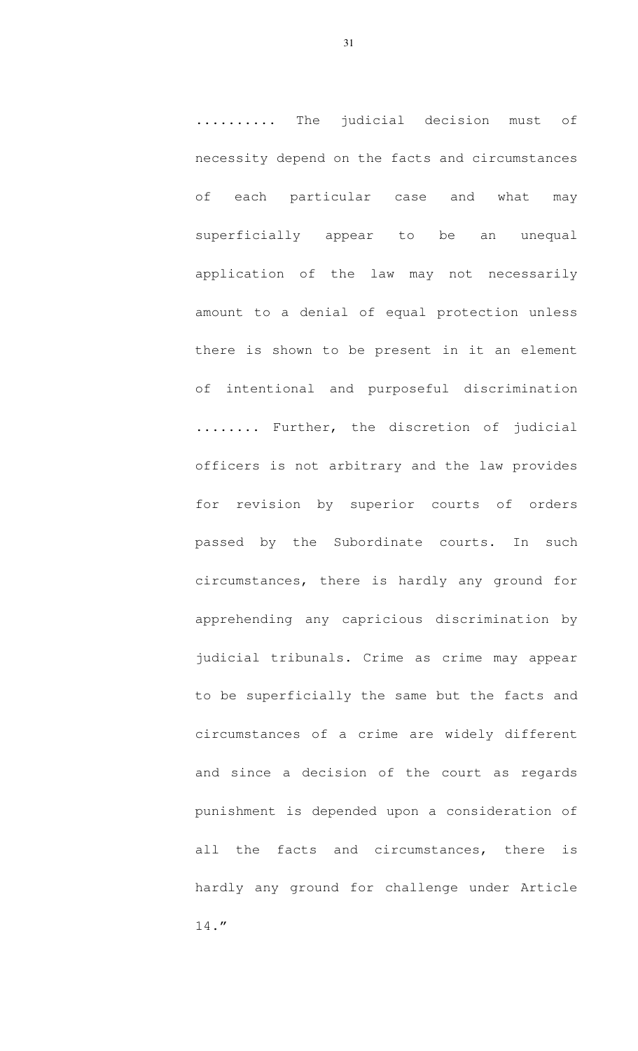.......... The judicial decision must of necessity depend on the facts and circumstances of each particular case and what may superficially appear to be an unequal application of the law may not necessarily amount to a denial of equal protection unless there is shown to be present in it an element of intentional and purposeful discrimination ........ Further, the discretion of judicial officers is not arbitrary and the law provides for revision by superior courts of orders passed by the Subordinate courts. In such circumstances, there is hardly any ground for apprehending any capricious discrimination by judicial tribunals. Crime as crime may appear to be superficially the same but the facts and circumstances of a crime are widely different and since a decision of the court as regards punishment is depended upon a consideration of all the facts and circumstances, there is hardly any ground for challenge under Article 14."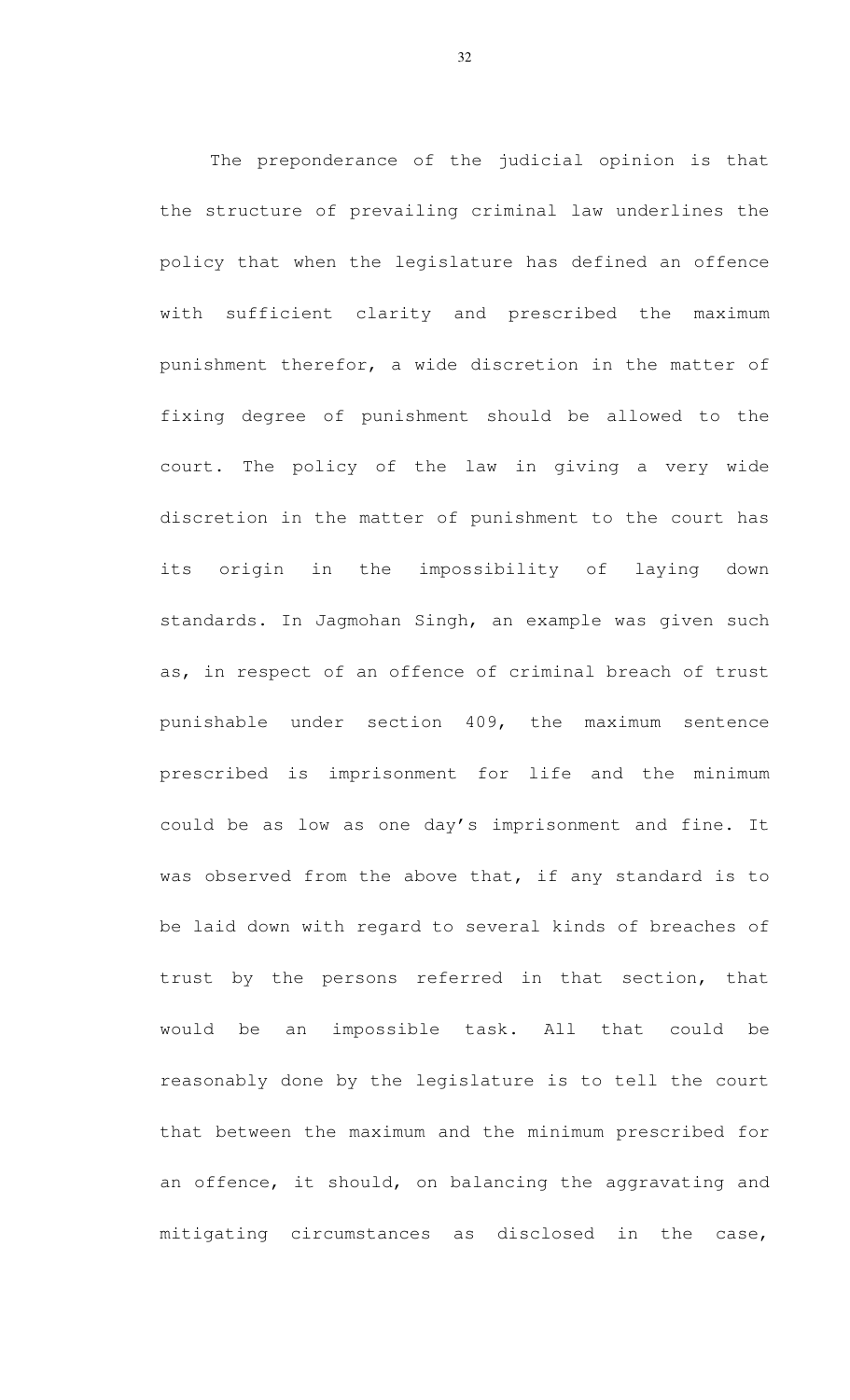The preponderance of the judicial opinion is that the structure of prevailing criminal law underlines the policy that when the legislature has defined an offence with sufficient clarity and prescribed the maximum punishment therefor, a wide discretion in the matter of fixing degree of punishment should be allowed to the court. The policy of the law in giving a very wide discretion in the matter of punishment to the court has its origin in the impossibility of laying down standards. In Jagmohan Singh, an example was given such as, in respect of an offence of criminal breach of trust punishable under section 409, the maximum sentence prescribed is imprisonment for life and the minimum could be as low as one day's imprisonment and fine. It was observed from the above that, if any standard is to be laid down with regard to several kinds of breaches of trust by the persons referred in that section, that would be an impossible task. All that could be reasonably done by the legislature is to tell the court that between the maximum and the minimum prescribed for an offence, it should, on balancing the aggravating and mitigating circumstances as disclosed in the case,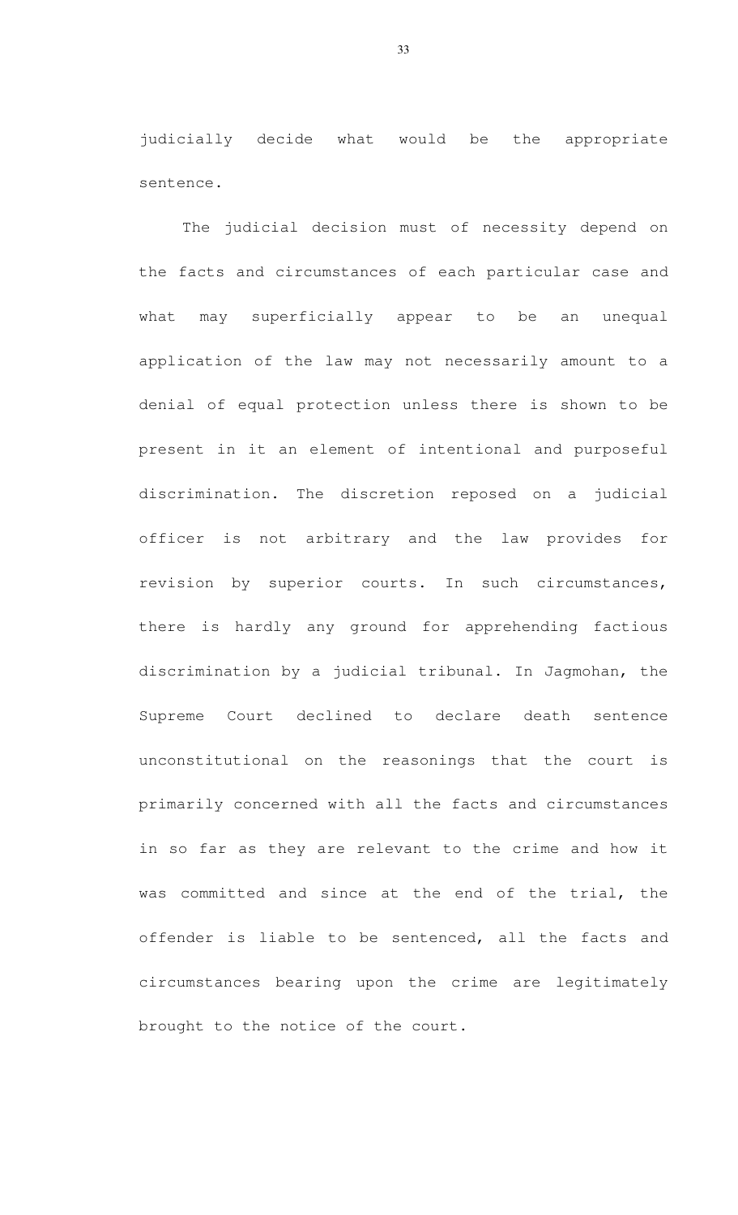judicially decide what would be the appropriate sentence.

The judicial decision must of necessity depend on the facts and circumstances of each particular case and what may superficially appear to be an unequal application of the law may not necessarily amount to a denial of equal protection unless there is shown to be present in it an element of intentional and purposeful discrimination. The discretion reposed on a judicial officer is not arbitrary and the law provides for revision by superior courts. In such circumstances, there is hardly any ground for apprehending factious discrimination by a judicial tribunal. In Jagmohan, the Supreme Court declined to declare death sentence unconstitutional on the reasonings that the court is primarily concerned with all the facts and circumstances in so far as they are relevant to the crime and how it was committed and since at the end of the trial, the offender is liable to be sentenced, all the facts and circumstances bearing upon the crime are legitimately brought to the notice of the court.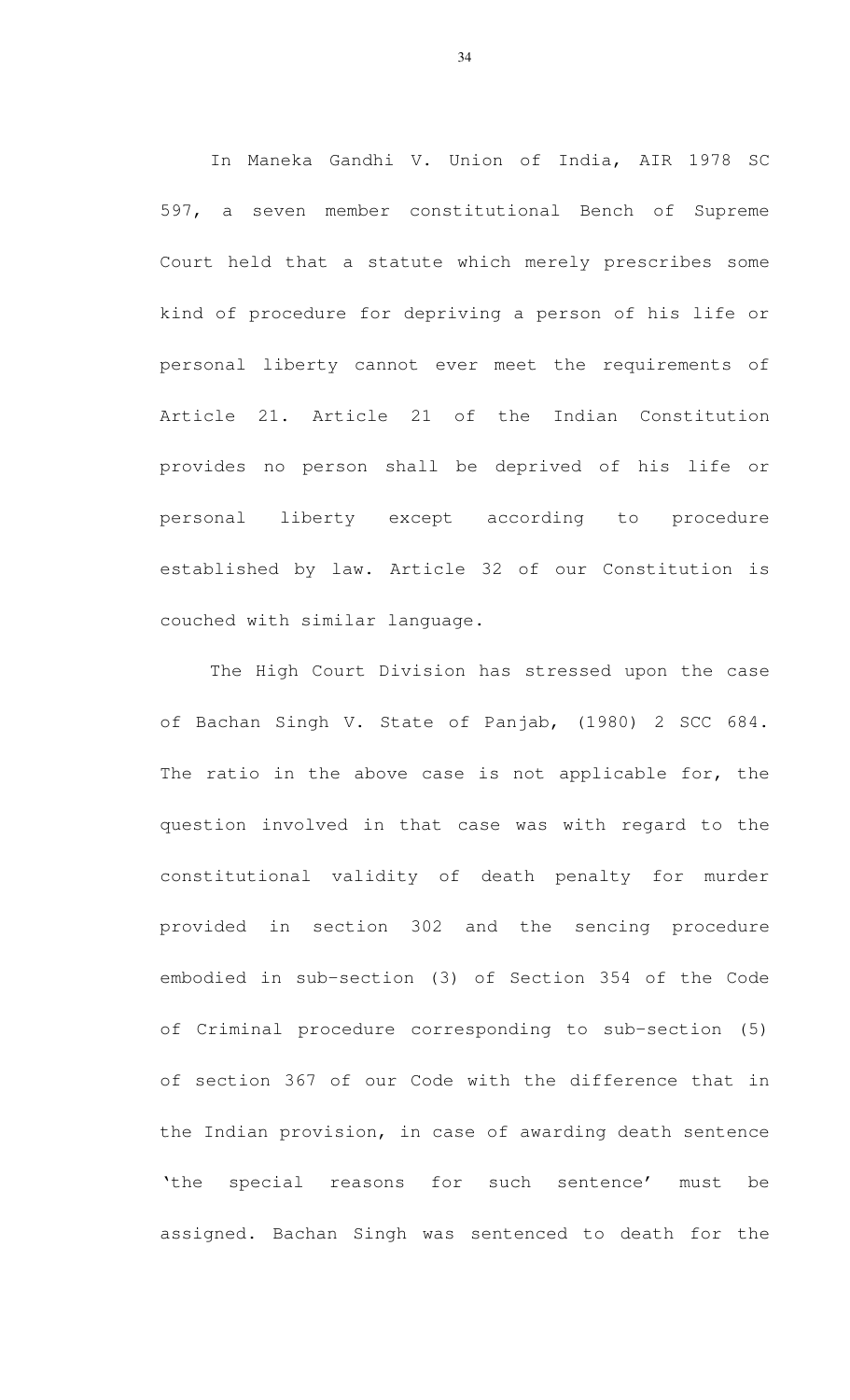In Maneka Gandhi V. Union of India, AIR 1978 SC 597, a seven member constitutional Bench of Supreme Court held that a statute which merely prescribes some kind of procedure for depriving a person of his life or personal liberty cannot ever meet the requirements of Article 21. Article 21 of the Indian Constitution provides no person shall be deprived of his life or personal liberty except according to procedure established by law. Article 32 of our Constitution is couched with similar language.

The High Court Division has stressed upon the case of Bachan Singh V. State of Panjab, (1980) 2 SCC 684. The ratio in the above case is not applicable for, the question involved in that case was with regard to the constitutional validity of death penalty for murder provided in section 302 and the sencing procedure embodied in sub-section (3) of Section 354 of the Code of Criminal procedure corresponding to sub-section (5) of section 367 of our Code with the difference that in the Indian provision, in case of awarding death sentence 'the special reasons for such sentence' must be assigned. Bachan Singh was sentenced to death for the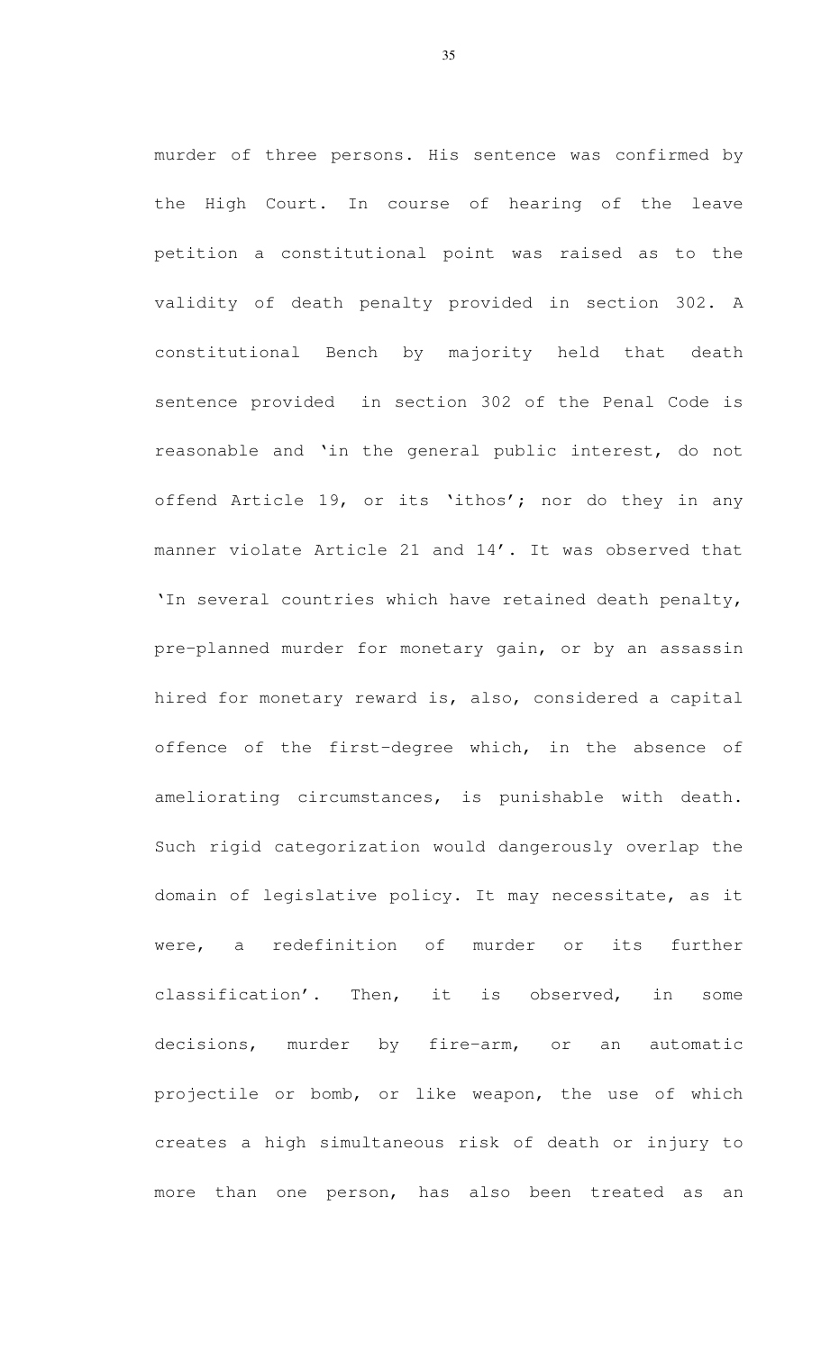murder of three persons. His sentence was confirmed by the High Court. In course of hearing of the leave petition a constitutional point was raised as to the validity of death penalty provided in section 302. A constitutional Bench by majority held that death sentence provided in section 302 of the Penal Code is reasonable and 'in the general public interest, do not offend Article 19, or its 'ithos'; nor do they in any manner violate Article 21 and 14'. It was observed that 'In several countries which have retained death penalty, pre-planned murder for monetary gain, or by an assassin hired for monetary reward is, also, considered a capital offence of the first-degree which, in the absence of ameliorating circumstances, is punishable with death. Such rigid categorization would dangerously overlap the domain of legislative policy. It may necessitate, as it were, a redefinition of murder or its further classification'. Then, it is observed, in some decisions, murder by fire-arm, or an automatic projectile or bomb, or like weapon, the use of which creates a high simultaneous risk of death or injury to more than one person, has also been treated as an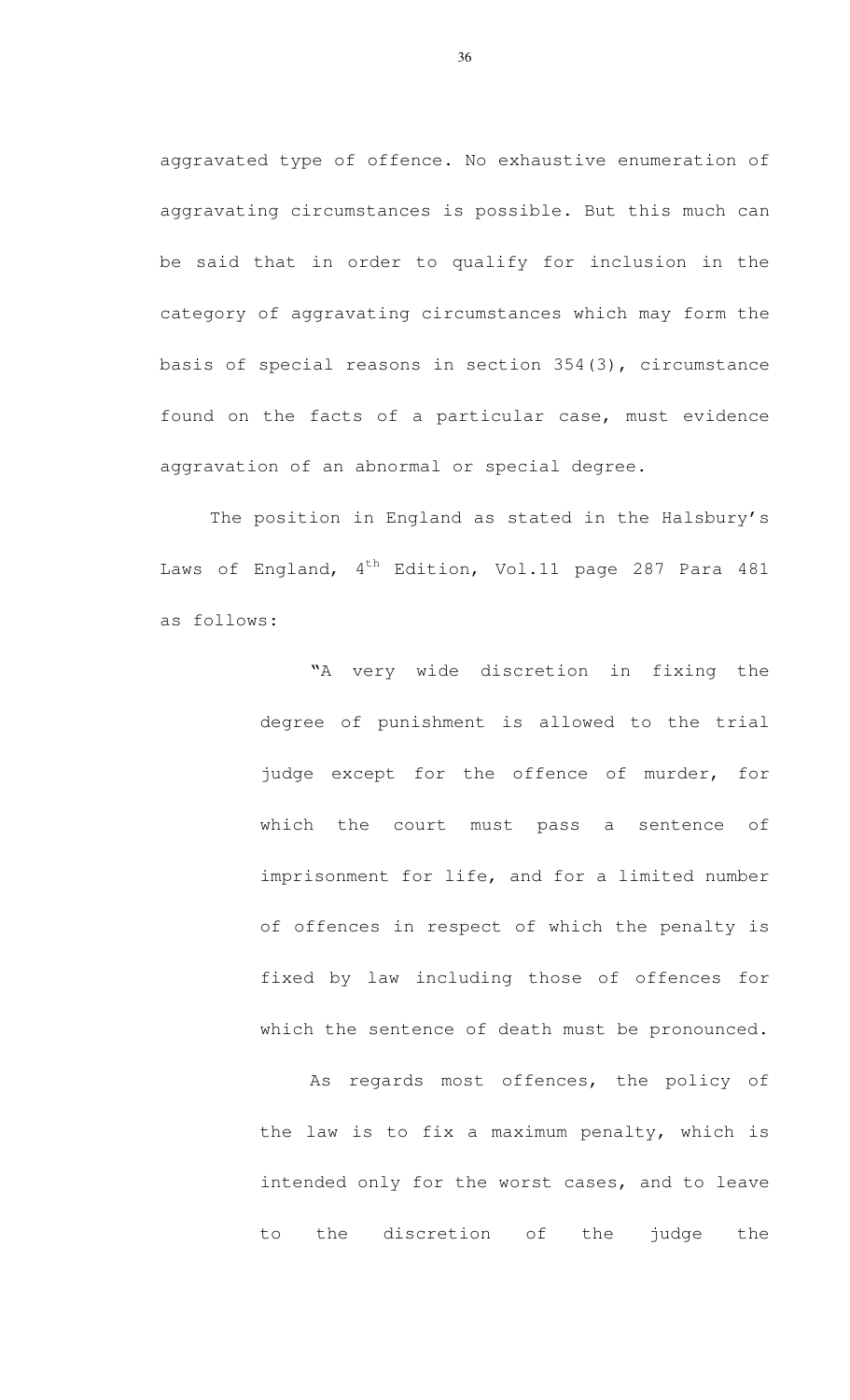aggravated type of offence. No exhaustive enumeration of aggravating circumstances is possible. But this much can be said that in order to qualify for inclusion in the category of aggravating circumstances which may form the basis of special reasons in section 354(3), circumstance found on the facts of a particular case, must evidence aggravation of an abnormal or special degree.

The position in England as stated in the Halsbury's Laws of England, 4th Edition, Vol.11 page 287 Para 481 as follows:

> "A very wide discretion in fixing the degree of punishment is allowed to the trial judge except for the offence of murder, for which the court must pass a sentence of imprisonment for life, and for a limited number of offences in respect of which the penalty is fixed by law including those of offences for which the sentence of death must be pronounced.
>
> As regards most offences, the policy of the law is to fix a maximum penalty, which is intended only for the worst cases, and to leave to the discretion of the judge the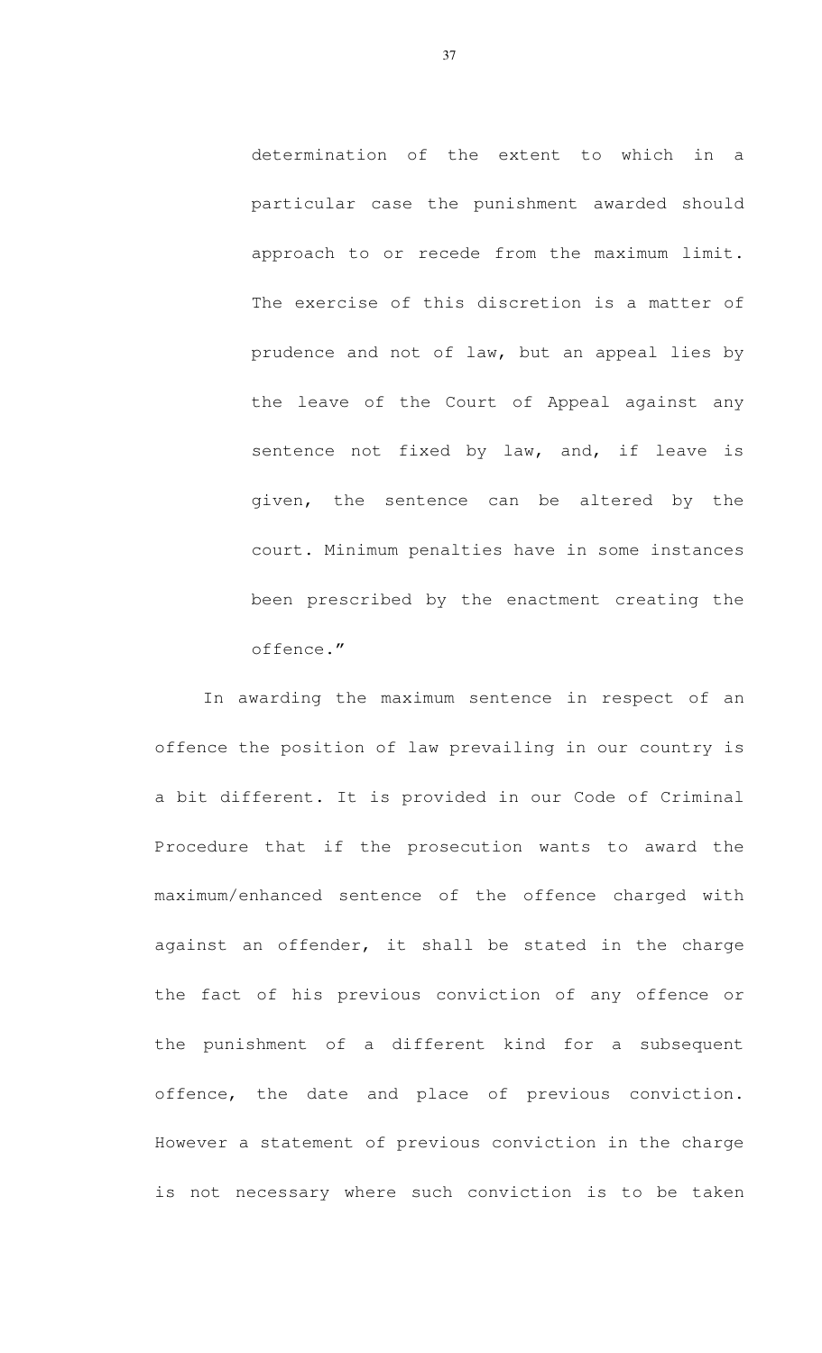> determination of the extent to which in a particular case the punishment awarded should approach to or recede from the maximum limit. The exercise of this discretion is a matter of prudence and not of law, but an appeal lies by the leave of the Court of Appeal against any sentence not fixed by law, and, if leave is given, the sentence can be altered by the court. Minimum penalties have in some instances been prescribed by the enactment creating the offence."

In awarding the maximum sentence in respect of an offence the position of law prevailing in our country is a bit different. It is provided in our Code of Criminal Procedure that if the prosecution wants to award the maximum/enhanced sentence of the offence charged with against an offender, it shall be stated in the charge the fact of his previous conviction of any offence or the punishment of a different kind for a subsequent offence, the date and place of previous conviction. However a statement of previous conviction in the charge is not necessary where such conviction is to be taken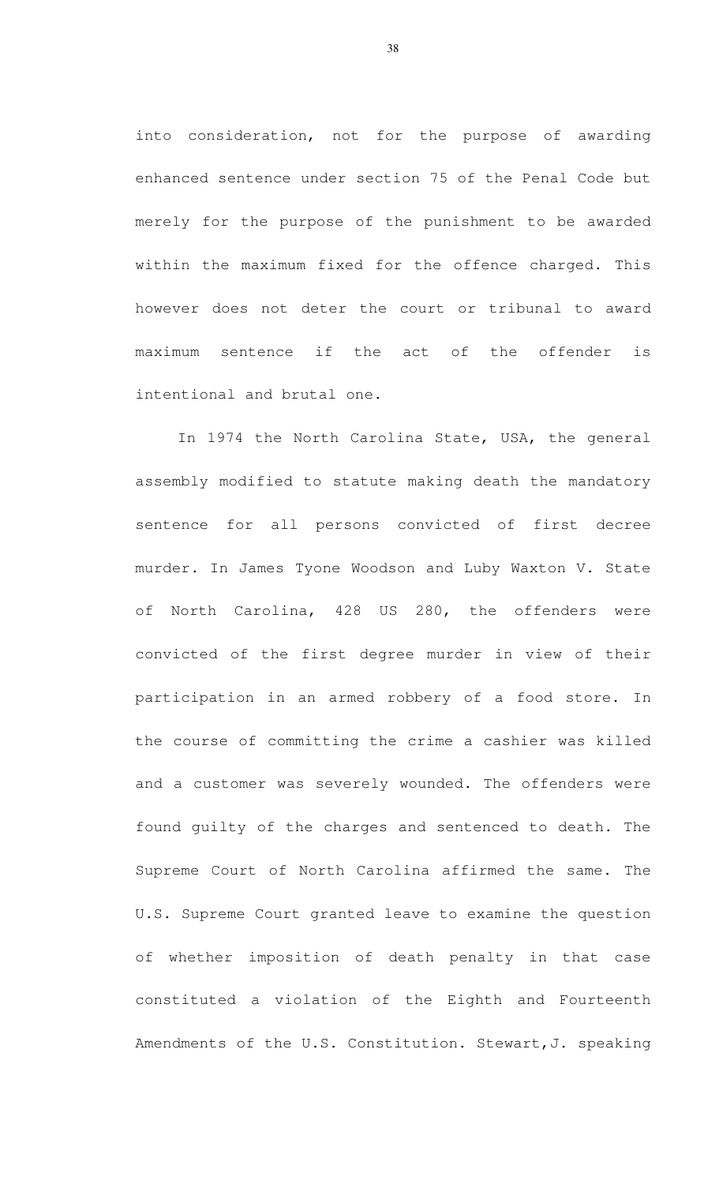into consideration, not for the purpose of awarding enhanced sentence under section 75 of the Penal Code but merely for the purpose of the punishment to be awarded within the maximum fixed for the offence charged. This however does not deter the court or tribunal to award maximum sentence if the act of the offender is intentional and brutal one.

In 1974 the North Carolina State, USA, the general assembly modified to statute making death the mandatory sentence for all persons convicted of first decree murder. In James Tyone Woodson and Luby Waxton V. State of North Carolina, 428 US 280, the offenders were convicted of the first degree murder in view of their participation in an armed robbery of a food store. In the course of committing the crime a cashier was killed and a customer was severely wounded. The offenders were found guilty of the charges and sentenced to death. The Supreme Court of North Carolina affirmed the same. The U.S. Supreme Court granted leave to examine the question of whether imposition of death penalty in that case constituted a violation of the Eighth and Fourteenth Amendments of the U.S. Constitution. Stewart,J. speaking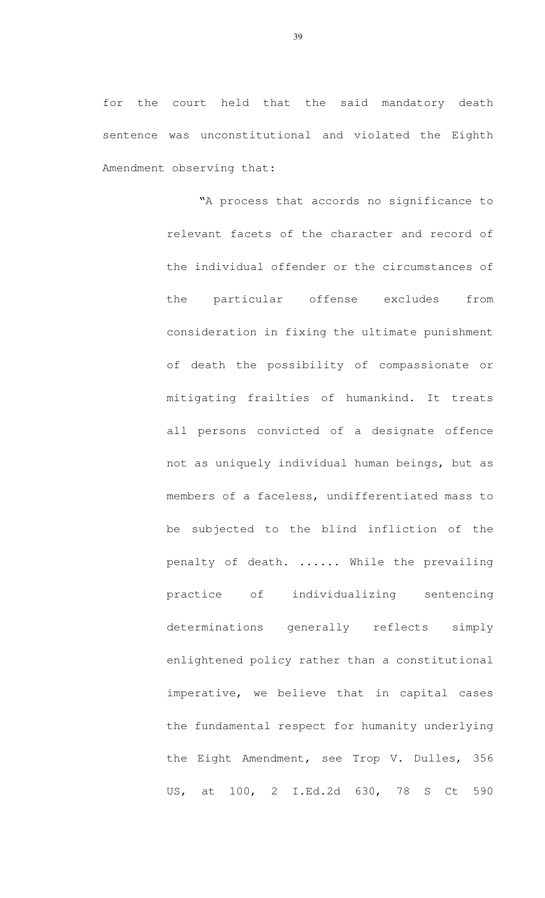for the court held that the said mandatory death sentence was unconstitutional and violated the Eighth Amendment observing that:

> "A process that accords no significance to relevant facets of the character and record of the individual offender or the circumstances of the particular offense excludes from consideration in fixing the ultimate punishment of death the possibility of compassionate or mitigating frailties of humankind. It treats all persons convicted of a designate offence not as uniquely individual human beings, but as members of a faceless, undifferentiated mass to be subjected to the blind infliction of the penalty of death. ...... While the prevailing practice of individualizing sentencing determinations generally reflects simply enlightened policy rather than a constitutional imperative, we believe that in capital cases the fundamental respect for humanity underlying the Eight Amendment, see Trop V. Dulles, 356 US, at 100, 2 I.Ed.2d 630, 78 S Ct 590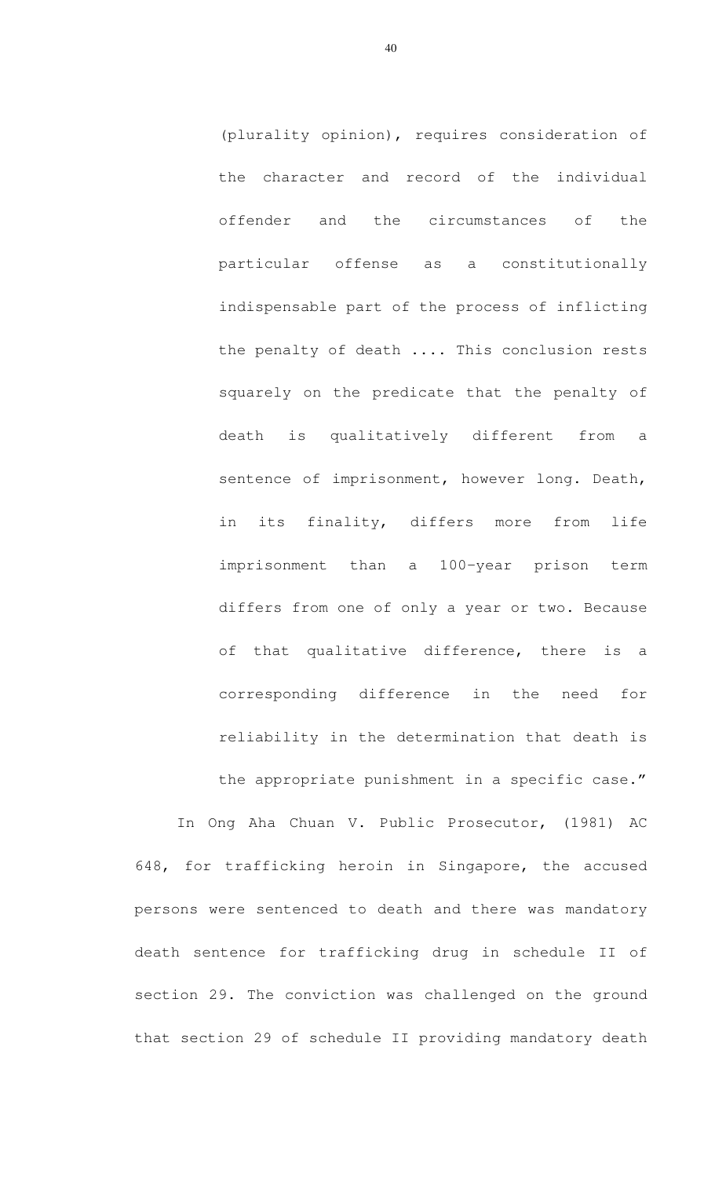> (plurality opinion), requires consideration of the character and record of the individual offender and the circumstances of the particular offense as a constitutionally indispensable part of the process of inflicting the penalty of death .... This conclusion rests squarely on the predicate that the penalty of death is qualitatively different from a sentence of imprisonment, however long. Death, in its finality, differs more from life imprisonment than a 100-year prison term differs from one of only a year or two. Because of that qualitative difference, there is a corresponding difference in the need for reliability in the determination that death is the appropriate punishment in a specific case."

In Ong Aha Chuan V. Public Prosecutor, (1981) AC 648, for trafficking heroin in Singapore, the accused persons were sentenced to death and there was mandatory death sentence for trafficking drug in schedule II of section 29. The conviction was challenged on the ground that section 29 of schedule II providing mandatory death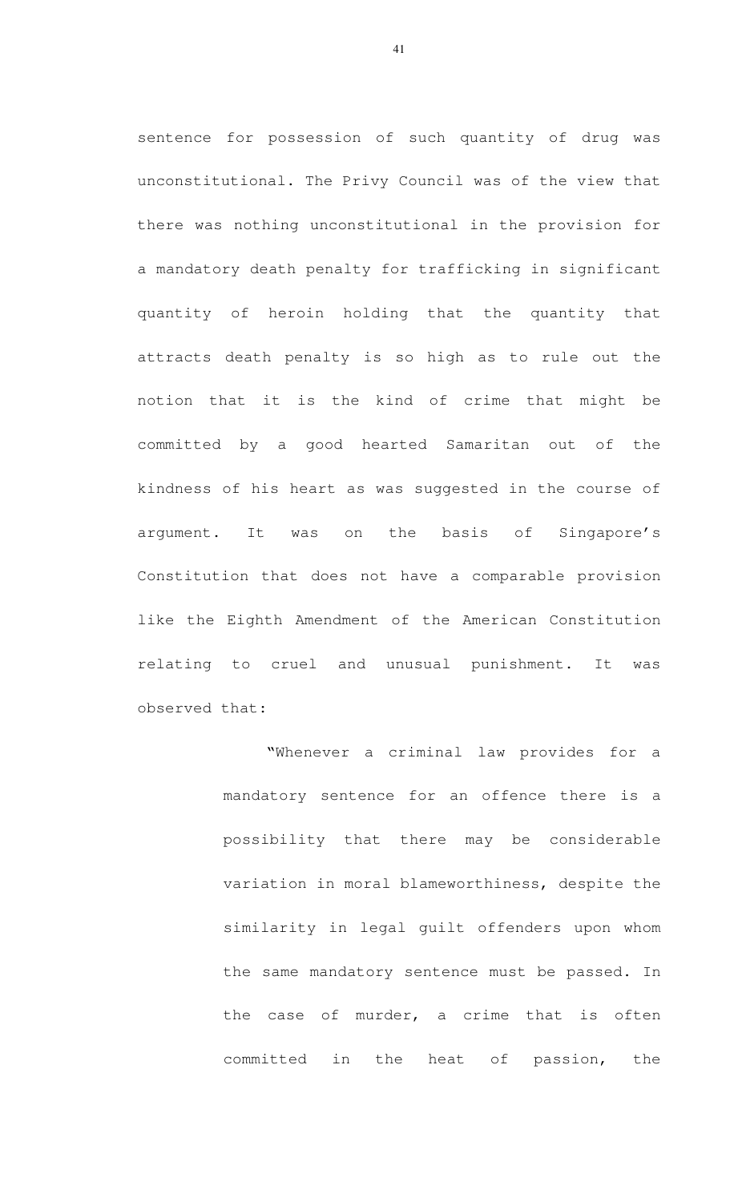sentence for possession of such quantity of drug was unconstitutional. The Privy Council was of the view that there was nothing unconstitutional in the provision for a mandatory death penalty for trafficking in significant quantity of heroin holding that the quantity that attracts death penalty is so high as to rule out the notion that it is the kind of crime that might be committed by a good hearted Samaritan out of the kindness of his heart as was suggested in the course of argument. It was on the basis of Singapore's Constitution that does not have a comparable provision like the Eighth Amendment of the American Constitution relating to cruel and unusual punishment. It was observed that:

> "Whenever a criminal law provides for a mandatory sentence for an offence there is a possibility that there may be considerable variation in moral blameworthiness, despite the similarity in legal guilt offenders upon whom the same mandatory sentence must be passed. In the case of murder, a crime that is often committed in the heat of passion, the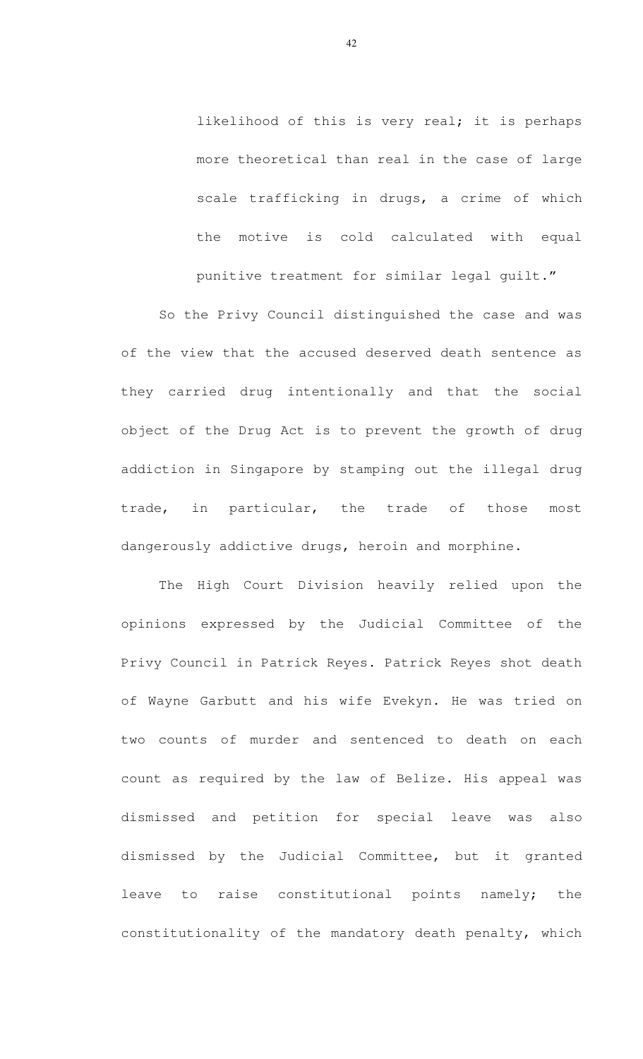> likelihood of this is very real; it is perhaps more theoretical than real in the case of large scale trafficking in drugs, a crime of which the motive is cold calculated with equal punitive treatment for similar legal guilt."

So the Privy Council distinguished the case and was of the view that the accused deserved death sentence as they carried drug intentionally and that the social object of the Drug Act is to prevent the growth of drug addiction in Singapore by stamping out the illegal drug trade, in particular, the trade of those most dangerously addictive drugs, heroin and morphine.

The High Court Division heavily relied upon the opinions expressed by the Judicial Committee of the Privy Council in Patrick Reyes. Patrick Reyes shot death of Wayne Garbutt and his wife Evekyn. He was tried on two counts of murder and sentenced to death on each count as required by the law of Belize. His appeal was dismissed and petition for special leave was also dismissed by the Judicial Committee, but it granted leave to raise constitutional points namely; the constitutionality of the mandatory death penalty, which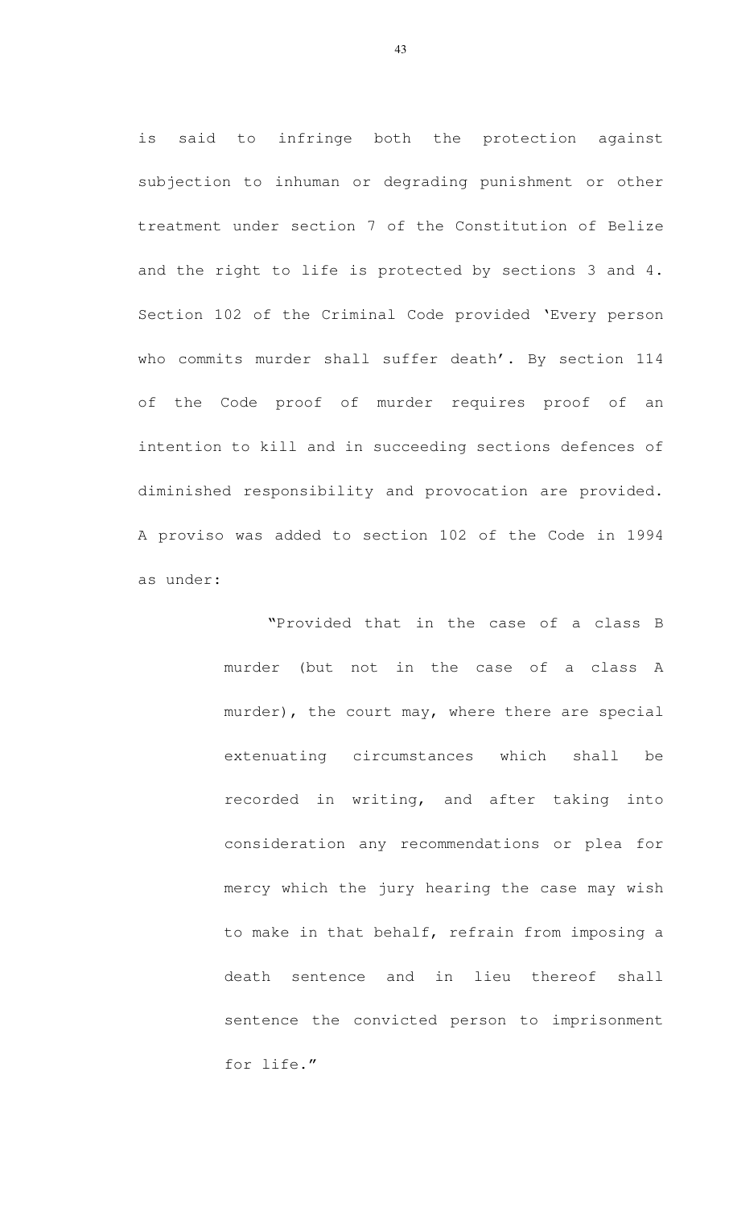is said to infringe both the protection against subjection to inhuman or degrading punishment or other treatment under section 7 of the Constitution of Belize and the right to life is protected by sections 3 and 4. Section 102 of the Criminal Code provided 'Every person who commits murder shall suffer death'. By section 114 of the Code proof of murder requires proof of an intention to kill and in succeeding sections defences of diminished responsibility and provocation are provided. A proviso was added to section 102 of the Code in 1994 as under:

> "Provided that in the case of a class B murder (but not in the case of a class A murder), the court may, where there are special extenuating circumstances which shall be recorded in writing, and after taking into consideration any recommendations or plea for mercy which the jury hearing the case may wish to make in that behalf, refrain from imposing a death sentence and in lieu thereof shall sentence the convicted person to imprisonment for life."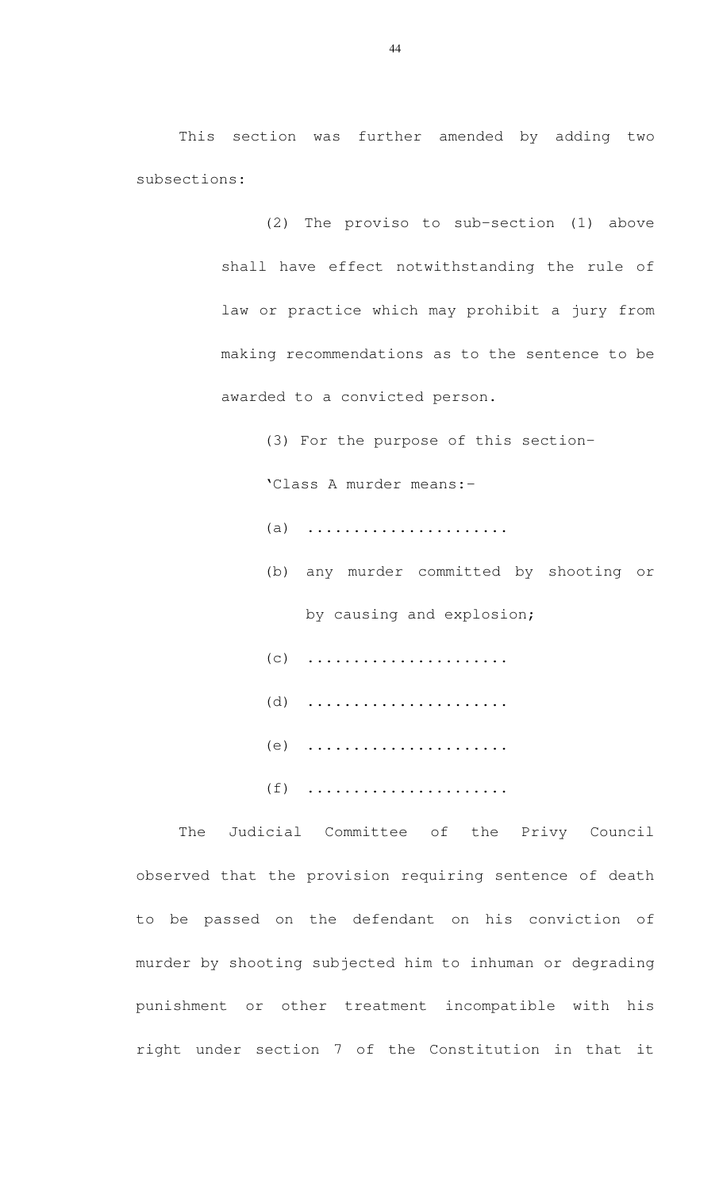This section was further amended by adding two subsections:

> (2) The proviso to sub-section (1) above shall have effect notwithstanding the rule of law or practice which may prohibit a jury from making recommendations as to the sentence to be awarded to a convicted person.
>
> (3) For the purpose of this section–
>
> 'Class A murder means:-
>
> (a) ......................
>
> (b) any murder committed by shooting or by causing and explosion;
>
> (c) ......................
>
> (d) ......................
>
> (e) ......................
>
> (f) ......................

The Judicial Committee of the Privy Council observed that the provision requiring sentence of death to be passed on the defendant on his conviction of murder by shooting subjected him to inhuman or degrading punishment or other treatment incompatible with his right under section 7 of the Constitution in that it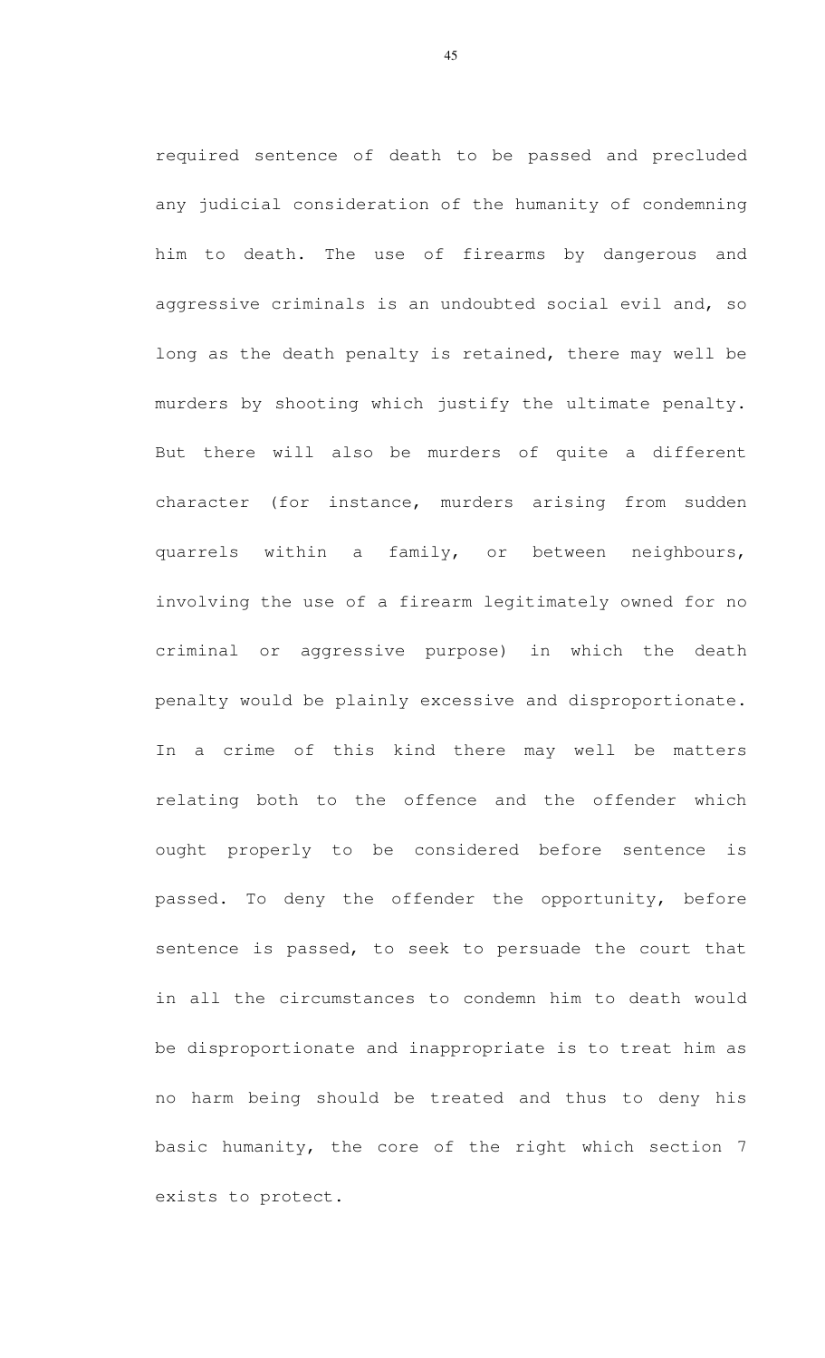required sentence of death to be passed and precluded any judicial consideration of the humanity of condemning him to death. The use of firearms by dangerous and aggressive criminals is an undoubted social evil and, so long as the death penalty is retained, there may well be murders by shooting which justify the ultimate penalty. But there will also be murders of quite a different character (for instance, murders arising from sudden quarrels within a family, or between neighbours, involving the use of a firearm legitimately owned for no criminal or aggressive purpose) in which the death penalty would be plainly excessive and disproportionate. In a crime of this kind there may well be matters relating both to the offence and the offender which ought properly to be considered before sentence is passed. To deny the offender the opportunity, before sentence is passed, to seek to persuade the court that in all the circumstances to condemn him to death would be disproportionate and inappropriate is to treat him as no harm being should be treated and thus to deny his basic humanity, the core of the right which section 7 exists to protect.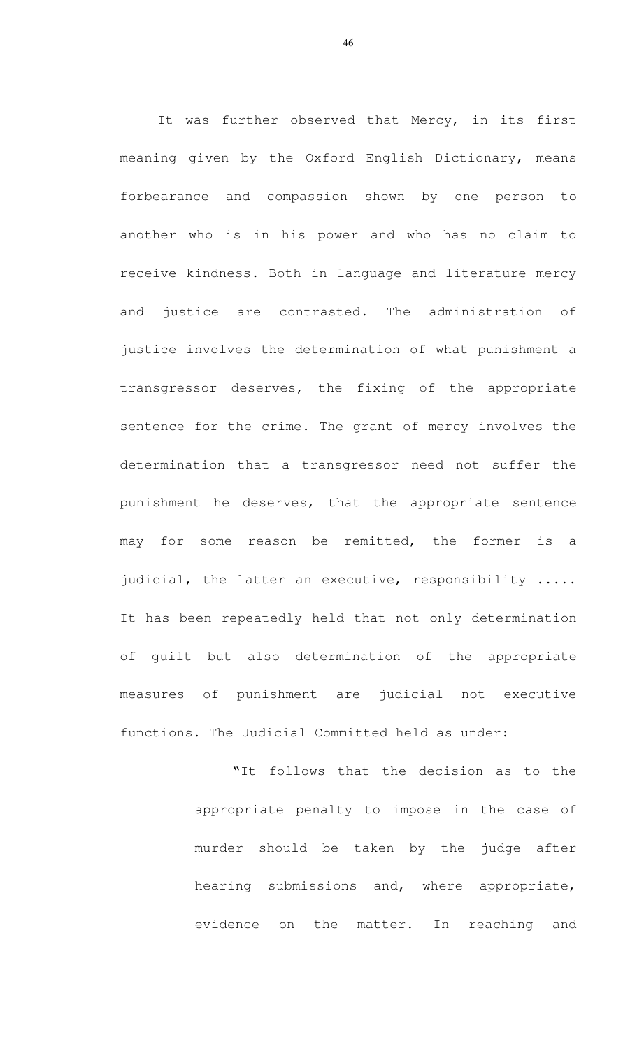It was further observed that Mercy, in its first meaning given by the Oxford English Dictionary, means forbearance and compassion shown by one person to another who is in his power and who has no claim to receive kindness. Both in language and literature mercy and justice are contrasted. The administration of justice involves the determination of what punishment a transgressor deserves, the fixing of the appropriate sentence for the crime. The grant of mercy involves the determination that a transgressor need not suffer the punishment he deserves, that the appropriate sentence may for some reason be remitted, the former is a judicial, the latter an executive, responsibility ..... It has been repeatedly held that not only determination of guilt but also determination of the appropriate measures of punishment are judicial not executive functions. The Judicial Committed held as under:

> "It follows that the decision as to the appropriate penalty to impose in the case of murder should be taken by the judge after hearing submissions and, where appropriate, evidence on the matter. In reaching and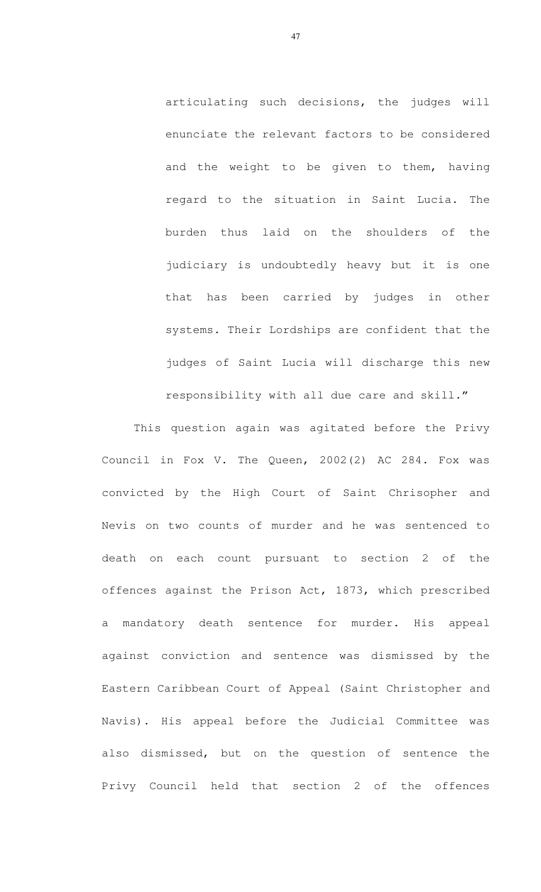> articulating such decisions, the judges will enunciate the relevant factors to be considered and the weight to be given to them, having regard to the situation in Saint Lucia. The burden thus laid on the shoulders of the judiciary is undoubtedly heavy but it is one that has been carried by judges in other systems. Their Lordships are confident that the judges of Saint Lucia will discharge this new responsibility with all due care and skill."

This question again was agitated before the Privy Council in Fox V. The Queen, 2002(2) AC 284. Fox was convicted by the High Court of Saint Chrisopher and Nevis on two counts of murder and he was sentenced to death on each count pursuant to section 2 of the offences against the Prison Act, 1873, which prescribed a mandatory death sentence for murder. His appeal against conviction and sentence was dismissed by the Eastern Caribbean Court of Appeal (Saint Christopher and Navis). His appeal before the Judicial Committee was also dismissed, but on the question of sentence the Privy Council held that section 2 of the offences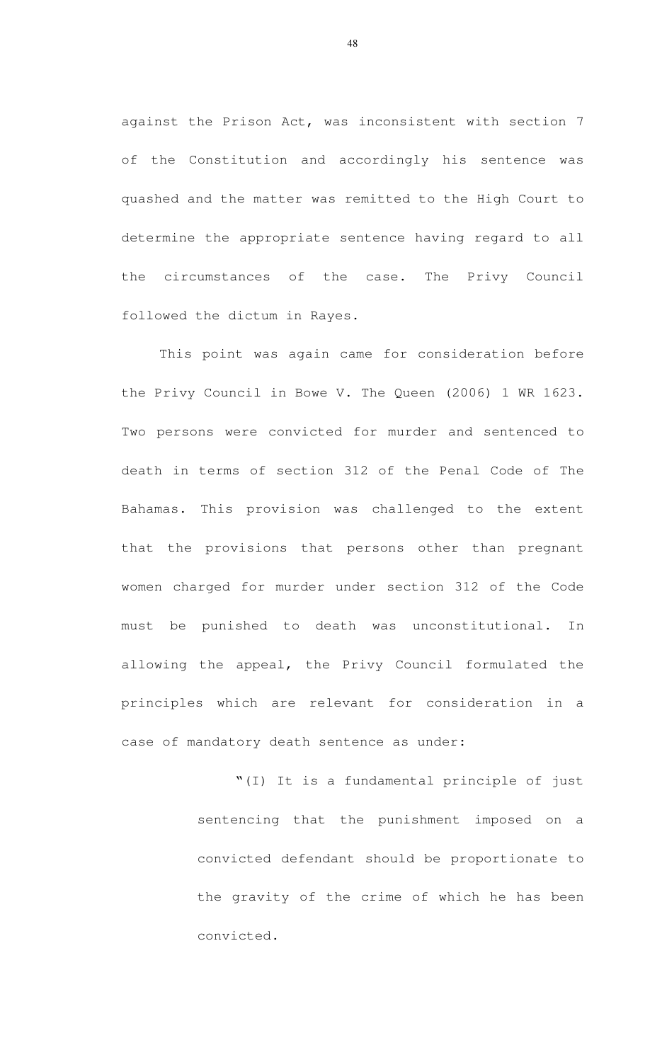against the Prison Act, was inconsistent with section 7 of the Constitution and accordingly his sentence was quashed and the matter was remitted to the High Court to determine the appropriate sentence having regard to all the circumstances of the case. The Privy Council followed the dictum in Rayes.

This point was again came for consideration before the Privy Council in Bowe V. The Queen (2006) 1 WR 1623. Two persons were convicted for murder and sentenced to death in terms of section 312 of the Penal Code of The Bahamas. This provision was challenged to the extent that the provisions that persons other than pregnant women charged for murder under section 312 of the Code must be punished to death was unconstitutional. In allowing the appeal, the Privy Council formulated the principles which are relevant for consideration in a case of mandatory death sentence as under:

> "(I) It is a fundamental principle of just sentencing that the punishment imposed on a convicted defendant should be proportionate to the gravity of the crime of which he has been convicted.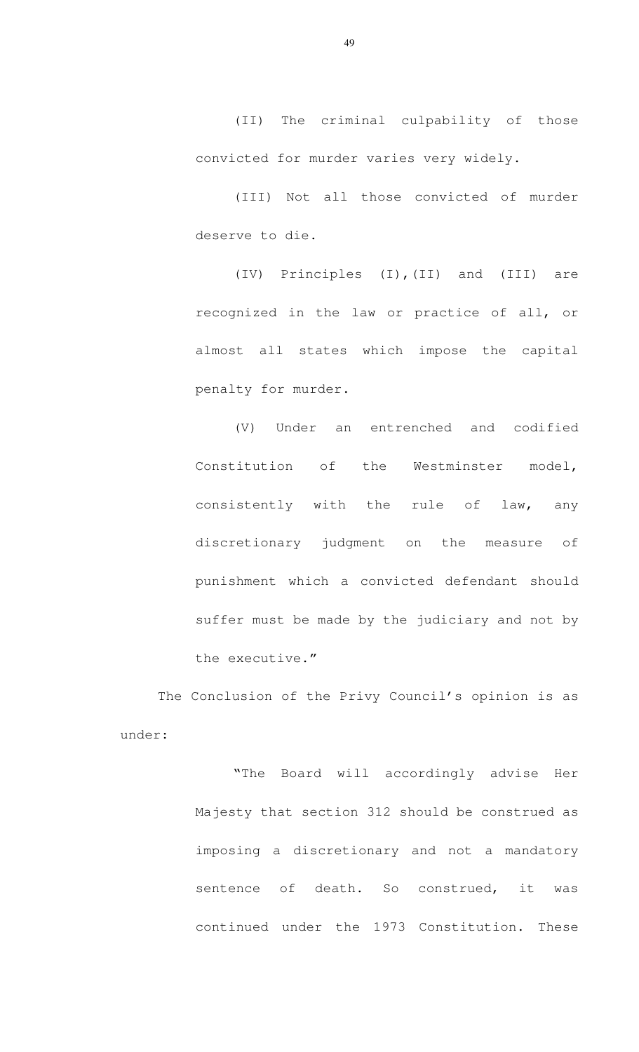> (II) The criminal culpability of those convicted for murder varies very widely.
>
> (III) Not all those convicted of murder deserve to die.
>
> (IV) Principles (I),(II) and (III) are recognized in the law or practice of all, or almost all states which impose the capital penalty for murder.
>
> (V) Under an entrenched and codified Constitution of the Westminster model, consistently with the rule of law, any discretionary judgment on the measure of punishment which a convicted defendant should suffer must be made by the judiciary and not by the executive."

The Conclusion of the Privy Council's opinion is as under:

> "The Board will accordingly advise Her Majesty that section 312 should be construed as imposing a discretionary and not a mandatory sentence of death. So construed, it was continued under the 1973 Constitution. These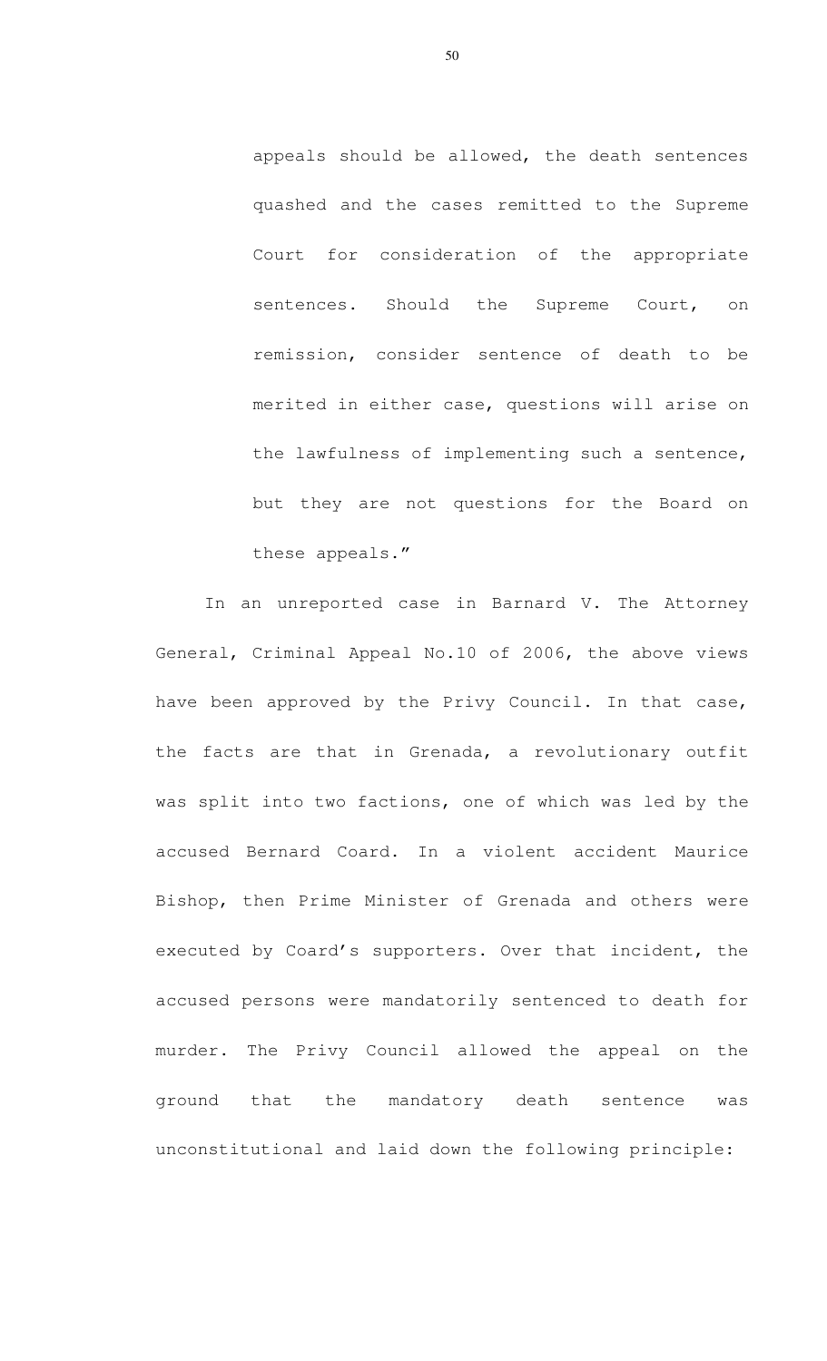> appeals should be allowed, the death sentences quashed and the cases remitted to the Supreme Court for consideration of the appropriate sentences. Should the Supreme Court, on remission, consider sentence of death to be merited in either case, questions will arise on the lawfulness of implementing such a sentence, but they are not questions for the Board on these appeals."

In an unreported case in Barnard V. The Attorney General, Criminal Appeal No.10 of 2006, the above views have been approved by the Privy Council. In that case, the facts are that in Grenada, a revolutionary outfit was split into two factions, one of which was led by the accused Bernard Coard. In a violent accident Maurice Bishop, then Prime Minister of Grenada and others were executed by Coard's supporters. Over that incident, the accused persons were mandatorily sentenced to death for murder. The Privy Council allowed the appeal on the ground that the mandatory death sentence was unconstitutional and laid down the following principle: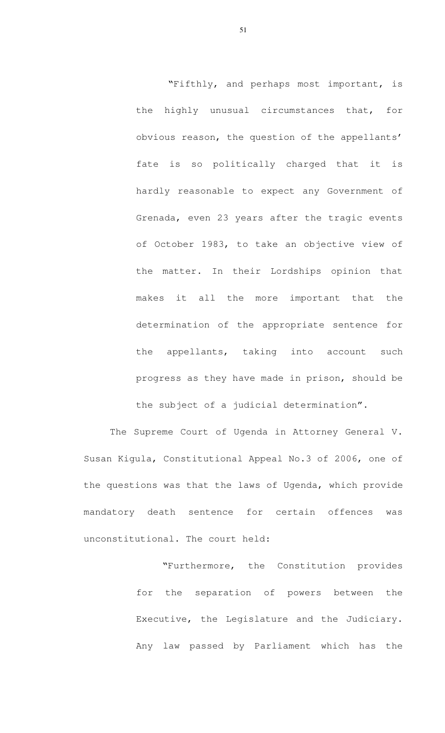> "Fifthly, and perhaps most important, is the highly unusual circumstances that, for obvious reason, the question of the appellants' fate is so politically charged that it is hardly reasonable to expect any Government of Grenada, even 23 years after the tragic events of October 1983, to take an objective view of the matter. In their Lordships opinion that makes it all the more important that the determination of the appropriate sentence for the appellants, taking into account such progress as they have made in prison, should be the subject of a judicial determination".

The Supreme Court of Ugenda in Attorney General V. Susan Kigula, Constitutional Appeal No.3 of 2006, one of the questions was that the laws of Ugenda, which provide mandatory death sentence for certain offences was unconstitutional. The court held:

> "Furthermore, the Constitution provides for the separation of powers between the Executive, the Legislature and the Judiciary. Any law passed by Parliament which has the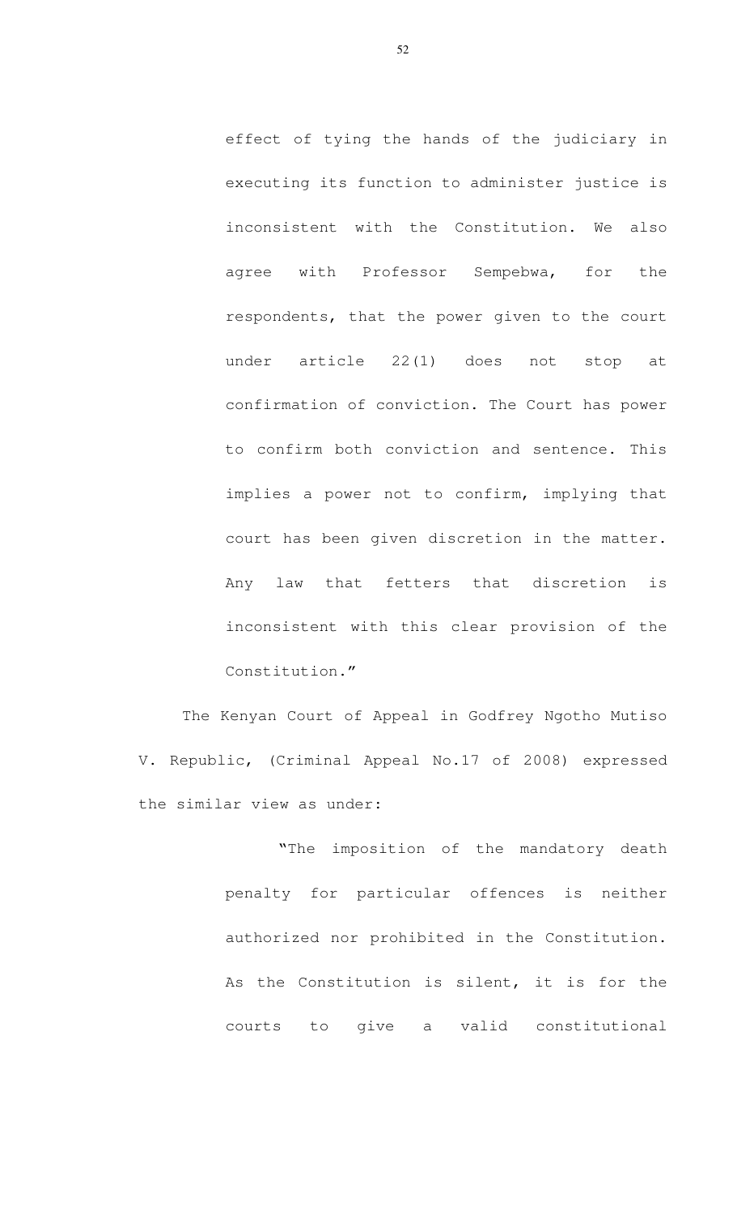> effect of tying the hands of the judiciary in executing its function to administer justice is inconsistent with the Constitution. We also agree with Professor Sempebwa, for the respondents, that the power given to the court under article 22(1) does not stop at confirmation of conviction. The Court has power to confirm both conviction and sentence. This implies a power not to confirm, implying that court has been given discretion in the matter. Any law that fetters that discretion is inconsistent with this clear provision of the Constitution."

The Kenyan Court of Appeal in Godfrey Ngotho Mutiso V. Republic, (Criminal Appeal No.17 of 2008) expressed the similar view as under:

> "The imposition of the mandatory death penalty for particular offences is neither authorized nor prohibited in the Constitution. As the Constitution is silent, it is for the courts to give a valid constitutional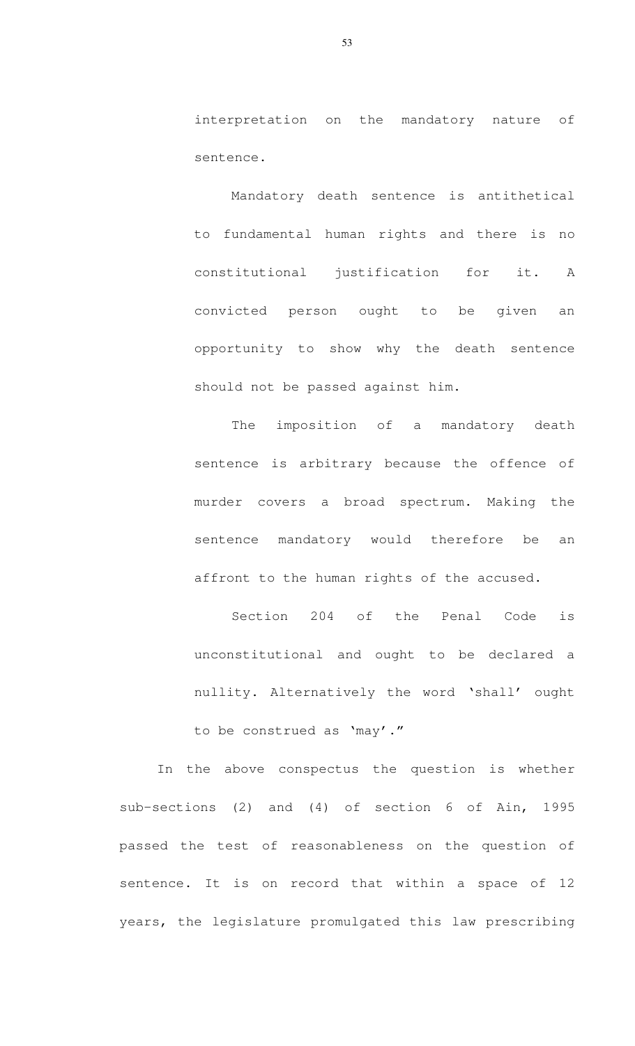> interpretation on the mandatory nature of sentence.
>
> Mandatory death sentence is antithetical to fundamental human rights and there is no constitutional justification for it. A convicted person ought to be given an opportunity to show why the death sentence should not be passed against him.
>
> The imposition of a mandatory death sentence is arbitrary because the offence of murder covers a broad spectrum. Making the sentence mandatory would therefore be an affront to the human rights of the accused.
>
> Section 204 of the Penal Code is unconstitutional and ought to be declared a nullity. Alternatively the word 'shall' ought to be construed as 'may'."

In the above conspectus the question is whether sub-sections (2) and (4) of section 6 of Ain, 1995 passed the test of reasonableness on the question of sentence. It is on record that within a space of 12 years, the legislature promulgated this law prescribing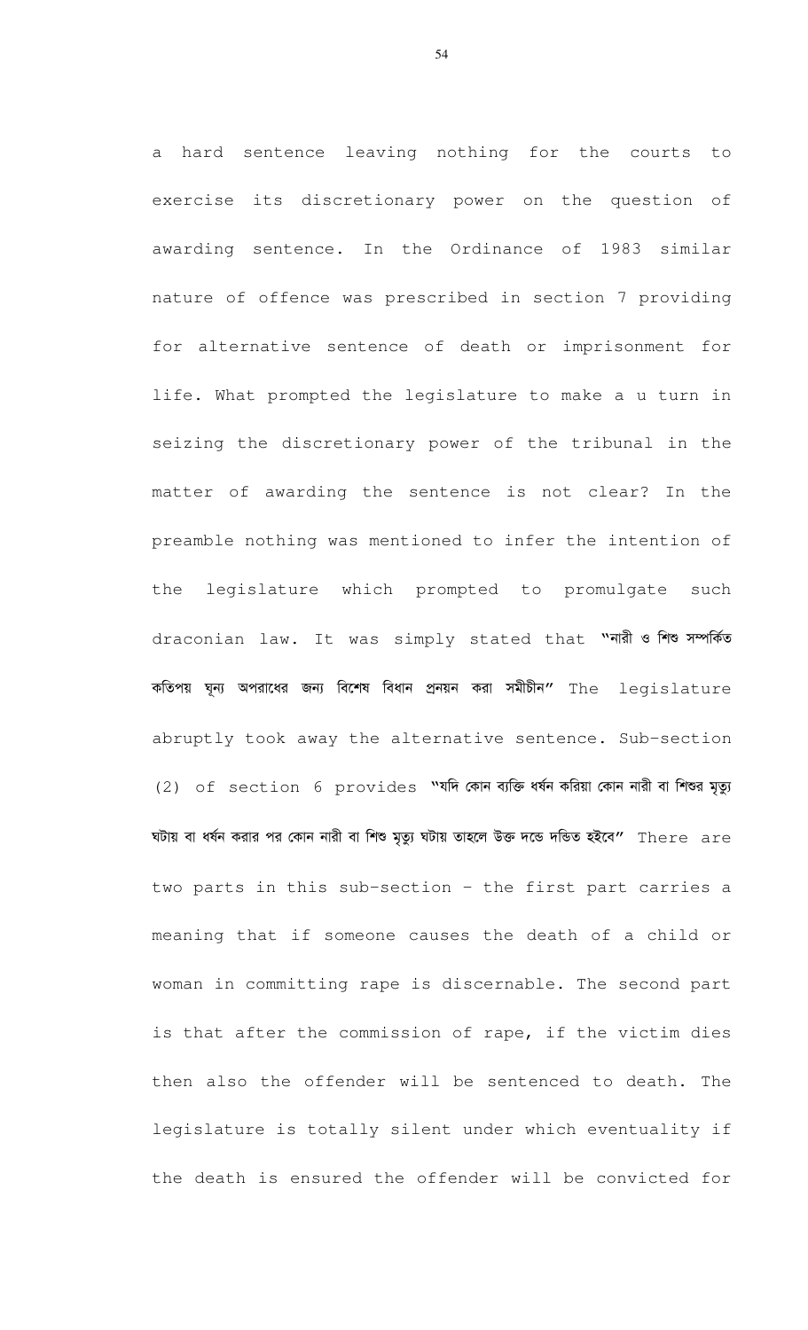a hard sentence leaving nothing for the courts to exercise its discretionary power on the question of awarding sentence. In the Ordinance of 1983 similar nature of offence was prescribed in section 7 providing for alternative sentence of death or imprisonment for life. What prompted the legislature to make a u turn in seizing the discretionary power of the tribunal in the matter of awarding the sentence is not clear? In the preamble nothing was mentioned to infer the intention of the legislature which prompted to promulgate such draconian law. It was simply stated that "নারী ও শিশু সম্পর্কিত কতিপয় ঘৃন্য অপরাধের জন্য বিশেষ বিধান প্রনয়ন করা সমীচীন" The legislature abruptly took away the alternative sentence. Sub-section (2) of section 6 provides "যদি কোন ব্যক্তি ধর্ষন করিয়া কোন নারী বা শিশুর মৃত্যু ঘটায় বা ধর্ষন করার পর কোন নারী বা শিশু মৃত্যু ঘটায় তাহলে উক্ত দন্ডে দন্ডিত হইবে" There are two parts in this sub-section – the first part carries a meaning that if someone causes the death of a child or woman in committing rape is discernable. The second part is that after the commission of rape, if the victim dies then also the offender will be sentenced to death. The legislature is totally silent under which eventuality if the death is ensured the offender will be convicted for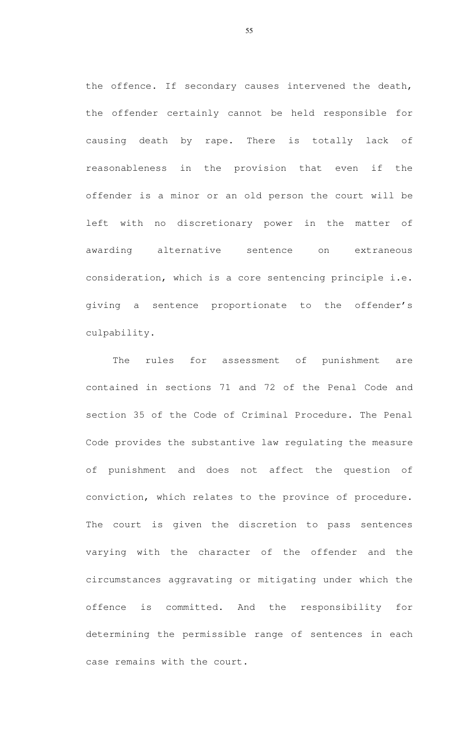the offence. If secondary causes intervened the death, the offender certainly cannot be held responsible for causing death by rape. There is totally lack of reasonableness in the provision that even if the offender is a minor or an old person the court will be left with no discretionary power in the matter of awarding alternative sentence on extraneous consideration, which is a core sentencing principle i.e. giving a sentence proportionate to the offender's culpability.

The rules for assessment of punishment are contained in sections 71 and 72 of the Penal Code and section 35 of the Code of Criminal Procedure. The Penal Code provides the substantive law regulating the measure of punishment and does not affect the question of conviction, which relates to the province of procedure. The court is given the discretion to pass sentences varying with the character of the offender and the circumstances aggravating or mitigating under which the offence is committed. And the responsibility for determining the permissible range of sentences in each case remains with the court.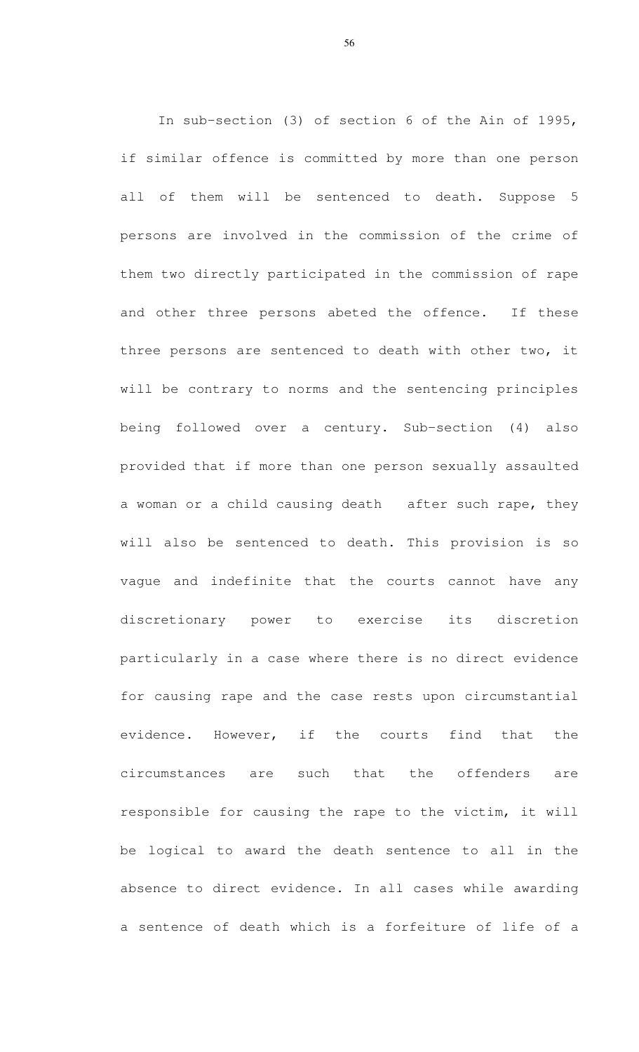In sub-section (3) of section 6 of the Ain of 1995, if similar offence is committed by more than one person all of them will be sentenced to death. Suppose 5 persons are involved in the commission of the crime of them two directly participated in the commission of rape and other three persons abeted the offence. If these three persons are sentenced to death with other two, it will be contrary to norms and the sentencing principles being followed over a century. Sub-section (4) also provided that if more than one person sexually assaulted a woman or a child causing death after such rape, they will also be sentenced to death. This provision is so vague and indefinite that the courts cannot have any discretionary power to exercise its discretion particularly in a case where there is no direct evidence for causing rape and the case rests upon circumstantial evidence. However, if the courts find that the circumstances are such that the offenders are responsible for causing the rape to the victim, it will be logical to award the death sentence to all in the absence to direct evidence. In all cases while awarding a sentence of death which is a forfeiture of life of a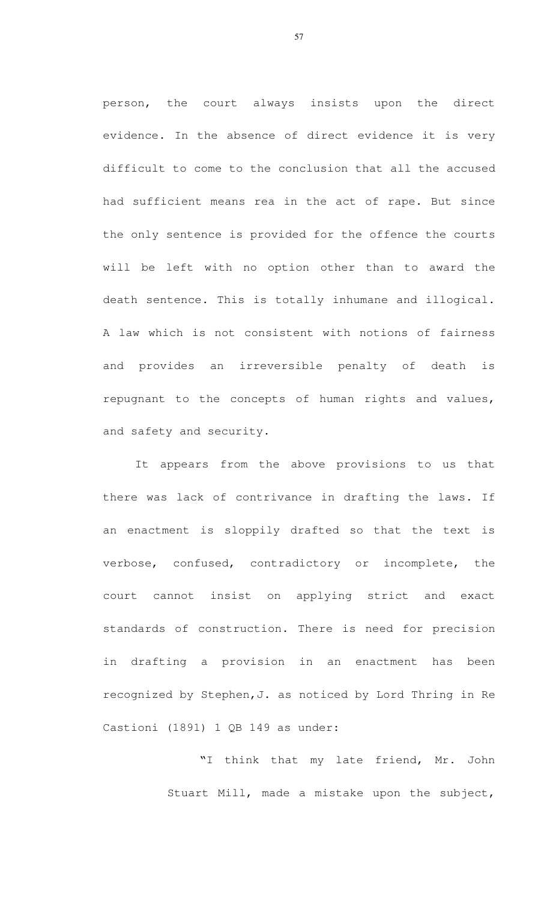person, the court always insists upon the direct evidence. In the absence of direct evidence it is very difficult to come to the conclusion that all the accused had sufficient means rea in the act of rape. But since the only sentence is provided for the offence the courts will be left with no option other than to award the death sentence. This is totally inhumane and illogical. A law which is not consistent with notions of fairness and provides an irreversible penalty of death is repugnant to the concepts of human rights and values, and safety and security.

It appears from the above provisions to us that there was lack of contrivance in drafting the laws. If an enactment is sloppily drafted so that the text is verbose, confused, contradictory or incomplete, the court cannot insist on applying strict and exact standards of construction. There is need for precision in drafting a provision in an enactment has been recognized by Stephen,J. as noticed by Lord Thring in Re Castioni (1891) 1 QB 149 as under:

> "I think that my late friend, Mr. John Stuart Mill, made a mistake upon the subject,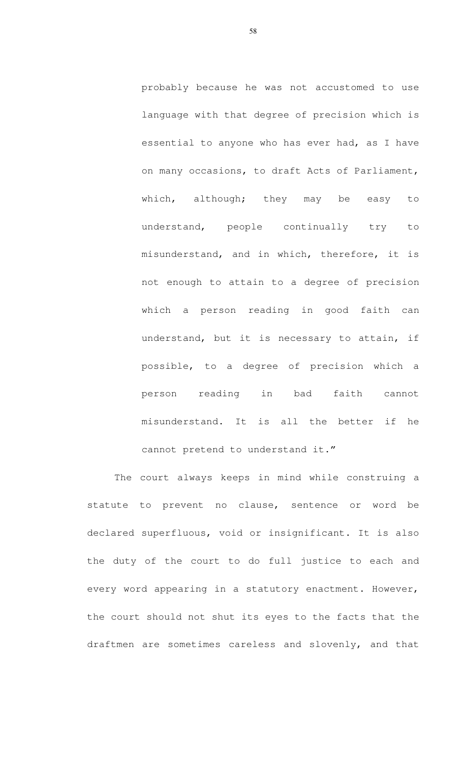> probably because he was not accustomed to use language with that degree of precision which is essential to anyone who has ever had, as I have on many occasions, to draft Acts of Parliament, which, although; they may be easy to understand, people continually try to misunderstand, and in which, therefore, it is not enough to attain to a degree of precision which a person reading in good faith can understand, but it is necessary to attain, if possible, to a degree of precision which a person reading in bad faith cannot misunderstand. It is all the better if he cannot pretend to understand it."

The court always keeps in mind while construing a statute to prevent no clause, sentence or word be declared superfluous, void or insignificant. It is also the duty of the court to do full justice to each and every word appearing in a statutory enactment. However, the court should not shut its eyes to the facts that the draftmen are sometimes careless and slovenly, and that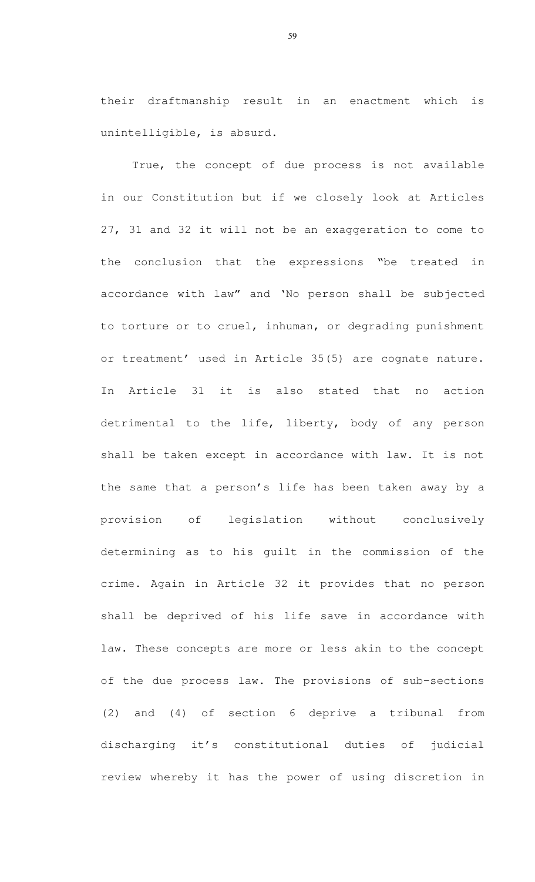their draftmanship result in an enactment which is unintelligible, is absurd.

True, the concept of due process is not available in our Constitution but if we closely look at Articles 27, 31 and 32 it will not be an exaggeration to come to the conclusion that the expressions "be treated in accordance with law" and 'No person shall be subjected to torture or to cruel, inhuman, or degrading punishment or treatment' used in Article 35(5) are cognate nature. In Article 31 it is also stated that no action detrimental to the life, liberty, body of any person shall be taken except in accordance with law. It is not the same that a person's life has been taken away by a provision of legislation without conclusively determining as to his guilt in the commission of the crime. Again in Article 32 it provides that no person shall be deprived of his life save in accordance with law. These concepts are more or less akin to the concept of the due process law. The provisions of sub-sections (2) and (4) of section 6 deprive a tribunal from discharging it's constitutional duties of judicial review whereby it has the power of using discretion in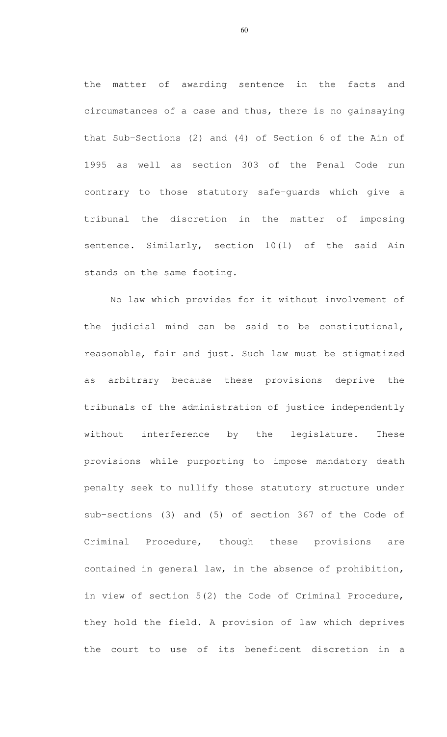the matter of awarding sentence in the facts and circumstances of a case and thus, there is no gainsaying that Sub-Sections (2) and (4) of Section 6 of the Ain of 1995 as well as section 303 of the Penal Code run contrary to those statutory safe-guards which give a tribunal the discretion in the matter of imposing sentence. Similarly, section 10(1) of the said Ain stands on the same footing.

No law which provides for it without involvement of the judicial mind can be said to be constitutional, reasonable, fair and just. Such law must be stigmatized as arbitrary because these provisions deprive the tribunals of the administration of justice independently without interference by the legislature. These provisions while purporting to impose mandatory death penalty seek to nullify those statutory structure under sub-sections (3) and (5) of section 367 of the Code of Criminal Procedure, though these provisions are contained in general law, in the absence of prohibition, in view of section 5(2) the Code of Criminal Procedure, they hold the field. A provision of law which deprives the court to use of its beneficent discretion in a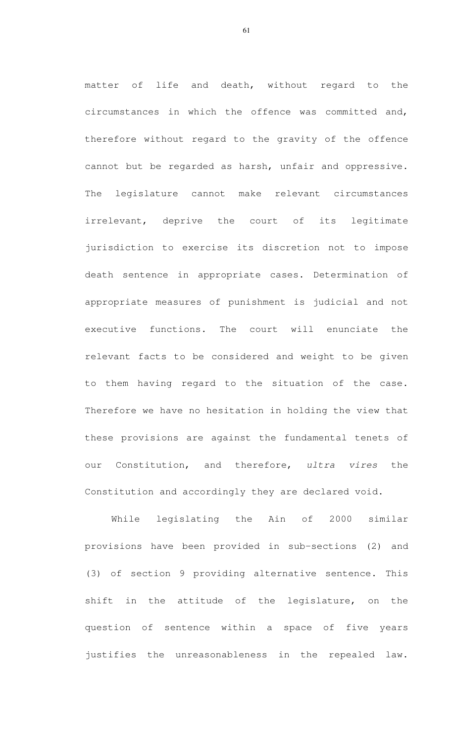matter of life and death, without regard to the circumstances in which the offence was committed and, therefore without regard to the gravity of the offence cannot but be regarded as harsh, unfair and oppressive. The legislature cannot make relevant circumstances irrelevant, deprive the court of its legitimate jurisdiction to exercise its discretion not to impose death sentence in appropriate cases. Determination of appropriate measures of punishment is judicial and not executive functions. The court will enunciate the relevant facts to be considered and weight to be given to them having regard to the situation of the case. Therefore we have no hesitation in holding the view that these provisions are against the fundamental tenets of our Constitution, and therefore, *ultra vires* the Constitution and accordingly they are declared void.

While legislating the Ain of 2000 similar provisions have been provided in sub-sections (2) and (3) of section 9 providing alternative sentence. This shift in the attitude of the legislature, on the question of sentence within a space of five years justifies the unreasonableness in the repealed law.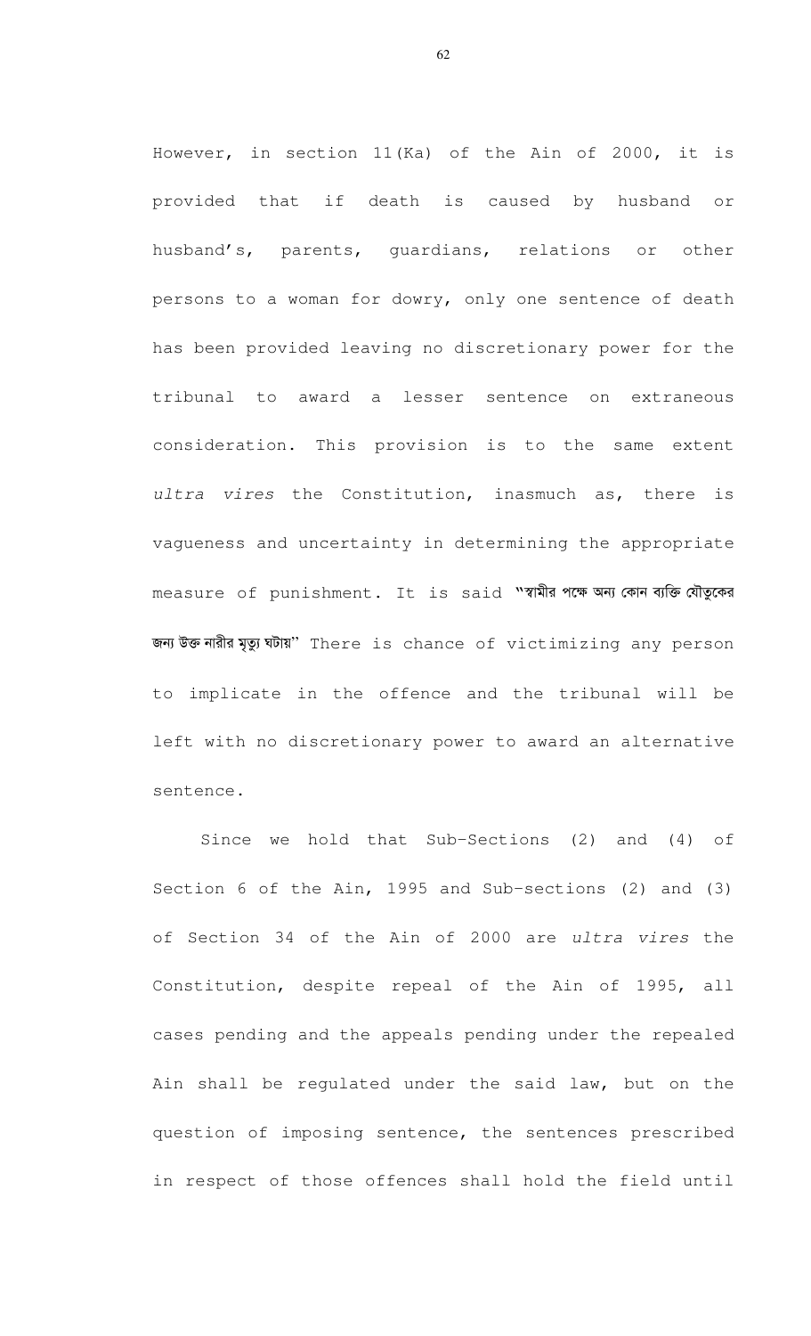However, in section 11(Ka) of the Ain of 2000, it is provided that if death is caused by husband or husband's, parents, guardians, relations or other persons to a woman for dowry, only one sentence of death has been provided leaving no discretionary power for the tribunal to award a lesser sentence on extraneous consideration. This provision is to the same extent *ultra vires* the Constitution, inasmuch as, there is vagueness and uncertainty in determining the appropriate measure of punishment. It is said "স্বামীর পক্ষে অন্য কোন ব্যক্তি যৌতুকের জন্য উক্ত নারীর মৃত্যু ঘটায়" There is chance of victimizing any person to implicate in the offence and the tribunal will be left with no discretionary power to award an alternative sentence.

Since we hold that Sub-Sections (2) and (4) of Section 6 of the Ain, 1995 and Sub-sections (2) and (3) of Section 34 of the Ain of 2000 are *ultra vires* the Constitution, despite repeal of the Ain of 1995, all cases pending and the appeals pending under the repealed Ain shall be regulated under the said law, but on the question of imposing sentence, the sentences prescribed in respect of those offences shall hold the field until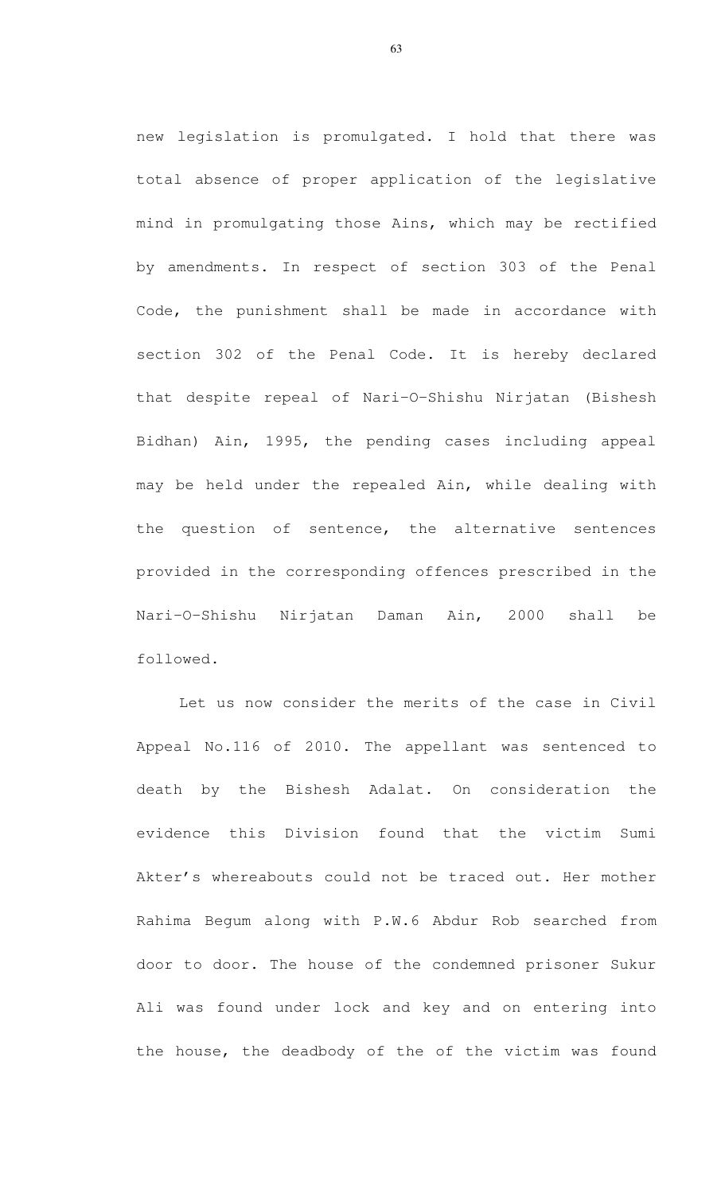new legislation is promulgated. I hold that there was total absence of proper application of the legislative mind in promulgating those Ains, which may be rectified by amendments. In respect of section 303 of the Penal Code, the punishment shall be made in accordance with section 302 of the Penal Code. It is hereby declared that despite repeal of Nari-O-Shishu Nirjatan (Bishesh Bidhan) Ain, 1995, the pending cases including appeal may be held under the repealed Ain, while dealing with the question of sentence, the alternative sentences provided in the corresponding offences prescribed in the Nari-O-Shishu Nirjatan Daman Ain, 2000 shall be followed.

Let us now consider the merits of the case in Civil Appeal No.116 of 2010. The appellant was sentenced to death by the Bishesh Adalat. On consideration the evidence this Division found that the victim Sumi Akter's whereabouts could not be traced out. Her mother Rahima Begum along with P.W.6 Abdur Rob searched from door to door. The house of the condemned prisoner Sukur Ali was found under lock and key and on entering into the house, the deadbody of the of the victim was found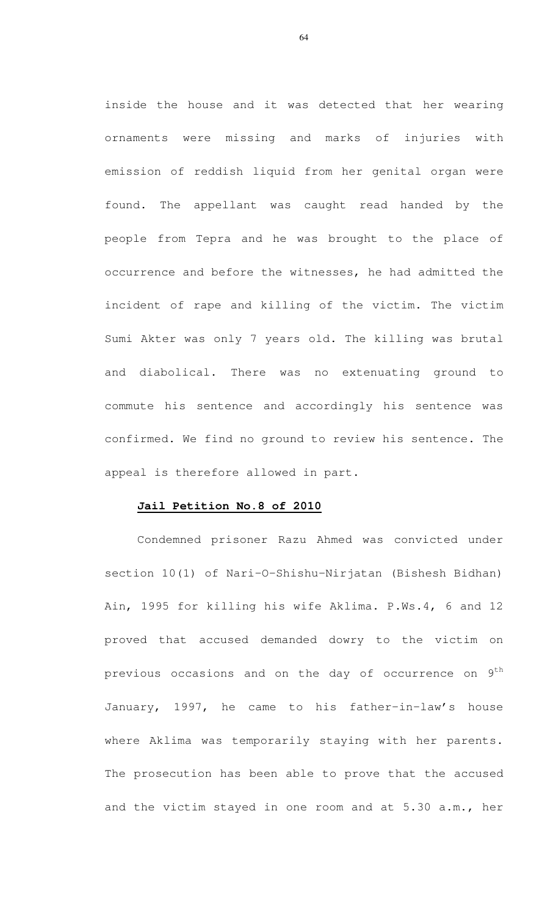inside the house and it was detected that her wearing ornaments were missing and marks of injuries with emission of reddish liquid from her genital organ were found. The appellant was caught read handed by the people from Tepra and he was brought to the place of occurrence and before the witnesses, he had admitted the incident of rape and killing of the victim. The victim Sumi Akter was only 7 years old. The killing was brutal and diabolical. There was no extenuating ground to commute his sentence and accordingly his sentence was confirmed. We find no ground to review his sentence. The appeal is therefore allowed in part.

**Jail Petition No.8 of 2010**

Condemned prisoner Razu Ahmed was convicted under section 10(1) of Nari-O-Shishu-Nirjatan (Bishesh Bidhan) Ain, 1995 for killing his wife Aklima. P.Ws.4, 6 and 12 proved that accused demanded dowry to the victim on previous occasions and on the day of occurrence on 9th January, 1997, he came to his father-in-law's house where Aklima was temporarily staying with her parents. The prosecution has been able to prove that the accused and the victim stayed in one room and at 5.30 a.m., her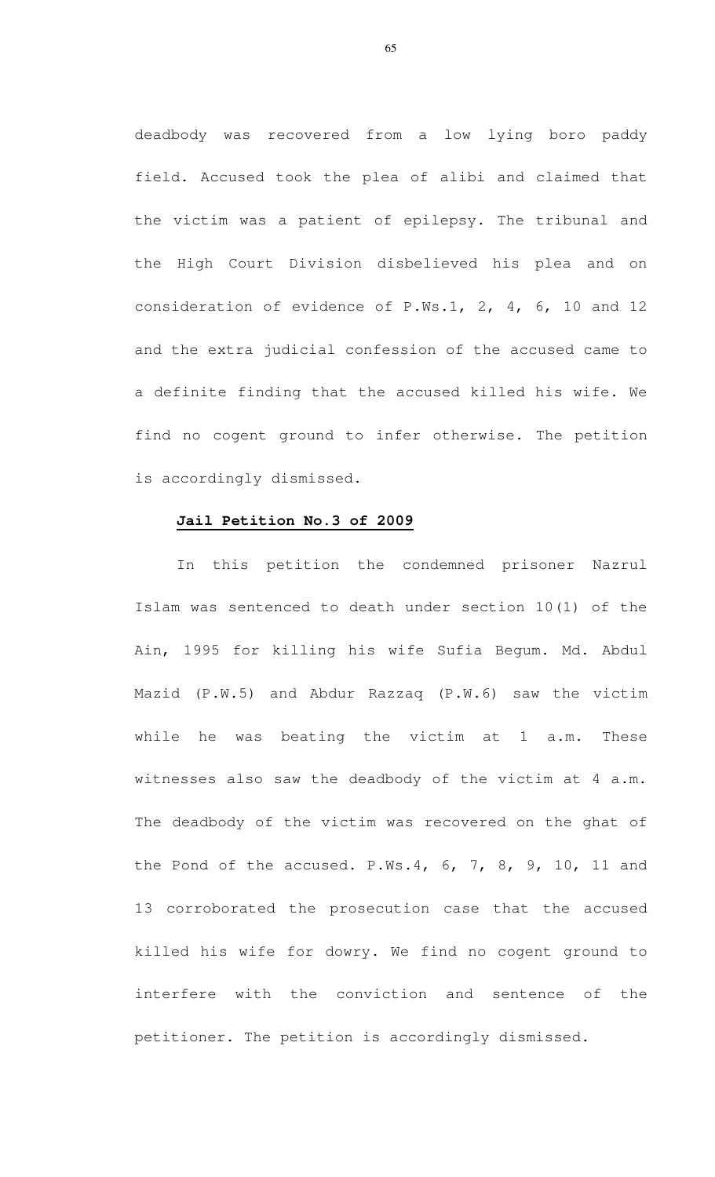deadbody was recovered from a low lying boro paddy field. Accused took the plea of alibi and claimed that the victim was a patient of epilepsy. The tribunal and the High Court Division disbelieved his plea and on consideration of evidence of P.Ws.1, 2, 4, 6, 10 and 12 and the extra judicial confession of the accused came to a definite finding that the accused killed his wife. We find no cogent ground to infer otherwise. The petition is accordingly dismissed.

**Jail Petition No.3 of 2009**

In this petition the condemned prisoner Nazrul Islam was sentenced to death under section 10(1) of the Ain, 1995 for killing his wife Sufia Begum. Md. Abdul Mazid (P.W.5) and Abdur Razzaq (P.W.6) saw the victim while he was beating the victim at 1 a.m. These witnesses also saw the deadbody of the victim at 4 a.m. The deadbody of the victim was recovered on the ghat of the Pond of the accused. P.Ws.4, 6, 7, 8, 9, 10, 11 and 13 corroborated the prosecution case that the accused killed his wife for dowry. We find no cogent ground to interfere with the conviction and sentence of the petitioner. The petition is accordingly dismissed.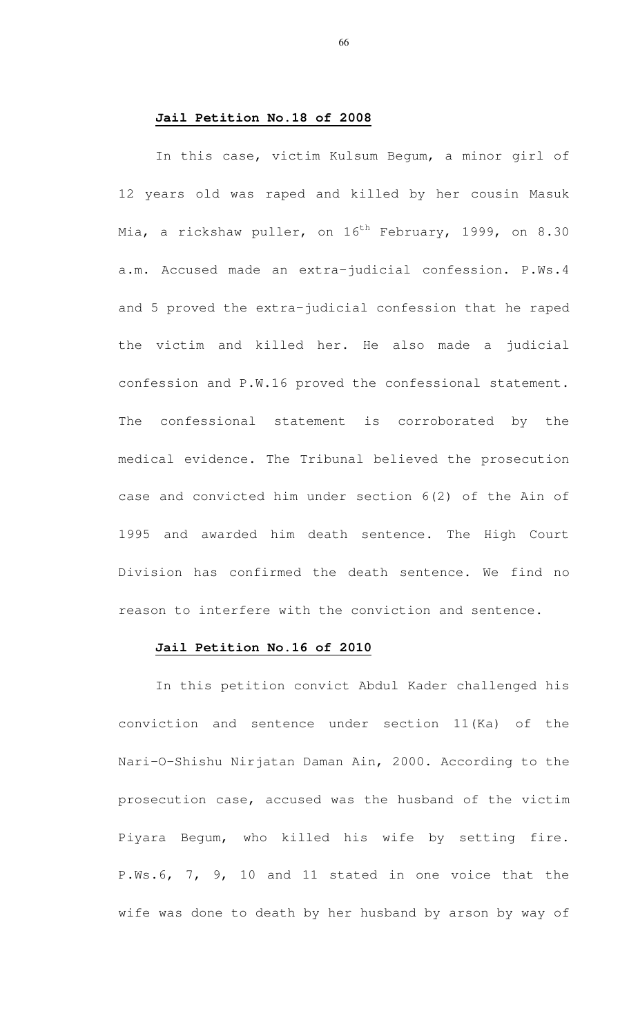**Jail Petition No.18 of 2008**

In this case, victim Kulsum Begum, a minor girl of 12 years old was raped and killed by her cousin Masuk Mia, a rickshaw puller, on 16th February, 1999, on 8.30 a.m. Accused made an extra-judicial confession. P.Ws.4 and 5 proved the extra-judicial confession that he raped the victim and killed her. He also made a judicial confession and P.W.16 proved the confessional statement. The confessional statement is corroborated by the medical evidence. The Tribunal believed the prosecution case and convicted him under section 6(2) of the Ain of 1995 and awarded him death sentence. The High Court Division has confirmed the death sentence. We find no reason to interfere with the conviction and sentence.

**Jail Petition No.16 of 2010**

In this petition convict Abdul Kader challenged his conviction and sentence under section 11(Ka) of the Nari-O-Shishu Nirjatan Daman Ain, 2000. According to the prosecution case, accused was the husband of the victim Piyara Begum, who killed his wife by setting fire. P.Ws.6, 7, 9, 10 and 11 stated in one voice that the wife was done to death by her husband by arson by way of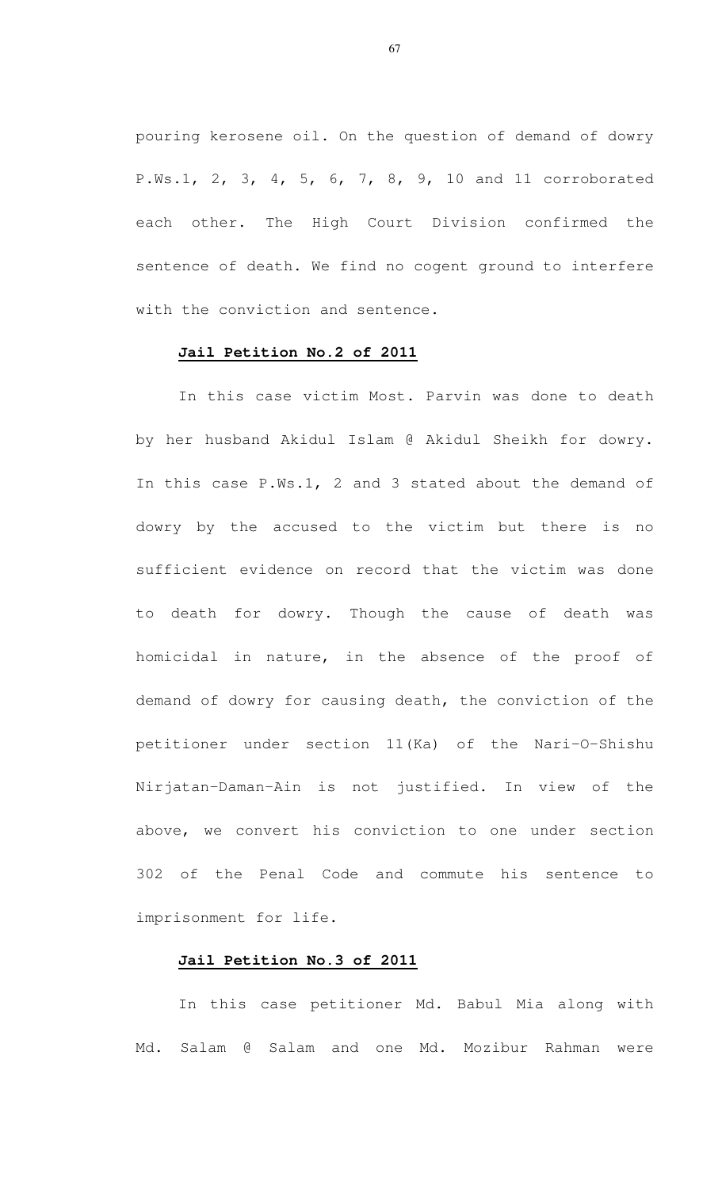pouring kerosene oil. On the question of demand of dowry P.Ws.1, 2, 3, 4, 5, 6, 7, 8, 9, 10 and 11 corroborated each other. The High Court Division confirmed the sentence of death. We find no cogent ground to interfere with the conviction and sentence.

**Jail Petition No.2 of 2011**

In this case victim Most. Parvin was done to death by her husband Akidul Islam @ Akidul Sheikh for dowry. In this case P.Ws.1, 2 and 3 stated about the demand of dowry by the accused to the victim but there is no sufficient evidence on record that the victim was done to death for dowry. Though the cause of death was homicidal in nature, in the absence of the proof of demand of dowry for causing death, the conviction of the petitioner under section 11(Ka) of the Nari-O-Shishu Nirjatan-Daman-Ain is not justified. In view of the above, we convert his conviction to one under section 302 of the Penal Code and commute his sentence to imprisonment for life.

**Jail Petition No.3 of 2011**

In this case petitioner Md. Babul Mia along with Md. Salam @ Salam and one Md. Mozibur Rahman were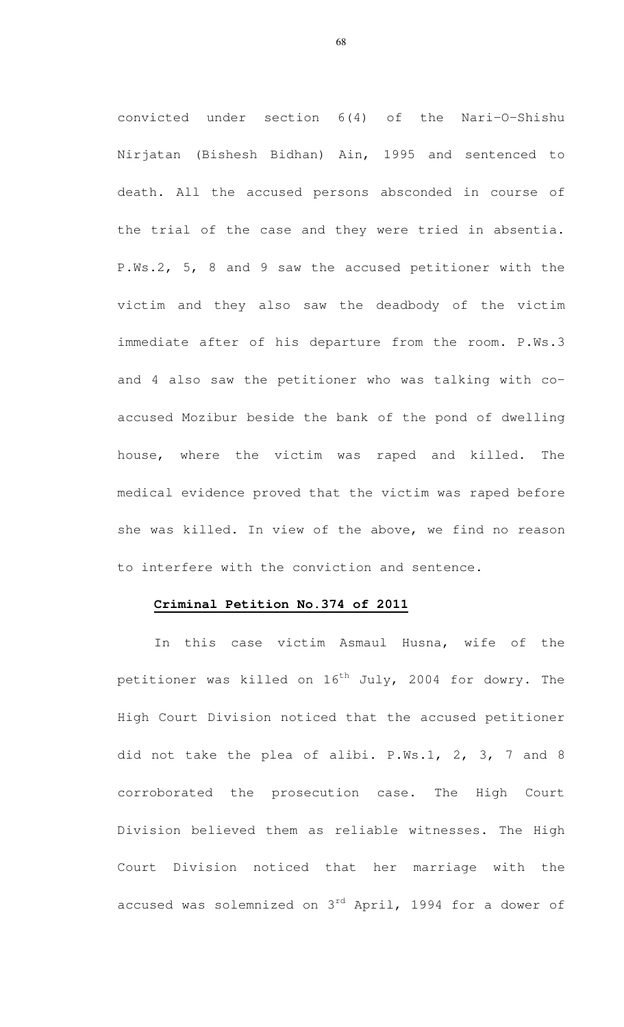convicted under section 6(4) of the Nari-O-Shishu Nirjatan (Bishesh Bidhan) Ain, 1995 and sentenced to death. All the accused persons absconded in course of the trial of the case and they were tried in absentia. P.Ws.2, 5, 8 and 9 saw the accused petitioner with the victim and they also saw the deadbody of the victim immediate after of his departure from the room. P.Ws.3 and 4 also saw the petitioner who was talking with co-accused Mozibur beside the bank of the pond of dwelling house, where the victim was raped and killed. The medical evidence proved that the victim was raped before she was killed. In view of the above, we find no reason to interfere with the conviction and sentence.

**Criminal Petition No.374 of 2011**

In this case victim Asmaul Husna, wife of the petitioner was killed on 16th July, 2004 for dowry. The High Court Division noticed that the accused petitioner did not take the plea of alibi. P.Ws.1, 2, 3, 7 and 8 corroborated the prosecution case. The High Court Division believed them as reliable witnesses. The High Court Division noticed that her marriage with the accused was solemnized on 3rd April, 1994 for a dower of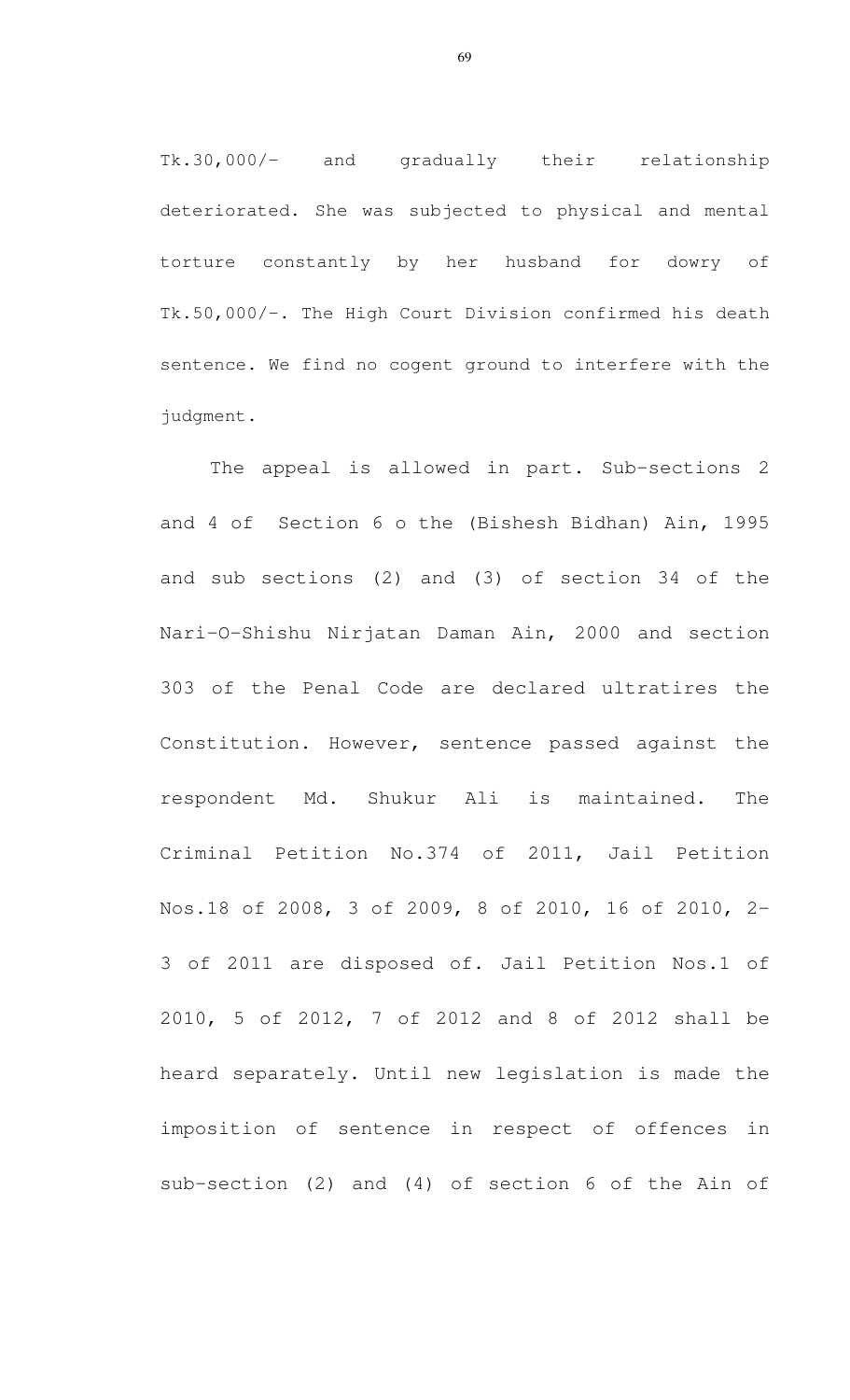Tk.30,000/- and gradually their relationship deteriorated. She was subjected to physical and mental torture constantly by her husband for dowry of Tk.50,000/-. The High Court Division confirmed his death sentence. We find no cogent ground to interfere with the judgment.

The appeal is allowed in part. Sub-sections 2 and 4 of Section 6 o the (Bishesh Bidhan) Ain, 1995 and sub sections (2) and (3) of section 34 of the Nari-O-Shishu Nirjatan Daman Ain, 2000 and section 303 of the Penal Code are declared ultratires the Constitution. However, sentence passed against the respondent Md. Shukur Ali is maintained. The Criminal Petition No.374 of 2011, Jail Petition Nos.18 of 2008, 3 of 2009, 8 of 2010, 16 of 2010, 2-3 of 2011 are disposed of. Jail Petition Nos.1 of 2010, 5 of 2012, 7 of 2012 and 8 of 2012 shall be heard separately. Until new legislation is made the imposition of sentence in respect of offences in sub-section (2) and (4) of section 6 of the Ain of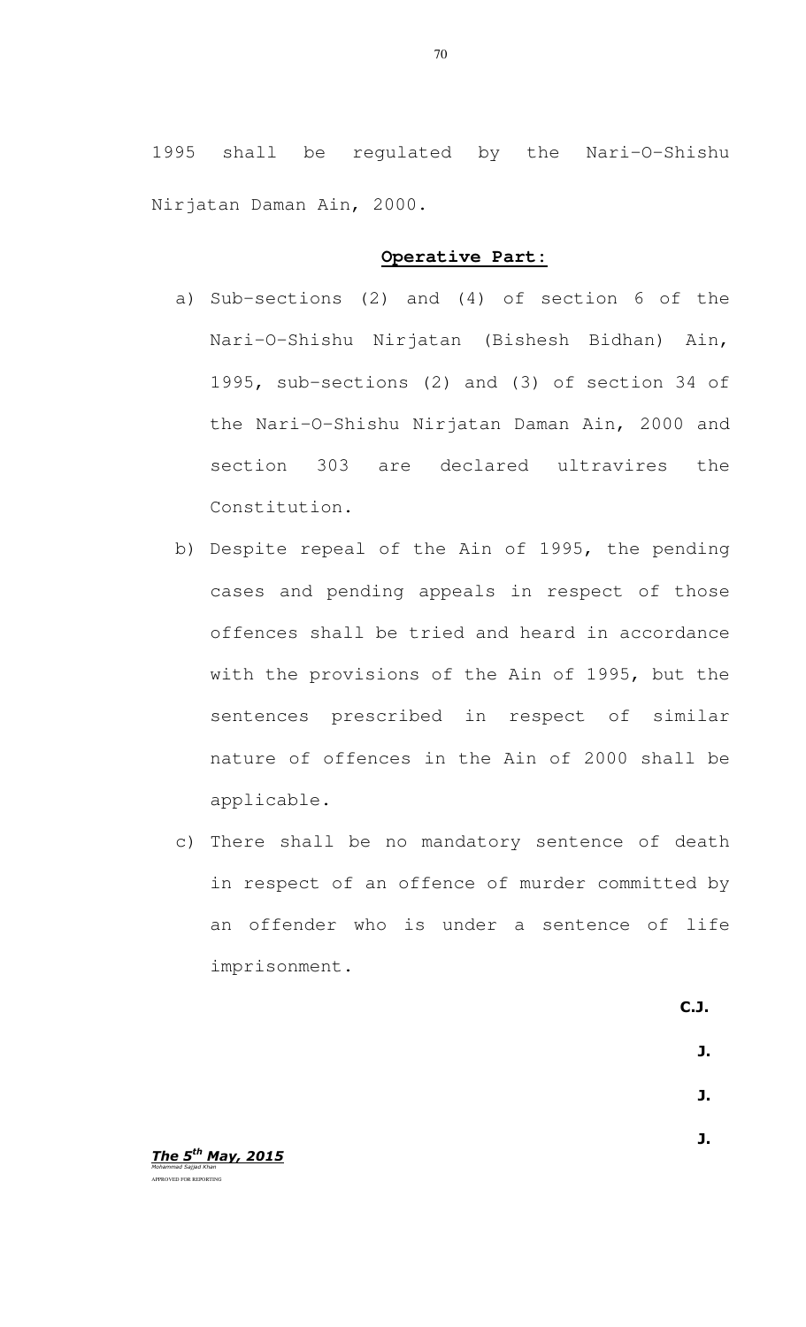1995 shall be regulated by the Nari-O-Shishu Nirjatan Daman Ain, 2000.

**Operative Part:**

a) Sub-sections (2) and (4) of section 6 of the Nari-O-Shishu Nirjatan (Bishesh Bidhan) Ain, 1995, sub-sections (2) and (3) of section 34 of the Nari-O-Shishu Nirjatan Daman Ain, 2000 and section 303 are declared ultravires the Constitution.

b) Despite repeal of the Ain of 1995, the pending cases and pending appeals in respect of those offences shall be tried and heard in accordance with the provisions of the Ain of 1995, but the sentences prescribed in respect of similar nature of offences in the Ain of 2000 shall be applicable.

c) There shall be no mandatory sentence of death in respect of an offence of murder committed by an offender who is under a sentence of life imprisonment.

**C.J.**

**J.**

**J.**

**J.**

***The 5th May, 2015***

*Mohammad Sajjad Khan*

APPROVED FOR REPORTING